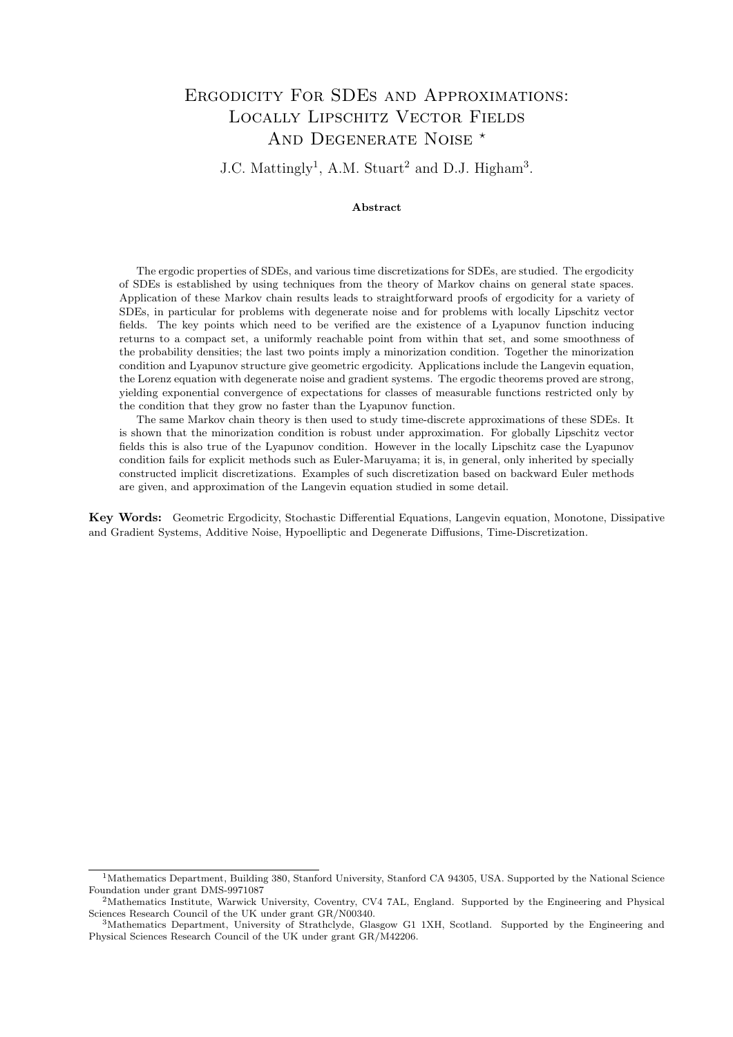# Ergodicity For SDEs and Approximations: Locally Lipschitz Vector Fields And Degenerate Noise ⋆

J.C. Mattingly[1], A.M. Stuart[2] and D.J. Higham[3].

**Abstract**

The ergodic properties of SDEs, and various time discretizations for SDEs, are studied. The ergodicity of SDEs is established by using techniques from the theory of Markov chains on general state spaces. Application of these Markov chain results leads to straightforward proofs of ergodicity for a variety of SDEs, in particular for problems with degenerate noise and for problems with locally Lipschitz vector fields. The key points which need to be verified are the existence of a Lyapunov function inducing returns to a compact set, a uniformly reachable point from within that set, and some smoothness of the probability densities; the last two points imply a minorization condition. Together the minorization condition and Lyapunov structure give geometric ergodicity. Applications include the Langevin equation, the Lorenz equation with degenerate noise and gradient systems. The ergodic theorems proved are strong, yielding exponential convergence of expectations for classes of measurable functions restricted only by the condition that they grow no faster than the Lyapunov function.

The same Markov chain theory is then used to study time-discrete approximations of these SDEs. It is shown that the minorization condition is robust under approximation. For globally Lipschitz vector fields this is also true of the Lyapunov condition. However in the locally Lipschitz case the Lyapunov condition fails for explicit methods such as Euler-Maruyama; it is, in general, only inherited by specially constructed implicit discretizations. Examples of such discretization based on backward Euler methods are given, and approximation of the Langevin equation studied in some detail.

**Key Words:** Geometric Ergodicity, Stochastic Differential Equations, Langevin equation, Monotone, Dissipative and Gradient Systems, Additive Noise, Hypoelliptic and Degenerate Diffusions, Time-Discretization.

---

[1] Mathematics Department, Building 380, Stanford University, Stanford CA 94305, USA. Supported by the National Science Foundation under grant DMS-9971087

[2] Mathematics Institute, Warwick University, Coventry, CV4 7AL, England. Supported by the Engineering and Physical Sciences Research Council of the UK under grant GR/N00340.

[3] Mathematics Department, University of Strathclyde, Glasgow G1 1XH, Scotland. Supported by the Engineering and Physical Sciences Research Council of the UK under grant GR/M42206.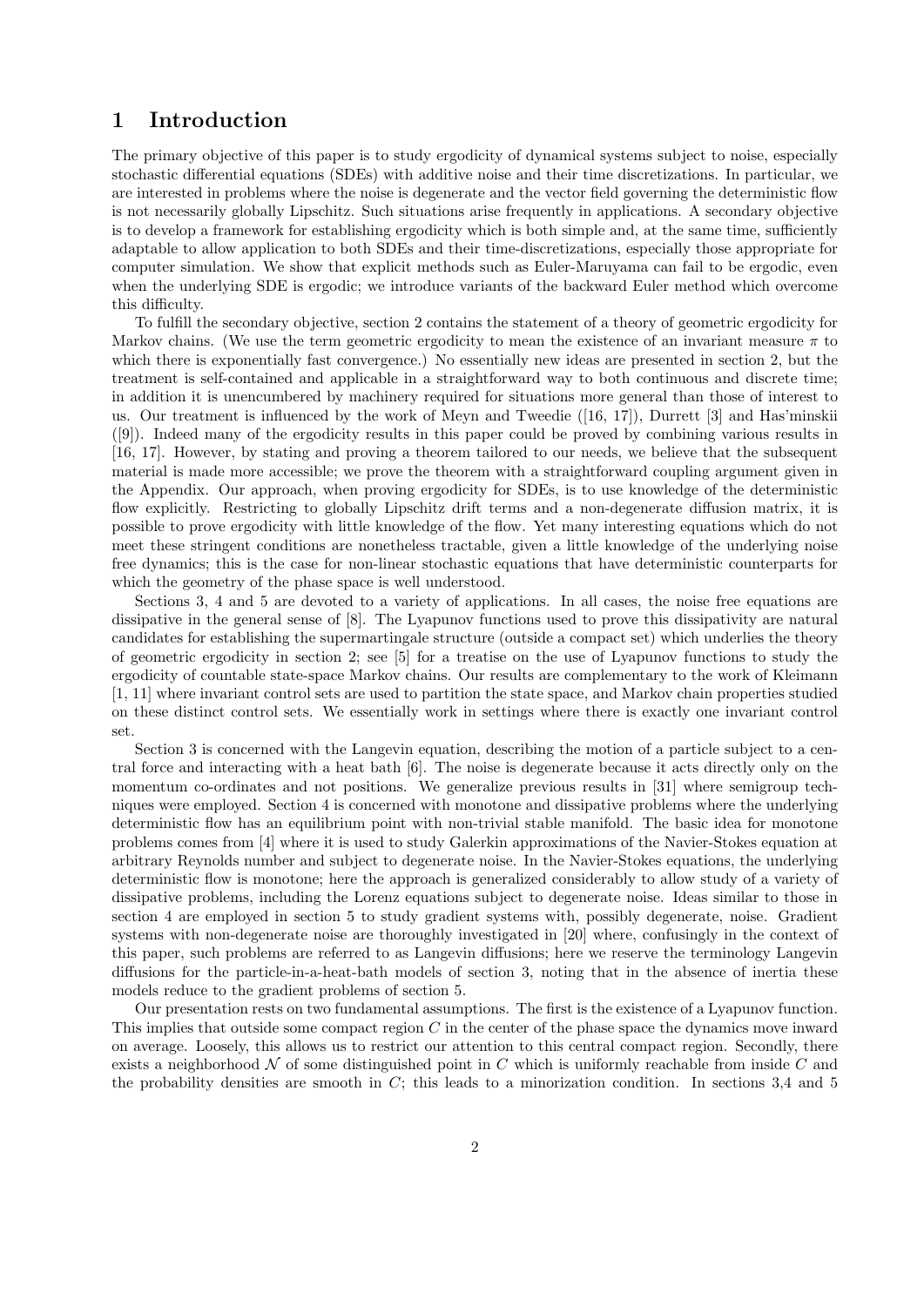# 1 Introduction

The primary objective of this paper is to study ergodicity of dynamical systems subject to noise, especially stochastic differential equations (SDEs) with additive noise and their time discretizations. In particular, we are interested in problems where the noise is degenerate and the vector field governing the deterministic flow is not necessarily globally Lipschitz. Such situations arise frequently in applications. A secondary objective is to develop a framework for establishing ergodicity which is both simple and, at the same time, sufficiently adaptable to allow application to both SDEs and their time-discretizations, especially those appropriate for computer simulation. We show that explicit methods such as Euler-Maruyama can fail to be ergodic, even when the underlying SDE is ergodic; we introduce variants of the backward Euler method which overcome this difficulty.

To fulfill the secondary objective, section 2 contains the statement of a theory of geometric ergodicity for Markov chains. (We use the term geometric ergodicity to mean the existence of an invariant measure $\pi$ to which there is exponentially fast convergence.) No essentially new ideas are presented in section 2, but the treatment is self-contained and applicable in a straightforward way to both continuous and discrete time; in addition it is unencumbered by machinery required for situations more general than those of interest to us. Our treatment is influenced by the work of Meyn and Tweedie ([16, 17]), Durrett [3] and Has'minskii ([9]). Indeed many of the ergodicity results in this paper could be proved by combining various results in [16, 17]. However, by stating and proving a theorem tailored to our needs, we believe that the subsequent material is made more accessible; we prove the theorem with a straightforward coupling argument given in the Appendix. Our approach, when proving ergodicity for SDEs, is to use knowledge of the deterministic flow explicitly. Restricting to globally Lipschitz drift terms and a non-degenerate diffusion matrix, it is possible to prove ergodicity with little knowledge of the flow. Yet many interesting equations which do not meet these stringent conditions are nonetheless tractable, given a little knowledge of the underlying noise free dynamics; this is the case for non-linear stochastic equations that have deterministic counterparts for which the geometry of the phase space is well understood.

Sections 3, 4 and 5 are devoted to a variety of applications. In all cases, the noise free equations are dissipative in the general sense of [8]. The Lyapunov functions used to prove this dissipativity are natural candidates for establishing the supermartingale structure (outside a compact set) which underlies the theory of geometric ergodicity in section 2; see [5] for a treatise on the use of Lyapunov functions to study the ergodicity of countable state-space Markov chains. Our results are complementary to the work of Kleimann [1, 11] where invariant control sets are used to partition the state space, and Markov chain properties studied on these distinct control sets. We essentially work in settings where there is exactly one invariant control set.

Section 3 is concerned with the Langevin equation, describing the motion of a particle subject to a central force and interacting with a heat bath [6]. The noise is degenerate because it acts directly only on the momentum co-ordinates and not positions. We generalize previous results in [31] where semigroup techniques were employed. Section 4 is concerned with monotone and dissipative problems where the underlying deterministic flow has an equilibrium point with non-trivial stable manifold. The basic idea for monotone problems comes from [4] where it is used to study Galerkin approximations of the Navier-Stokes equation at arbitrary Reynolds number and subject to degenerate noise. In the Navier-Stokes equations, the underlying deterministic flow is monotone; here the approach is generalized considerably to allow study of a variety of dissipative problems, including the Lorenz equations subject to degenerate noise. Ideas similar to those in section 4 are employed in section 5 to study gradient systems with, possibly degenerate, noise. Gradient systems with non-degenerate noise are thoroughly investigated in [20] where, confusingly in the context of this paper, such problems are referred to as Langevin diffusions; here we reserve the terminology Langevin diffusions for the particle-in-a-heat-bath models of section 3, noting that in the absence of inertia these models reduce to the gradient problems of section 5.

Our presentation rests on two fundamental assumptions. The first is the existence of a Lyapunov function. This implies that outside some compact region $C$ in the center of the phase space the dynamics move inward on average. Loosely, this allows us to restrict our attention to this central compact region. Secondly, there exists a neighborhood $\mathcal{N}$ of some distinguished point in $C$ which is uniformly reachable from inside $C$ and the probability densities are smooth in $C$; this leads to a minorization condition. In sections 3,4 and 5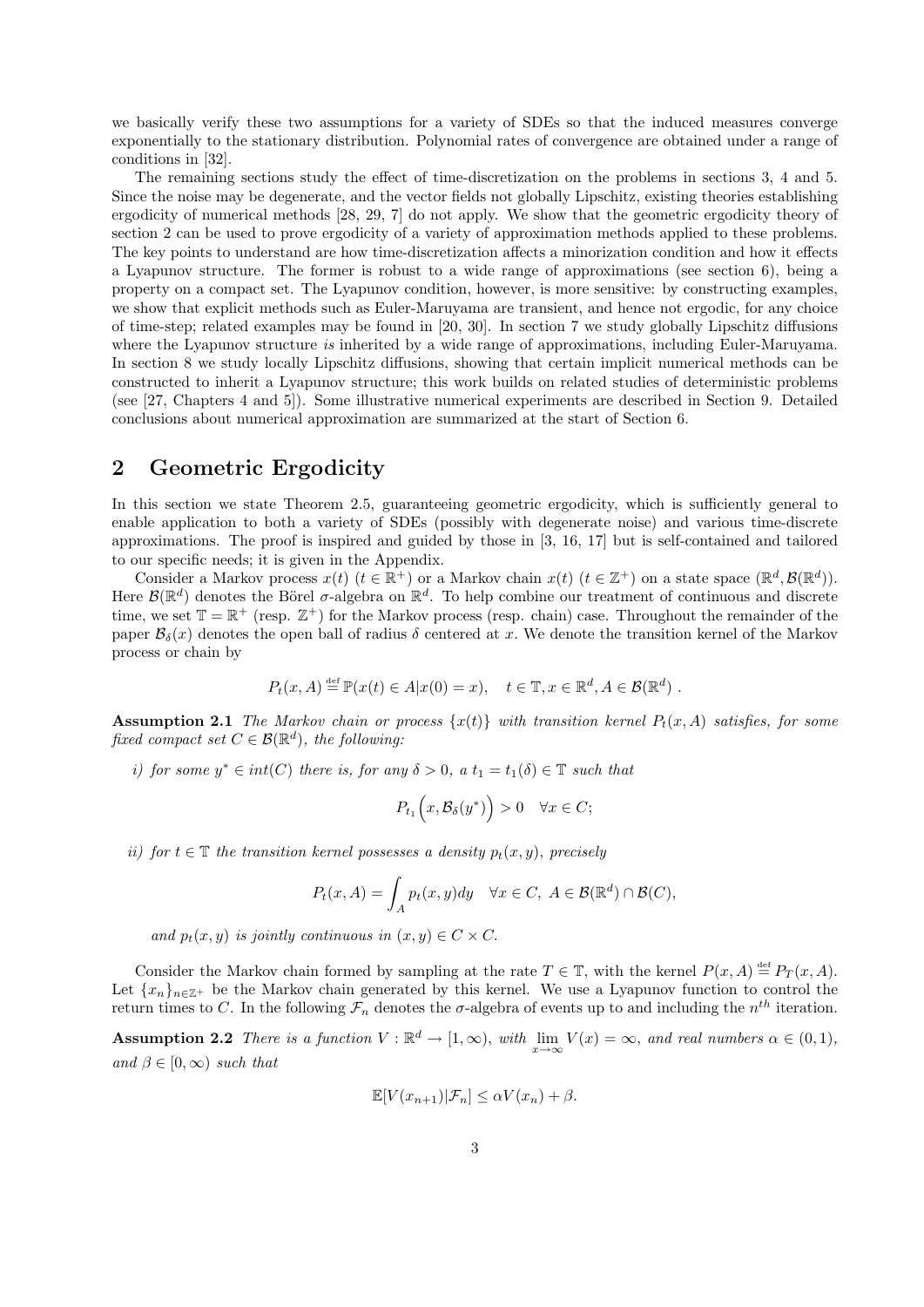we basically verify these two assumptions for a variety of SDEs so that the induced measures converge exponentially to the stationary distribution. Polynomial rates of convergence are obtained under a range of conditions in [32].

The remaining sections study the effect of time-discretization on the problems in sections 3, 4 and 5. Since the noise may be degenerate, and the vector fields not globally Lipschitz, existing theories establishing ergodicity of numerical methods [28, 29, 7] do not apply. We show that the geometric ergodicity theory of section 2 can be used to prove ergodicity of a variety of approximation methods applied to these problems. The key points to understand are how time-discretization affects a minorization condition and how it effects a Lyapunov structure. The former is robust to a wide range of approximations (see section 6), being a property on a compact set. The Lyapunov condition, however, is more sensitive: by constructing examples, we show that explicit methods such as Euler-Maruyama are transient, and hence not ergodic, for any choice of time-step; related examples may be found in [20, 30]. In section 7 we study globally Lipschitz diffusions where the Lyapunov structure *is* inherited by a wide range of approximations, including Euler-Maruyama. In section 8 we study locally Lipschitz diffusions, showing that certain implicit numerical methods can be constructed to inherit a Lyapunov structure; this work builds on related studies of deterministic problems (see [27, Chapters 4 and 5]). Some illustrative numerical experiments are described in Section 9. Detailed conclusions about numerical approximation are summarized at the start of Section 6.

## 2 Geometric Ergodicity

In this section we state Theorem 2.5, guaranteeing geometric ergodicity, which is sufficiently general to enable application to both a variety of SDEs (possibly with degenerate noise) and various time-discrete approximations. The proof is inspired and guided by those in [3, 16, 17] but is self-contained and tailored to our specific needs; it is given in the Appendix.

Consider a Markov process $x(t)$ ($t \in \mathbb{R}^+$) or a Markov chain $x(t)$ ($t \in \mathbb{Z}^+$) on a state space $(\mathbb{R}^d, \mathcal{B}(\mathbb{R}^d))$. Here $\mathcal{B}(\mathbb{R}^d)$ denotes the Börel $\sigma$-algebra on $\mathbb{R}^d$. To help combine our treatment of continuous and discrete time, we set $\mathbb{T} = \mathbb{R}^+$ (resp. $\mathbb{Z}^+$) for the Markov process (resp. chain) case. Throughout the remainder of the paper $\mathcal{B}_\delta(x)$ denotes the open ball of radius $\delta$ centered at $x$. We denote the transition kernel of the Markov process or chain by

$$P_t(x, A) \stackrel{\text{def}}{=} \mathbb{P}(x(t) \in A | x(0) = x), \quad t \in \mathbb{T}, x \in \mathbb{R}^d, A \in \mathcal{B}(\mathbb{R}^d)\ .$$

**Assumption 2.1** *The Markov chain or process $\{x(t)\}$ with transition kernel $P_t(x, A)$ satisfies, for some fixed compact set $C \in \mathcal{B}(\mathbb{R}^d)$, the following:*

*i) for some $y^* \in int(C)$ there is, for any $\delta > 0$, a $t_1 = t_1(\delta) \in \mathbb{T}$ such that*

$$P_{t_1}\Big(x, \mathcal{B}_\delta(y^*)\Big) > 0 \quad \forall x \in C;$$

*ii) for $t \in \mathbb{T}$ the transition kernel possesses a density $p_t(x, y)$, precisely*

$$P_t(x, A) = \int_A p_t(x, y) dy \quad \forall x \in C,\ A \in \mathcal{B}(\mathbb{R}^d) \cap \mathcal{B}(C),$$

*and $p_t(x, y)$ is jointly continuous in $(x, y) \in C \times C$.*

Consider the Markov chain formed by sampling at the rate $T \in \mathbb{T}$, with the kernel $P(x, A) \stackrel{\text{def}}{=} P_T(x, A)$. Let $\{x_n\}_{n \in \mathbb{Z}^+}$ be the Markov chain generated by this kernel. We use a Lyapunov function to control the return times to $C$. In the following $\mathcal{F}_n$ denotes the $\sigma$-algebra of events up to and including the $n^{th}$ iteration.

**Assumption 2.2** *There is a function $V : \mathbb{R}^d \to [1, \infty)$, with $\lim_{x \to \infty} V(x) = \infty$, and real numbers $\alpha \in (0, 1)$, and $\beta \in [0, \infty)$ such that*

$$\mathbb{E}[V(x_{n+1}) | \mathcal{F}_n] \leq \alpha V(x_n) + \beta.$$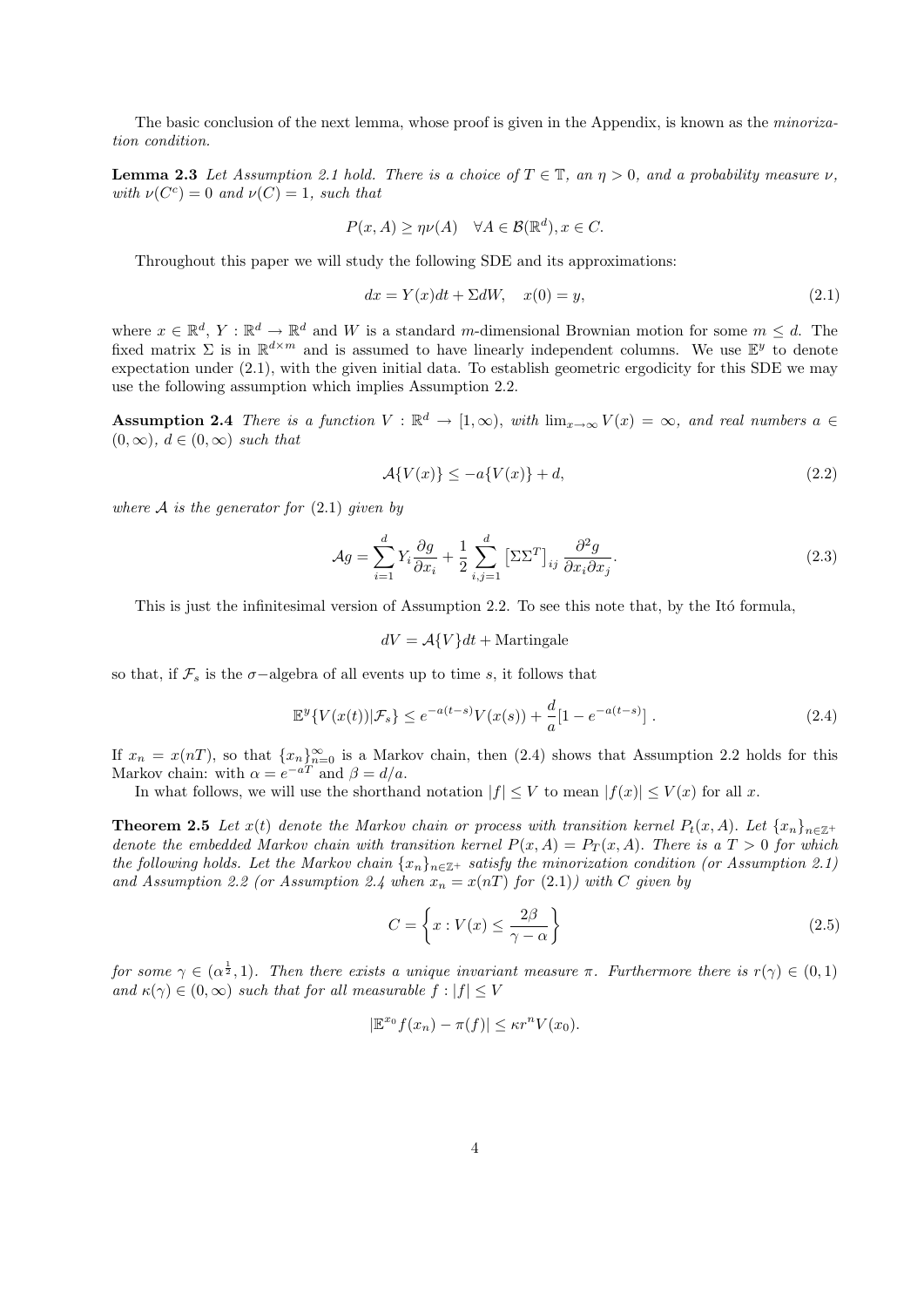The basic conclusion of the next lemma, whose proof is given in the Appendix, is known as the *minorization condition.*

**Lemma 2.3** *Let Assumption 2.1 hold. There is a choice of $T \in \mathbb{T}$, an $\eta > 0$, and a probability measure $\nu$, with $\nu(C^c) = 0$ and $\nu(C) = 1$, such that*

$$P(x, A) \geq \eta \nu(A) \quad \forall A \in \mathcal{B}(\mathbb{R}^d), x \in C.$$

Throughout this paper we will study the following SDE and its approximations:

$$dx = Y(x)dt + \Sigma dW, \quad x(0) = y, \tag{2.1}$$

where $x \in \mathbb{R}^d$, $Y : \mathbb{R}^d \to \mathbb{R}^d$ and $W$ is a standard $m$-dimensional Brownian motion for some $m \leq d$. The fixed matrix $\Sigma$ is in $\mathbb{R}^{d\times m}$ and is assumed to have linearly independent columns. We use $\mathbb{E}^y$ to denote expectation under (2.1), with the given initial data. To establish geometric ergodicity for this SDE we may use the following assumption which implies Assumption 2.2.

**Assumption 2.4** *There is a function $V : \mathbb{R}^d \to [1, \infty)$, with $\lim_{x\to\infty} V(x) = \infty$, and real numbers $a \in (0, \infty)$, $d \in (0, \infty)$ such that*

$$\mathcal{A}\{V(x)\} \leq -a\{V(x)\} + d, \tag{2.2}$$

*where $\mathcal{A}$ is the generator for (2.1) given by*

$$\mathcal{A}g = \sum_{i=1}^{d} Y_i \frac{\partial g}{\partial x_i} + \frac{1}{2}\sum_{i,j=1}^{d} \left[\Sigma\Sigma^T\right]_{ij} \frac{\partial^2 g}{\partial x_i \partial x_j}. \tag{2.3}$$

This is just the infinitesimal version of Assumption 2.2. To see this note that, by the Itó formula,

$$dV = \mathcal{A}\{V\}dt + \text{Martingale}$$

so that, if $\mathcal{F}_s$ is the $\sigma-$algebra of all events up to time $s$, it follows that

$$\mathbb{E}^y\{V(x(t))|\mathcal{F}_s\} \leq e^{-a(t-s)}V(x(s)) + \frac{d}{a}[1 - e^{-a(t-s)}] \,. \tag{2.4}$$

If $x_n = x(nT)$, so that $\{x_n\}_{n=0}^{\infty}$ is a Markov chain, then (2.4) shows that Assumption 2.2 holds for this Markov chain: with $\alpha = e^{-aT}$ and $\beta = d/a$.

In what follows, we will use the shorthand notation $|f| \leq V$ to mean $|f(x)| \leq V(x)$ for all $x$.

**Theorem 2.5** *Let $x(t)$ denote the Markov chain or process with transition kernel $P_t(x, A)$. Let $\{x_n\}_{n\in\mathbb{Z}^+}$ denote the embedded Markov chain with transition kernel $P(x, A) = P_T(x, A)$. There is a $T > 0$ for which the following holds. Let the Markov chain $\{x_n\}_{n\in\mathbb{Z}^+}$ satisfy the minorization condition (or Assumption 2.1) and Assumption 2.2 (or Assumption 2.4 when $x_n = x(nT)$ for (2.1)) with $C$ given by*

$$C = \left\{x : V(x) \leq \frac{2\beta}{\gamma - \alpha}\right\} \tag{2.5}$$

*for some $\gamma \in (\alpha^{\frac{1}{2}}, 1)$. Then there exists a unique invariant measure $\pi$. Furthermore there is $r(\gamma) \in (0, 1)$ and $\kappa(\gamma) \in (0, \infty)$ such that for all measurable $f : |f| \leq V$*

$$|\mathbb{E}^{x_0} f(x_n) - \pi(f)| \leq \kappa r^n V(x_0).$$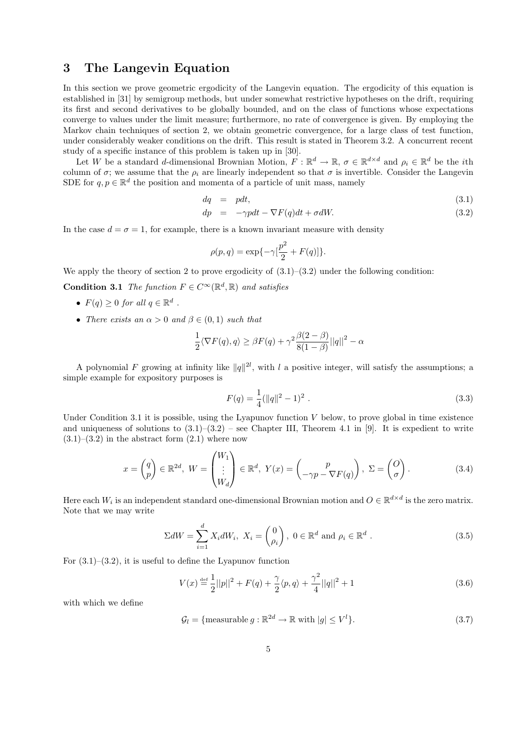## 3 The Langevin Equation

In this section we prove geometric ergodicity of the Langevin equation. The ergodicity of this equation is established in [31] by semigroup methods, but under somewhat restrictive hypotheses on the drift, requiring its first and second derivatives to be globally bounded, and on the class of functions whose expectations converge to values under the limit measure; furthermore, no rate of convergence is given. By employing the Markov chain techniques of section 2, we obtain geometric convergence, for a large class of test function, under considerably weaker conditions on the drift. This result is stated in Theorem 3.2. A concurrent recent study of a specific instance of this problem is taken up in [30].

Let $W$ be a standard $d$-dimensional Brownian Motion, $F : \mathbb{R}^d \to \mathbb{R}$, $\sigma \in \mathbb{R}^{d\times d}$ and $\rho_i \in \mathbb{R}^d$ be the $i$th column of $\sigma$; we assume that the $\rho_i$ are linearly independent so that $\sigma$ is invertible. Consider the Langevin SDE for $q, p \in \mathbb{R}^d$ the position and momenta of a particle of unit mass, namely

$$
\begin{aligned}
dq &= pdt, & (3.1)\\
dp &= -\gamma pdt - \nabla F(q)dt + \sigma dW. & (3.2)
\end{aligned}
$$

In the case $d = \sigma = 1$, for example, there is a known invariant measure with density

$$
\rho(p,q) = \exp\{-\gamma[\frac{p^2}{2} + F(q)]\}.
$$

We apply the theory of section 2 to prove ergodicity of (3.1)–(3.2) under the following condition:

**Condition 3.1** *The function $F \in C^\infty(\mathbb{R}^d, \mathbb{R})$ and satisfies*

- *$F(q) \geq 0$ for all $q \in \mathbb{R}^d$ .*
- *There exists an $\alpha > 0$ and $\beta \in (0,1)$ such that*

$$
\frac{1}{2}\langle \nabla F(q), q\rangle \geq \beta F(q) + \gamma^2 \frac{\beta(2-\beta)}{8(1-\beta)}||q||^2 - \alpha
$$

A polynomial $F$ growing at infinity like $\|q\|^{2l}$, with $l$ a positive integer, will satisfy the assumptions; a simple example for expository purposes is

$$
F(q) = \frac{1}{4}(\|q\|^2 - 1)^2 \ . \tag{3.3}
$$

Under Condition 3.1 it is possible, using the Lyapunov function $V$ below, to prove global in time existence and uniqueness of solutions to (3.1)–(3.2) – see Chapter III, Theorem 4.1 in [9]. It is expedient to write (3.1)–(3.2) in the abstract form (2.1) where now

$$
x = \begin{pmatrix} q \\ p \end{pmatrix} \in \mathbb{R}^{2d},\ W = \begin{pmatrix} W_1 \\ \vdots \\ W_d \end{pmatrix} \in \mathbb{R}^d,\ Y(x) = \begin{pmatrix} p \\ -\gamma p - \nabla F(q) \end{pmatrix},\ \Sigma = \begin{pmatrix} O \\ \sigma \end{pmatrix}. \tag{3.4}
$$

Here each $W_i$ is an independent standard one-dimensional Brownian motion and $O \in \mathbb{R}^{d\times d}$ is the zero matrix. Note that we may write

$$
\Sigma dW = \sum_{i=1}^{d} X_i dW_i,\ X_i = \begin{pmatrix} 0 \\ \rho_i \end{pmatrix},\ 0 \in \mathbb{R}^d \text{ and } \rho_i \in \mathbb{R}^d \ . \tag{3.5}
$$

For (3.1)–(3.2), it is useful to define the Lyapunov function

$$
V(x) \stackrel{\text{def}}{=} \frac{1}{2}||p||^2 + F(q) + \frac{\gamma}{2}\langle p, q\rangle + \frac{\gamma^2}{4}||q||^2 + 1 \tag{3.6}
$$

with which we define

$$
\mathcal{G}_l = \{\text{measurable}\, g : \mathbb{R}^{2d} \to \mathbb{R} \text{ with } |g| \leq V^l\}. \tag{3.7}
$$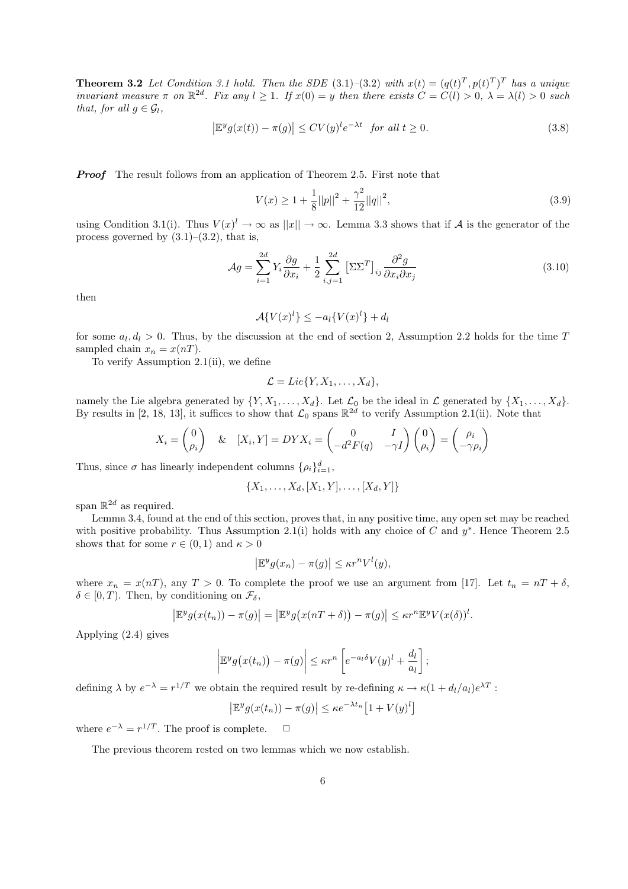**Theorem 3.2** *Let Condition 3.1 hold. Then the SDE (3.1)–(3.2) with $x(t) = (q(t)^T, p(t)^T)^T$ has a unique invariant measure $\pi$ on $\mathbb{R}^{2d}$. Fix any $l \geq 1$. If $x(0) = y$ then there exists $C = C(l) > 0$, $\lambda = \lambda(l) > 0$ such that, for all $g \in \mathcal{G}_l$,*

$$\left|\mathbb{E}^y g(x(t)) - \pi(g)\right| \leq CV(y)^l e^{-\lambda t} \quad \text{for all } t \geq 0. \tag{3.8}$$

***Proof*** The result follows from an application of Theorem 2.5. First note that

$$V(x) \geq 1 + \frac{1}{8}||p||^2 + \frac{\gamma^2}{12}||q||^2, \tag{3.9}$$

using Condition 3.1(i). Thus $V(x)^l \to \infty$ as $||x|| \to \infty$. Lemma 3.3 shows that if $\mathcal{A}$ is the generator of the process governed by (3.1)–(3.2), that is,

$$\mathcal{A}g = \sum_{i=1}^{2d} Y_i \frac{\partial g}{\partial x_i} + \frac{1}{2}\sum_{i,j=1}^{2d} \left[\Sigma\Sigma^T\right]_{ij} \frac{\partial^2 g}{\partial x_i \partial x_j} \tag{3.10}$$

then

$$\mathcal{A}\{V(x)^l\} \leq -a_l\{V(x)^l\} + d_l$$

for some $a_l, d_l > 0$. Thus, by the discussion at the end of section 2, Assumption 2.2 holds for the time $T$ sampled chain $x_n = x(nT)$.

To verify Assumption 2.1(ii), we define

$$\mathcal{L} = Lie\{Y, X_1, \ldots, X_d\},$$

namely the Lie algebra generated by $\{Y, X_1, \ldots, X_d\}$. Let $\mathcal{L}_0$ be the ideal in $\mathcal{L}$ generated by $\{X_1, \ldots, X_d\}$. By results in [2, 18, 13], it suffices to show that $\mathcal{L}_0$ spans $\mathbb{R}^{2d}$ to verify Assumption 2.1(ii). Note that

$$X_i = \begin{pmatrix} 0 \\ \rho_i \end{pmatrix} \quad \& \quad [X_i, Y] = DYX_i = \begin{pmatrix} 0 & I \\ -d^2F(q) & -\gamma I \end{pmatrix}\begin{pmatrix} 0 \\ \rho_i \end{pmatrix} = \begin{pmatrix} \rho_i \\ -\gamma\rho_i \end{pmatrix}$$

Thus, since $\sigma$ has linearly independent columns $\{\rho_i\}_{i=1}^d$,

$$\{X_1, \ldots, X_d, [X_1, Y], \ldots, [X_d, Y]\}$$

span $\mathbb{R}^{2d}$ as required.

Lemma 3.4, found at the end of this section, proves that, in any positive time, any open set may be reached with positive probability. Thus Assumption 2.1(i) holds with any choice of $C$ and $y^*$. Hence Theorem 2.5 shows that for some $r \in (0,1)$ and $\kappa > 0$

$$\left|\mathbb{E}^y g(x_n) - \pi(g)\right| \leq \kappa r^n V^l(y),$$

where $x_n = x(nT)$, any $T > 0$. To complete the proof we use an argument from [17]. Let $t_n = nT + \delta$, $\delta \in [0, T)$. Then, by conditioning on $\mathcal{F}_\delta$,

$$\left|\mathbb{E}^y g(x(t_n)) - \pi(g)\right| = \left|\mathbb{E}^y g\big(x(nT + \delta)\big) - \pi(g)\right| \leq \kappa r^n \mathbb{E}^y V(x(\delta))^l.$$

Applying (2.4) gives

$$\left|\mathbb{E}^y g\big(x(t_n)\big) - \pi(g)\right| \leq \kappa r^n \left[e^{-a_l\delta}V(y)^l + \frac{d_l}{a_l}\right];$$

defining $\lambda$ by $e^{-\lambda} = r^{1/T}$ we obtain the required result by re-defining $\kappa \to \kappa(1 + d_l/a_l)e^{\lambda T}$ :

$$\left|\mathbb{E}^y g(x(t_n)) - \pi(g)\right| \leq \kappa e^{-\lambda t_n}\big[1 + V(y)^l\big]$$

where $e^{-\lambda} = r^{1/T}$. The proof is complete. □

The previous theorem rested on two lemmas which we now establish.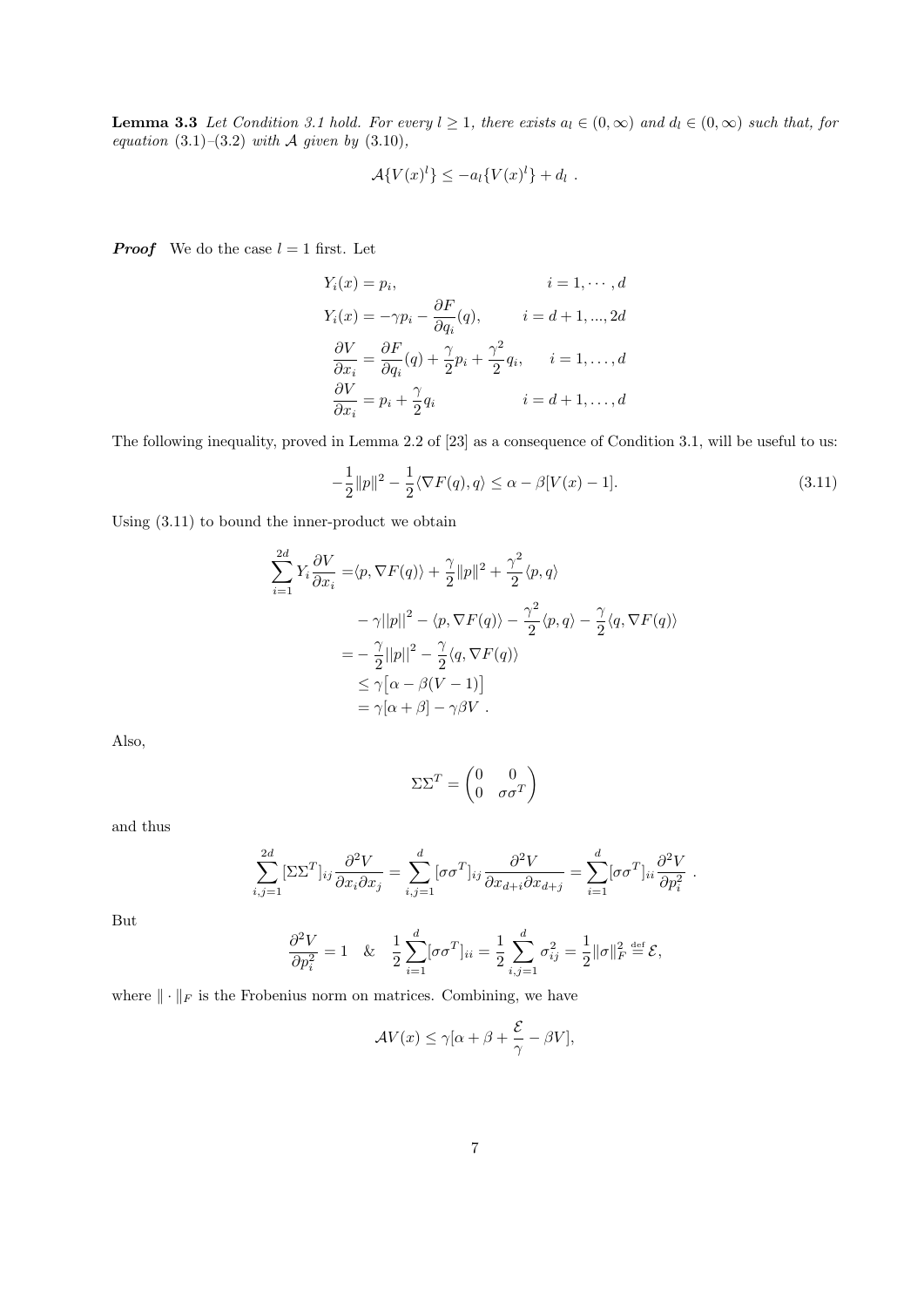**Lemma 3.3** *Let Condition 3.1 hold. For every $l \geq 1$, there exists $a_l \in (0, \infty)$ and $d_l \in (0, \infty)$ such that, for equation (3.1)–(3.2) with $\mathcal{A}$ given by (3.10),*

$$\mathcal{A}\{V(x)^l\} \leq -a_l\{V(x)^l\} + d_l \ .$$

***Proof*** We do the case $l = 1$ first. Let

$$\begin{aligned}
Y_i(x) &= p_i, && i = 1, \cdots, d \\
Y_i(x) &= -\gamma p_i - \frac{\partial F}{\partial q_i}(q), && i = d+1, ..., 2d \\
\frac{\partial V}{\partial x_i} &= \frac{\partial F}{\partial q_i}(q) + \frac{\gamma}{2} p_i + \frac{\gamma^2}{2} q_i, && i = 1, \ldots, d \\
\frac{\partial V}{\partial x_i} &= p_i + \frac{\gamma}{2} q_i && i = d+1, \ldots, d
\end{aligned}$$

The following inequality, proved in Lemma 2.2 of [23] as a consequence of Condition 3.1, will be useful to us:

$$-\frac{1}{2}\|p\|^2 - \frac{1}{2}\langle \nabla F(q), q\rangle \leq \alpha - \beta[V(x) - 1]. \tag{3.11}$$

Using (3.11) to bound the inner-product we obtain

$$\begin{aligned}
\sum_{i=1}^{2d} Y_i \frac{\partial V}{\partial x_i} =& \langle p, \nabla F(q)\rangle + \frac{\gamma}{2}\|p\|^2 + \frac{\gamma^2}{2}\langle p, q\rangle \\
& - \gamma ||p||^2 - \langle p, \nabla F(q)\rangle - \frac{\gamma^2}{2}\langle p, q\rangle - \frac{\gamma}{2}\langle q, \nabla F(q)\rangle \\
=& -\frac{\gamma}{2}||p||^2 - \frac{\gamma}{2}\langle q, \nabla F(q)\rangle \\
\leq& \ \gamma\big[\alpha - \beta(V - 1)\big] \\
=& \ \gamma[\alpha + \beta] - \gamma\beta V \ .
\end{aligned}$$

Also,

$$\Sigma\Sigma^T = \begin{pmatrix} 0 & 0 \\ 0 & \sigma\sigma^T \end{pmatrix}$$

and thus

$$\sum_{i,j=1}^{2d} [\Sigma\Sigma^T]_{ij} \frac{\partial^2 V}{\partial x_i \partial x_j} = \sum_{i,j=1}^{d} [\sigma\sigma^T]_{ij} \frac{\partial^2 V}{\partial x_{d+i} \partial x_{d+j}} = \sum_{i=1}^{d} [\sigma\sigma^T]_{ii} \frac{\partial^2 V}{\partial p_i^2} \ .$$

But

$$\frac{\partial^2 V}{\partial p_i^2} = 1 \quad \& \quad \frac{1}{2}\sum_{i=1}^{d}[\sigma\sigma^T]_{ii} = \frac{1}{2}\sum_{i,j=1}^{d}\sigma_{ij}^2 = \frac{1}{2}\|\sigma\|_F^2 \stackrel{\text{def}}{=} \mathcal{E},$$

where $\|\cdot\|_F$ is the Frobenius norm on matrices. Combining, we have

$$\mathcal{A}V(x) \leq \gamma[\alpha + \beta + \frac{\mathcal{E}}{\gamma} - \beta V],$$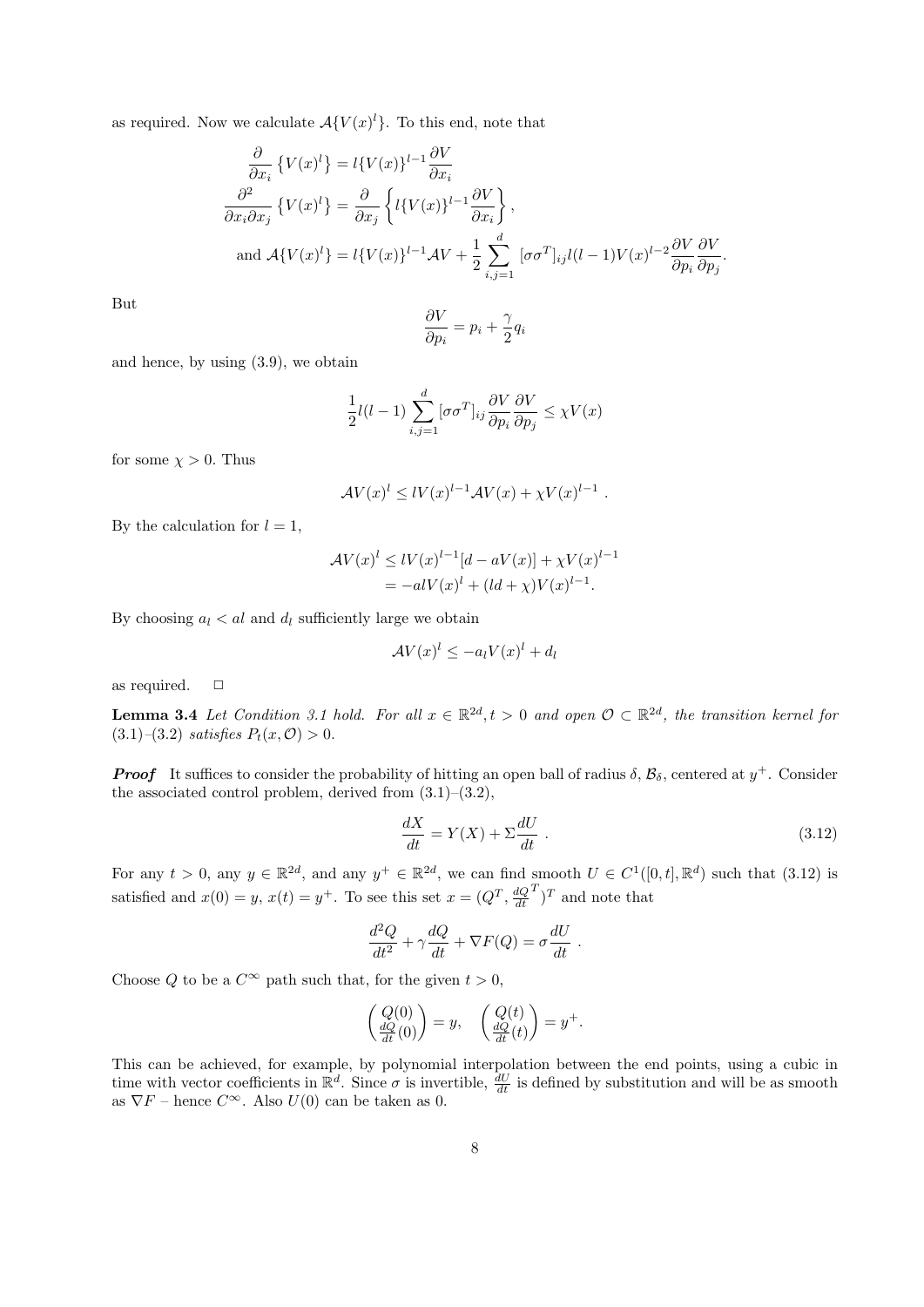as required. Now we calculate $\mathcal{A}\{V(x)^l\}$. To this end, note that

$$
\begin{aligned}
\frac{\partial}{\partial x_i}\left\{V(x)^l\right\} &= l\{V(x)\}^{l-1}\frac{\partial V}{\partial x_i}\\
\frac{\partial^2}{\partial x_i \partial x_j}\left\{V(x)^l\right\} &= \frac{\partial}{\partial x_j}\left\{l\{V(x)\}^{l-1}\frac{\partial V}{\partial x_i}\right\},\\
\text{and } \mathcal{A}\{V(x)^l\} &= l\{V(x)\}^{l-1}\mathcal{A}V + \frac{1}{2}\sum_{i,j=1}^{d}[\sigma\sigma^T]_{ij}l(l-1)V(x)^{l-2}\frac{\partial V}{\partial p_i}\frac{\partial V}{\partial p_j}.
\end{aligned}
$$

But

$$
\frac{\partial V}{\partial p_i} = p_i + \frac{\gamma}{2}q_i
$$

and hence, by using (3.9), we obtain

$$
\frac{1}{2}l(l-1)\sum_{i,j=1}^{d}[\sigma\sigma^T]_{ij}\frac{\partial V}{\partial p_i}\frac{\partial V}{\partial p_j} \leq \chi V(x)
$$

for some $\chi > 0$. Thus

$$
\mathcal{A}V(x)^l \leq lV(x)^{l-1}\mathcal{A}V(x) + \chi V(x)^{l-1}\ .
$$

By the calculation for $l = 1$,

$$
\begin{aligned}
\mathcal{A}V(x)^l &\leq lV(x)^{l-1}[d - aV(x)] + \chi V(x)^{l-1}\\
&= -alV(x)^l + (ld + \chi)V(x)^{l-1}.
\end{aligned}
$$

By choosing $a_l < al$ and $d_l$ sufficiently large we obtain

$$
\mathcal{A}V(x)^l \leq -a_l V(x)^l + d_l
$$

as required. □

**Lemma 3.4** *Let Condition 3.1 hold. For all $x \in \mathbb{R}^{2d}, t > 0$ and open $\mathcal{O} \subset \mathbb{R}^{2d}$, the transition kernel for (3.1)–(3.2) satisfies $P_t(x, \mathcal{O}) > 0$.*

***Proof*** It suffices to consider the probability of hitting an open ball of radius $\delta$, $\mathcal{B}_\delta$, centered at $y^+$. Consider the associated control problem, derived from (3.1)–(3.2),

$$
\frac{dX}{dt} = Y(X) + \Sigma\frac{dU}{dt}\ . \tag{3.12}
$$

For any $t > 0$, any $y \in \mathbb{R}^{2d}$, and any $y^+ \in \mathbb{R}^{2d}$, we can find smooth $U \in C^1([0,t], \mathbb{R}^d)$ such that (3.12) is satisfied and $x(0) = y$, $x(t) = y^+$. To see this set $x = (Q^T, \frac{dQ}{dt}^T)^T$ and note that

$$
\frac{d^2Q}{dt^2} + \gamma\frac{dQ}{dt} + \nabla F(Q) = \sigma\frac{dU}{dt}\ .
$$

Choose $Q$ to be a $C^\infty$ path such that, for the given $t > 0$,

$$
\begin{pmatrix} Q(0) \\ \frac{dQ}{dt}(0) \end{pmatrix} = y, \quad \begin{pmatrix} Q(t) \\ \frac{dQ}{dt}(t) \end{pmatrix} = y^+.
$$

This can be achieved, for example, by polynomial interpolation between the end points, using a cubic in time with vector coefficients in $\mathbb{R}^d$. Since $\sigma$ is invertible, $\frac{dU}{dt}$ is defined by substitution and will be as smooth as $\nabla F$ – hence $C^\infty$. Also $U(0)$ can be taken as 0.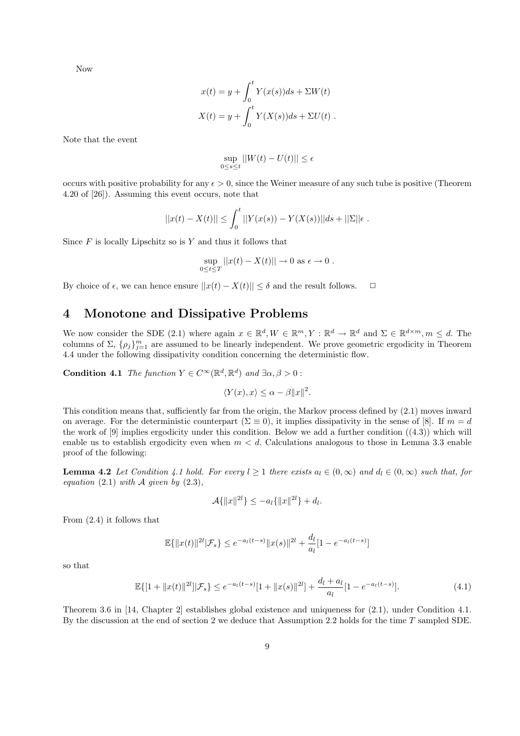Now

$$x(t) = y + \int_0^t Y(x(s))ds + \Sigma W(t)$$

$$X(t) = y + \int_0^t Y(X(s))ds + \Sigma U(t)\ .$$

Note that the event

$$\sup_{0 \le s \le t} ||W(t) - U(t)|| \le \epsilon$$

occurs with positive probability for any $\epsilon > 0$, since the Weiner measure of any such tube is positive (Theorem 4.20 of [26]). Assuming this event occurs, note that

$$||x(t) - X(t)|| \le \int_0^t ||Y(x(s)) - Y(X(s))||ds + ||\Sigma||\epsilon\ .$$

Since $F$ is locally Lipschitz so is $Y$ and thus it follows that

$$\sup_{0 \le t \le T} ||x(t) - X(t)|| \to 0 \text{ as } \epsilon \to 0\ .$$

By choice of $\epsilon$, we can hence ensure $||x(t) - X(t)|| \le \delta$ and the result follows. $\Box$

# 4 Monotone and Dissipative Problems

We now consider the SDE (2.1) where again $x \in \mathbb{R}^d, W \in \mathbb{R}^m, Y : \mathbb{R}^d \to \mathbb{R}^d$ and $\Sigma \in \mathbb{R}^{d\times m}, m \le d$. The columns of $\Sigma$, $\{\rho_j\}_{j=1}^m$ are assumed to be linearly independent. We prove geometric ergodicity in Theorem 4.4 under the following dissipativity condition concerning the deterministic flow.

**Condition 4.1** *The function $Y \in C^\infty(\mathbb{R}^d, \mathbb{R}^d)$ and $\exists \alpha, \beta > 0$ :*

$$\langle Y(x), x\rangle \le \alpha - \beta\|x\|^2.$$

This condition means that, sufficiently far from the origin, the Markov process defined by (2.1) moves inward on average. For the deterministic counterpart ($\Sigma \equiv 0$), it implies dissipativity in the sense of [8]. If $m = d$ the work of [9] implies ergodicity under this condition. Below we add a further condition ((4.3)) which will enable us to establish ergodicity even when $m < d$. Calculations analogous to those in Lemma 3.3 enable proof of the following:

**Lemma 4.2** *Let Condition 4.1 hold. For every $l \ge 1$ there exists $a_l \in (0,\infty)$ and $d_l \in (0,\infty)$ such that, for equation (2.1) with $\mathcal{A}$ given by (2.3),*

$$\mathcal{A}\{\|x\|^{2l}\} \le -a_l\{\|x\|^{2l}\} + d_l.$$

From (2.4) it follows that

$$\mathbb{E}\{\|x(t)\|^{2l}|\mathcal{F}_s\} \le e^{-a_l(t-s)}\|x(s)\|^{2l} + \frac{d_l}{a_l}[1 - e^{-a_l(t-s)}]$$

so that

$$\mathbb{E}\{[1 + \|x(t)\|^{2l}]|\mathcal{F}_s\} \le e^{-a_l(t-s)}[1 + \|x(s)\|^{2l}] + \frac{d_l + a_l}{a_l}[1 - e^{-a_l(t-s)}]. \tag{4.1}$$

Theorem 3.6 in [14, Chapter 2] establishes global existence and uniqueness for (2.1), under Condition 4.1. By the discussion at the end of section 2 we deduce that Assumption 2.2 holds for the time $T$ sampled SDE.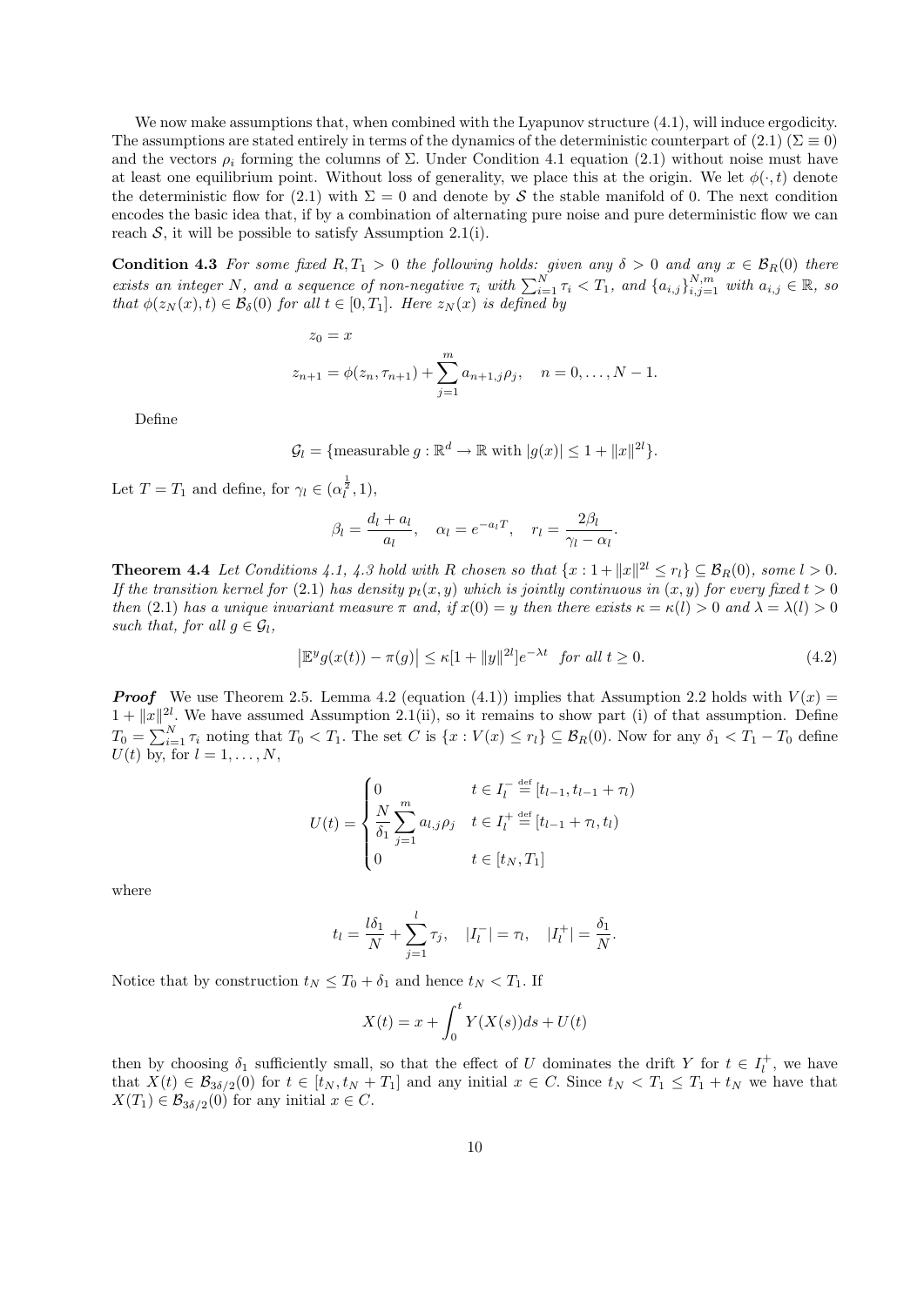We now make assumptions that, when combined with the Lyapunov structure (4.1), will induce ergodicity. The assumptions are stated entirely in terms of the dynamics of the deterministic counterpart of (2.1) ($\Sigma \equiv 0$) and the vectors $\rho_i$ forming the columns of $\Sigma$. Under Condition 4.1 equation (2.1) without noise must have at least one equilibrium point. Without loss of generality, we place this at the origin. We let $\phi(\cdot, t)$ denote the deterministic flow for (2.1) with $\Sigma = 0$ and denote by $\mathcal{S}$ the stable manifold of 0. The next condition encodes the basic idea that, if by a combination of alternating pure noise and pure deterministic flow we can reach $\mathcal{S}$, it will be possible to satisfy Assumption 2.1(i).

**Condition 4.3** *For some fixed $R, T_1 > 0$ the following holds: given any $\delta > 0$ and any $x \in \mathcal{B}_R(0)$ there exists an integer $N$, and a sequence of non-negative $\tau_i$ with $\sum_{i=1}^N \tau_i < T_1$, and $\{a_{i,j}\}_{i,j=1}^{N,m}$ with $a_{i,j} \in \mathbb{R}$, so that $\phi(z_N(x), t) \in \mathcal{B}_\delta(0)$ for all $t \in [0, T_1]$. Here $z_N(x)$ is defined by*

$$z_0 = x$$

$$z_{n+1} = \phi(z_n, \tau_{n+1}) + \sum_{j=1}^m a_{n+1,j}\rho_j, \quad n = 0, \dots, N-1.$$

Define

$$\mathcal{G}_l = \{\text{measurable } g : \mathbb{R}^d \to \mathbb{R} \text{ with } |g(x)| \le 1 + \|x\|^{2l}\}.$$

Let $T = T_1$ and define, for $\gamma_l \in (\alpha_l^{\frac{1}{2}}, 1)$,

$$\beta_l = \frac{d_l + a_l}{a_l}, \quad \alpha_l = e^{-a_l T}, \quad r_l = \frac{2\beta_l}{\gamma_l - \alpha_l}.$$

**Theorem 4.4** *Let Conditions 4.1, 4.3 hold with $R$ chosen so that $\{x : 1 + \|x\|^{2l} \le r_l\} \subseteq \mathcal{B}_R(0)$, some $l > 0$. If the transition kernel for (2.1) has density $p_t(x, y)$ which is jointly continuous in $(x, y)$ for every fixed $t > 0$ then (2.1) has a unique invariant measure $\pi$ and, if $x(0) = y$ then there exists $\kappa = \kappa(l) > 0$ and $\lambda = \lambda(l) > 0$ such that, for all $g \in \mathcal{G}_l$,*

$$\left|\mathbb{E}^y g(x(t)) - \pi(g)\right| \le \kappa[1 + \|y\|^{2l}]e^{-\lambda t} \quad \text{for all } t \ge 0. \tag{4.2}$$

***Proof*** We use Theorem 2.5. Lemma 4.2 (equation (4.1)) implies that Assumption 2.2 holds with $V(x) = 1 + \|x\|^{2l}$. We have assumed Assumption 2.1(ii), so it remains to show part (i) of that assumption. Define $T_0 = \sum_{i=1}^N \tau_i$ noting that $T_0 < T_1$. The set $C$ is $\{x : V(x) \le r_l\} \subseteq \mathcal{B}_R(0)$. Now for any $\delta_1 < T_1 - T_0$ define $U(t)$ by, for $l = 1, \dots, N$,

$$U(t) = \begin{cases} 0 & t \in I_l^- \stackrel{\text{def}}{=} [t_{l-1}, t_{l-1} + \tau_l) \\ \dfrac{N}{\delta_1} \displaystyle\sum_{j=1}^m a_{l,j}\rho_j & t \in I_l^+ \stackrel{\text{def}}{=} [t_{l-1} + \tau_l, t_l) \\ 0 & t \in [t_N, T_1] \end{cases}$$

where

$$t_l = \frac{l\delta_1}{N} + \sum_{j=1}^l \tau_j, \quad |I_l^-| = \tau_l, \quad |I_l^+| = \frac{\delta_1}{N}.$$

Notice that by construction $t_N \le T_0 + \delta_1$ and hence $t_N < T_1$. If

$$X(t) = x + \int_0^t Y(X(s))ds + U(t)$$

then by choosing $\delta_1$ sufficiently small, so that the effect of $U$ dominates the drift $Y$ for $t \in I_l^+$, we have that $X(t) \in \mathcal{B}_{3\delta/2}(0)$ for $t \in [t_N, t_N + T_1]$ and any initial $x \in C$. Since $t_N < T_1 \le T_1 + t_N$ we have that $X(T_1) \in \mathcal{B}_{3\delta/2}(0)$ for any initial $x \in C$.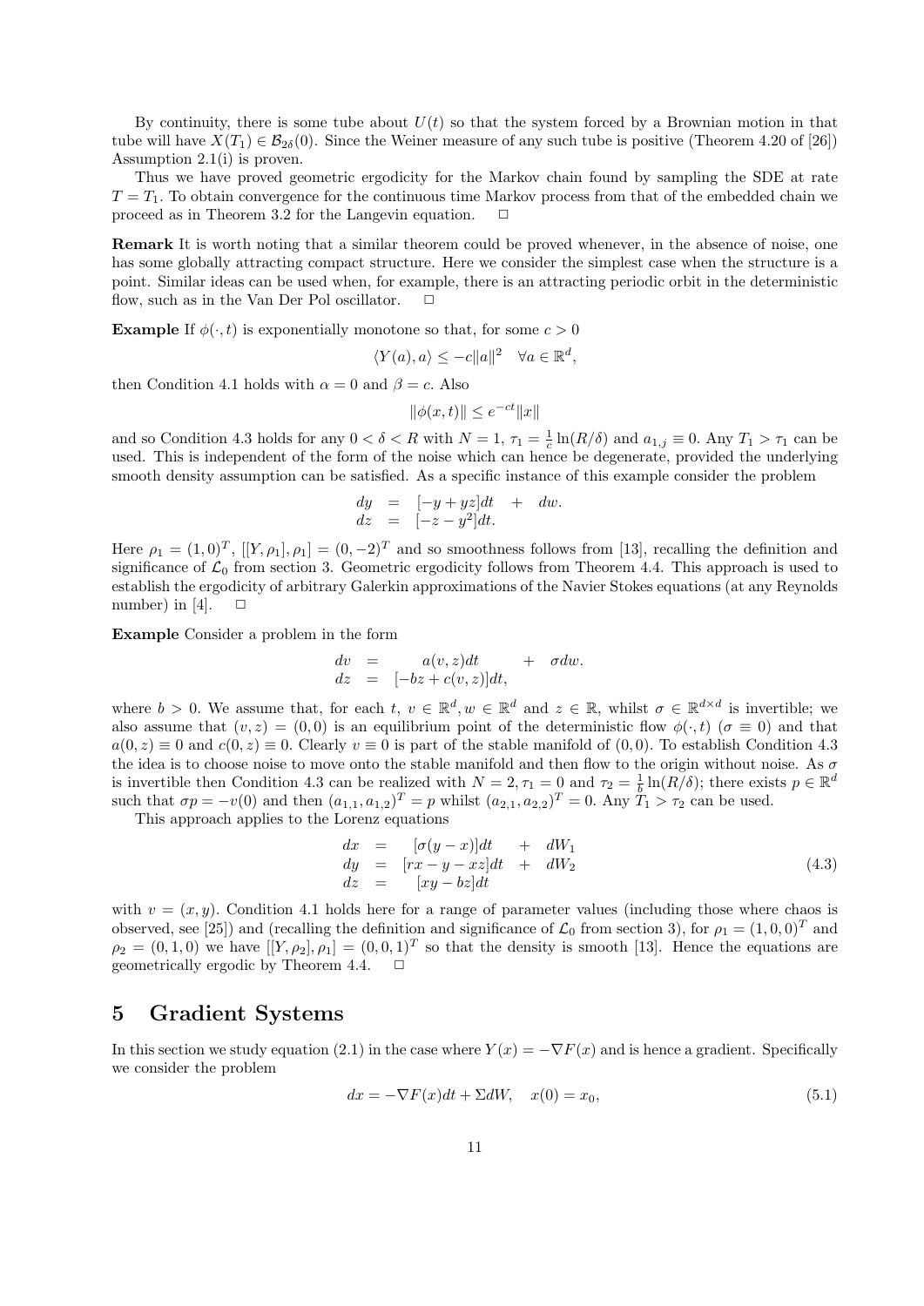By continuity, there is some tube about $U(t)$ so that the system forced by a Brownian motion in that tube will have $X(T_1) \in \mathcal{B}_{2\delta}(0)$. Since the Weiner measure of any such tube is positive (Theorem 4.20 of [26]) Assumption 2.1(i) is proven.

Thus we have proved geometric ergodicity for the Markov chain found by sampling the SDE at rate $T = T_1$. To obtain convergence for the continuous time Markov process from that of the embedded chain we proceed as in Theorem 3.2 for the Langevin equation. □

**Remark** It is worth noting that a similar theorem could be proved whenever, in the absence of noise, one has some globally attracting compact structure. Here we consider the simplest case when the structure is a point. Similar ideas can be used when, for example, there is an attracting periodic orbit in the deterministic flow, such as in the Van Der Pol oscillator. □

**Example** If $\phi(\cdot, t)$ is exponentially monotone so that, for some $c > 0$

$$\langle Y(a), a\rangle \leq -c\|a\|^2 \quad \forall a \in \mathbb{R}^d,$$

then Condition 4.1 holds with $\alpha = 0$ and $\beta = c$. Also

$$\|\phi(x,t)\| \leq e^{-ct}\|x\|$$

and so Condition 4.3 holds for any $0 < \delta < R$ with $N = 1$, $\tau_1 = \frac{1}{c}\ln(R/\delta)$ and $a_{1,j} \equiv 0$. Any $T_1 > \tau_1$ can be used. This is independent of the form of the noise which can hence be degenerate, provided the underlying smooth density assumption can be satisfied. As a specific instance of this example consider the problem

$$\begin{aligned} dy &= [-y + yz]dt + dw.\\ dz &= [-z - y^2]dt. \end{aligned}$$

Here $\rho_1 = (1, 0)^T$, $[[Y, \rho_1], \rho_1] = (0, -2)^T$ and so smoothness follows from [13], recalling the definition and significance of $\mathcal{L}_0$ from section 3. Geometric ergodicity follows from Theorem 4.4. This approach is used to establish the ergodicity of arbitrary Galerkin approximations of the Navier Stokes equations (at any Reynolds number) in [4]. □

**Example** Consider a problem in the form

$$\begin{aligned} dv &= a(v, z)dt + \sigma dw.\\ dz &= [-bz + c(v, z)]dt, \end{aligned}$$

where $b > 0$. We assume that, for each $t$, $v \in \mathbb{R}^d, w \in \mathbb{R}^d$ and $z \in \mathbb{R}$, whilst $\sigma \in \mathbb{R}^{d\times d}$ is invertible; we also assume that $(v, z) = (0, 0)$ is an equilibrium point of the deterministic flow $\phi(\cdot, t)$ ($\sigma \equiv 0$) and that $a(0, z) \equiv 0$ and $c(0, z) \equiv 0$. Clearly $v \equiv 0$ is part of the stable manifold of $(0, 0)$. To establish Condition 4.3 the idea is to choose noise to move onto the stable manifold and then flow to the origin without noise. As $\sigma$ is invertible then Condition 4.3 can be realized with $N = 2, \tau_1 = 0$ and $\tau_2 = \frac{1}{b}\ln(R/\delta)$; there exists $p \in \mathbb{R}^d$ such that $\sigma p = -v(0)$ and then $(a_{1,1}, a_{1,2})^T = p$ whilst $(a_{2,1}, a_{2,2})^T = 0$. Any $T_1 > \tau_2$ can be used.

This approach applies to the Lorenz equations

$$\begin{aligned} dx &= [\sigma(y - x)]dt + dW_1\\ dy &= [rx - y - xz]dt + dW_2\\ dz &= [xy - bz]dt \end{aligned} \tag{4.3}$$

with $v = (x, y)$. Condition 4.1 holds here for a range of parameter values (including those where chaos is observed, see [25]) and (recalling the definition and significance of $\mathcal{L}_0$ from section 3), for $\rho_1 = (1, 0, 0)^T$ and $\rho_2 = (0, 1, 0)$ we have $[[Y, \rho_2], \rho_1] = (0, 0, 1)^T$ so that the density is smooth [13]. Hence the equations are geometrically ergodic by Theorem 4.4. □

# 5 Gradient Systems

In this section we study equation (2.1) in the case where $Y(x) = -\nabla F(x)$ and is hence a gradient. Specifically we consider the problem

$$dx = -\nabla F(x)dt + \Sigma dW, \quad x(0) = x_0, \tag{5.1}$$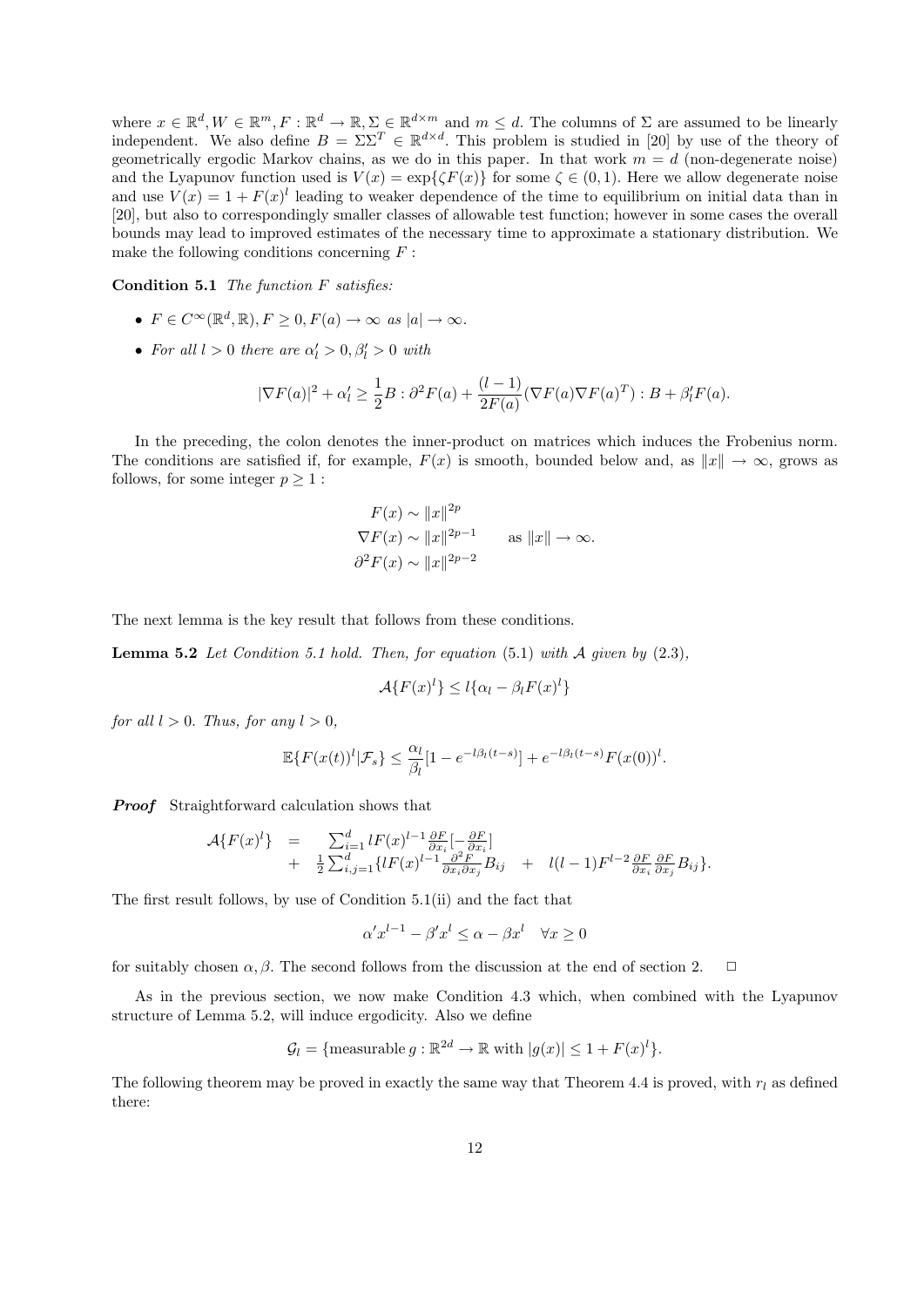where $x \in \mathbb{R}^d, W \in \mathbb{R}^m, F : \mathbb{R}^d \to \mathbb{R}, \Sigma \in \mathbb{R}^{d\times m}$ and $m \leq d$. The columns of $\Sigma$ are assumed to be linearly independent. We also define $B = \Sigma\Sigma^T \in \mathbb{R}^{d\times d}$. This problem is studied in [20] by use of the theory of geometrically ergodic Markov chains, as we do in this paper. In that work $m = d$ (non-degenerate noise) and the Lyapunov function used is $V(x) = \exp\{\zeta F(x)\}$ for some $\zeta \in (0, 1)$. Here we allow degenerate noise and use $V(x) = 1 + F(x)^l$ leading to weaker dependence of the time to equilibrium on initial data than in [20], but also to correspondingly smaller classes of allowable test function; however in some cases the overall bounds may lead to improved estimates of the necessary time to approximate a stationary distribution. We make the following conditions concerning $F$ :

**Condition 5.1** *The function $F$ satisfies:*

- $F \in C^\infty(\mathbb{R}^d, \mathbb{R}), F \geq 0, F(a) \to \infty$ *as* $|a| \to \infty$.
- *For all $l > 0$ there are $\alpha_l' > 0, \beta_l' > 0$ with*

$$|\nabla F(a)|^2 + \alpha_l' \geq \frac{1}{2} B : \partial^2 F(a) + \frac{(l-1)}{2F(a)}(\nabla F(a) \nabla F(a)^T) : B + \beta_l' F(a).$$

In the preceding, the colon denotes the inner-product on matrices which induces the Frobenius norm. The conditions are satisfied if, for example, $F(x)$ is smooth, bounded below and, as $\|x\| \to \infty$, grows as follows, for some integer $p \geq 1$ :

$$\begin{aligned} F(x) &\sim \|x\|^{2p} \\ \nabla F(x) &\sim \|x\|^{2p-1} \qquad \text{as } \|x\| \to \infty. \\ \partial^2 F(x) &\sim \|x\|^{2p-2} \end{aligned}$$

The next lemma is the key result that follows from these conditions.

**Lemma 5.2** *Let Condition 5.1 hold. Then, for equation* (5.1) *with $\mathcal{A}$ given by* (2.3),

$$\mathcal{A}\{F(x)^l\} \leq l\{\alpha_l - \beta_l F(x)^l\}$$

*for all $l > 0$. Thus, for any $l > 0$,*

$$\mathbb{E}\{F(x(t))^l | \mathcal{F}_s\} \leq \frac{\alpha_l}{\beta_l}[1 - e^{-l\beta_l(t-s)}] + e^{-l\beta_l(t-s)} F(x(0))^l.$$

***Proof*** Straightforward calculation shows that

$$\begin{aligned} \mathcal{A}\{F(x)^l\} &= \sum_{i=1}^d lF(x)^{l-1} \frac{\partial F}{\partial x_i}[-\frac{\partial F}{\partial x_i}] \\ &+ \frac{1}{2}\sum_{i,j=1}^d \{lF(x)^{l-1} \frac{\partial^2 F}{\partial x_i \partial x_j} B_{ij} \quad + \quad l(l-1)F^{l-2} \frac{\partial F}{\partial x_i}\frac{\partial F}{\partial x_j} B_{ij}\}. \end{aligned}$$

The first result follows, by use of Condition 5.1(ii) and the fact that

$$\alpha' x^{l-1} - \beta' x^l \leq \alpha - \beta x^l \quad \forall x \geq 0$$

for suitably chosen $\alpha, \beta$. The second follows from the discussion at the end of section 2. $\quad\Box$

As in the previous section, we now make Condition 4.3 which, when combined with the Lyapunov structure of Lemma 5.2, will induce ergodicity. Also we define

$$\mathcal{G}_l = \{\text{measurable } g : \mathbb{R}^{2d} \to \mathbb{R} \text{ with } |g(x)| \leq 1 + F(x)^l\}.$$

The following theorem may be proved in exactly the same way that Theorem 4.4 is proved, with $r_l$ as defined there: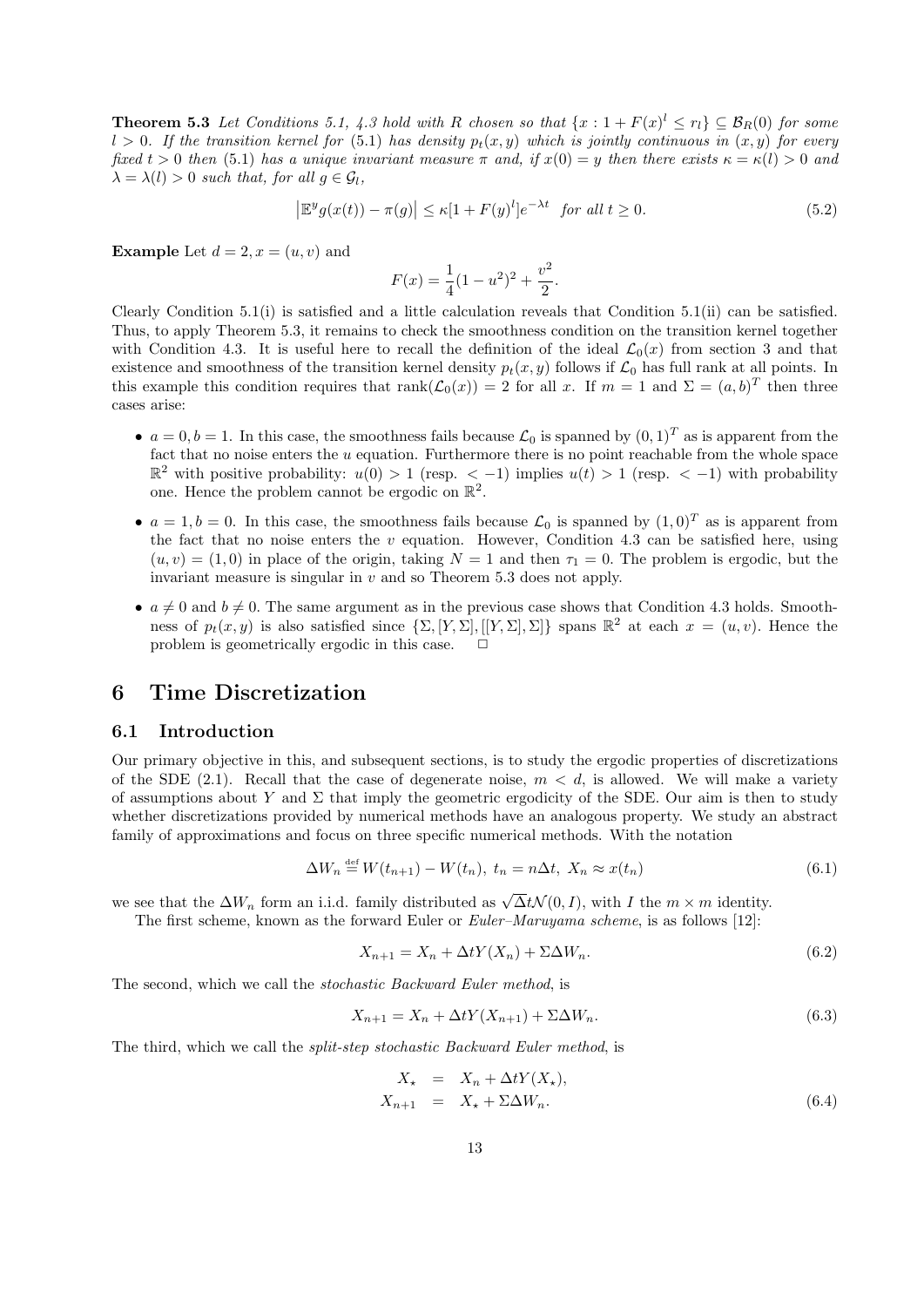**Theorem 5.3** *Let Conditions 5.1, 4.3 hold with $R$ chosen so that $\{x : 1 + F(x)^l \leq r_l\} \subseteq \mathcal{B}_R(0)$ for some $l > 0$. If the transition kernel for (5.1) has density $p_t(x, y)$ which is jointly continuous in $(x, y)$ for every fixed $t > 0$ then (5.1) has a unique invariant measure $\pi$ and, if $x(0) = y$ then there exists $\kappa = \kappa(l) > 0$ and $\lambda = \lambda(l) > 0$ such that, for all $g \in \mathcal{G}_l$,*

$$\left|\mathbb{E}^y g(x(t)) - \pi(g)\right| \leq \kappa[1 + F(y)^l]e^{-\lambda t} \quad \textit{for all } t \geq 0. \tag{5.2}$$

**Example** Let $d = 2, x = (u, v)$ and

$$F(x) = \frac{1}{4}(1 - u^2)^2 + \frac{v^2}{2}.$$

Clearly Condition 5.1(i) is satisfied and a little calculation reveals that Condition 5.1(ii) can be satisfied. Thus, to apply Theorem 5.3, it remains to check the smoothness condition on the transition kernel together with Condition 4.3. It is useful here to recall the definition of the ideal $\mathcal{L}_0(x)$ from section 3 and that existence and smoothness of the transition kernel density $p_t(x, y)$ follows if $\mathcal{L}_0$ has full rank at all points. In this example this condition requires that $\text{rank}(\mathcal{L}_0(x)) = 2$ for all $x$. If $m = 1$ and $\Sigma = (a, b)^T$ then three cases arise:

- $a = 0, b = 1$. In this case, the smoothness fails because $\mathcal{L}_0$ is spanned by $(0, 1)^T$ as is apparent from the fact that no noise enters the $u$ equation. Furthermore there is no point reachable from the whole space $\mathbb{R}^2$ with positive probability: $u(0) > 1$ (resp. $< -1$) implies $u(t) > 1$ (resp. $< -1$) with probability one. Hence the problem cannot be ergodic on $\mathbb{R}^2$.
- $a = 1, b = 0$. In this case, the smoothness fails because $\mathcal{L}_0$ is spanned by $(1, 0)^T$ as is apparent from the fact that no noise enters the $v$ equation. However, Condition 4.3 can be satisfied here, using $(u, v) = (1, 0)$ in place of the origin, taking $N = 1$ and then $\tau_1 = 0$. The problem is ergodic, but the invariant measure is singular in $v$ and so Theorem 5.3 does not apply.
- $a \neq 0$ and $b \neq 0$. The same argument as in the previous case shows that Condition 4.3 holds. Smoothness of $p_t(x, y)$ is also satisfied since $\{\Sigma, [Y, \Sigma], [[Y, \Sigma], \Sigma]\}$ spans $\mathbb{R}^2$ at each $x = (u, v)$. Hence the problem is geometrically ergodic in this case. □

# 6 Time Discretization

## 6.1 Introduction

Our primary objective in this, and subsequent sections, is to study the ergodic properties of discretizations of the SDE (2.1). Recall that the case of degenerate noise, $m < d$, is allowed. We will make a variety of assumptions about $Y$ and $\Sigma$ that imply the geometric ergodicity of the SDE. Our aim is then to study whether discretizations provided by numerical methods have an analogous property. We study an abstract family of approximations and focus on three specific numerical methods. With the notation

$$\Delta W_n \stackrel{\text{def}}{=} W(t_{n+1}) - W(t_n), \; t_n = n\Delta t, \; X_n \approx x(t_n) \tag{6.1}$$

we see that the $\Delta W_n$ form an i.i.d. family distributed as $\sqrt{\Delta t}\mathcal{N}(0, I)$, with $I$ the $m \times m$ identity.

The first scheme, known as the forward Euler or *Euler–Maruyama scheme*, is as follows [12]:

$$X_{n+1} = X_n + \Delta t Y(X_n) + \Sigma \Delta W_n. \tag{6.2}$$

The second, which we call the *stochastic Backward Euler method*, is

$$X_{n+1} = X_n + \Delta t Y(X_{n+1}) + \Sigma \Delta W_n. \tag{6.3}$$

The third, which we call the *split-step stochastic Backward Euler method*, is

$$\begin{aligned} X_\star &= X_n + \Delta t Y(X_\star), \\ X_{n+1} &= X_\star + \Sigma \Delta W_n. \end{aligned} \tag{6.4}$$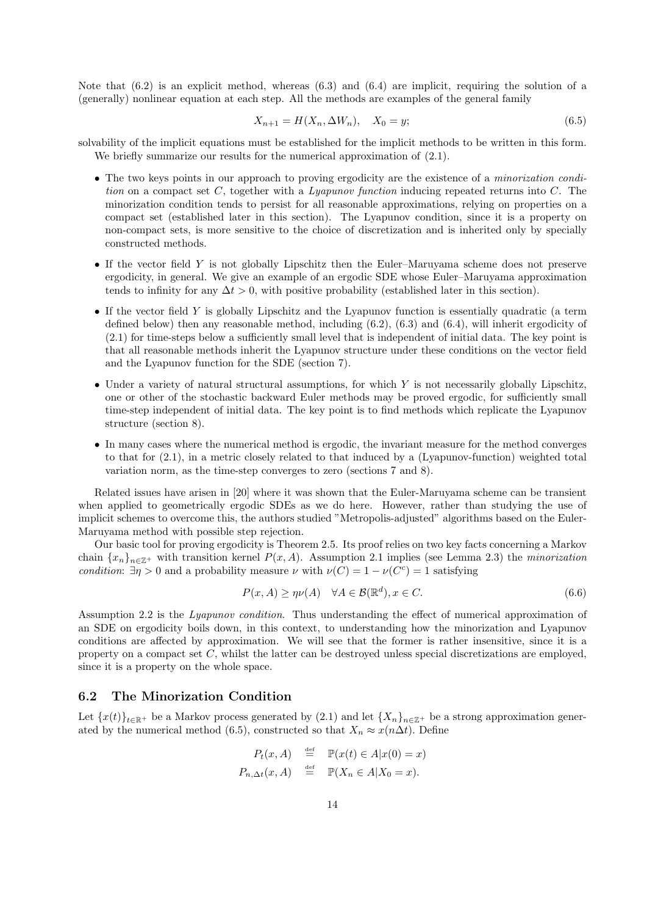Note that (6.2) is an explicit method, whereas (6.3) and (6.4) are implicit, requiring the solution of a (generally) nonlinear equation at each step. All the methods are examples of the general family

$$X_{n+1} = H(X_n, \Delta W_n), \quad X_0 = y; \tag{6.5}$$

solvability of the implicit equations must be established for the implicit methods to be written in this form.

We briefly summarize our results for the numerical approximation of (2.1).

- The two keys points in our approach to proving ergodicity are the existence of a *minorization condition* on a compact set $C$, together with a *Lyapunov function* inducing repeated returns into $C$. The minorization condition tends to persist for all reasonable approximations, relying on properties on a compact set (established later in this section). The Lyapunov condition, since it is a property on non-compact sets, is more sensitive to the choice of discretization and is inherited only by specially constructed methods.
- If the vector field $Y$ is not globally Lipschitz then the Euler–Maruyama scheme does not preserve ergodicity, in general. We give an example of an ergodic SDE whose Euler–Maruyama approximation tends to infinity for any $\Delta t > 0$, with positive probability (established later in this section).
- If the vector field $Y$ is globally Lipschitz and the Lyapunov function is essentially quadratic (a term defined below) then any reasonable method, including (6.2), (6.3) and (6.4), will inherit ergodicity of (2.1) for time-steps below a sufficiently small level that is independent of initial data. The key point is that all reasonable methods inherit the Lyapunov structure under these conditions on the vector field and the Lyapunov function for the SDE (section 7).
- Under a variety of natural structural assumptions, for which $Y$ is not necessarily globally Lipschitz, one or other of the stochastic backward Euler methods may be proved ergodic, for sufficiently small time-step independent of initial data. The key point is to find methods which replicate the Lyapunov structure (section 8).
- In many cases where the numerical method is ergodic, the invariant measure for the method converges to that for (2.1), in a metric closely related to that induced by a (Lyapunov-function) weighted total variation norm, as the time-step converges to zero (sections 7 and 8).

Related issues have arisen in [20] where it was shown that the Euler-Maruyama scheme can be transient when applied to geometrically ergodic SDEs as we do here. However, rather than studying the use of implicit schemes to overcome this, the authors studied "Metropolis-adjusted" algorithms based on the Euler-Maruyama method with possible step rejection.

Our basic tool for proving ergodicity is Theorem 2.5. Its proof relies on two key facts concerning a Markov chain $\{x_n\}_{n\in\mathbb{Z}^+}$ with transition kernel $P(x, A)$. Assumption 2.1 implies (see Lemma 2.3) the *minorization condition*: $\exists \eta > 0$ and a probability measure $\nu$ with $\nu(C) = 1 - \nu(C^c) = 1$ satisfying

$$P(x, A) \geq \eta\nu(A) \quad \forall A \in \mathcal{B}(\mathbb{R}^d), x \in C. \tag{6.6}$$

Assumption 2.2 is the *Lyapunov condition*. Thus understanding the effect of numerical approximation of an SDE on ergodicity boils down, in this context, to understanding how the minorization and Lyapunov conditions are affected by approximation. We will see that the former is rather insensitive, since it is a property on a compact set $C$, whilst the latter can be destroyed unless special discretizations are employed, since it is a property on the whole space.

## 6.2 The Minorization Condition

Let $\{x(t)\}_{t\in\mathbb{R}^+}$ be a Markov process generated by (2.1) and let $\{X_n\}_{n\in\mathbb{Z}^+}$ be a strong approximation generated by the numerical method (6.5), constructed so that $X_n \approx x(n\Delta t)$. Define

$$\begin{aligned} P_t(x, A) &\stackrel{\text{def}}{=} \mathbb{P}(x(t) \in A | x(0) = x) \\ P_{n,\Delta t}(x, A) &\stackrel{\text{def}}{=} \mathbb{P}(X_n \in A | X_0 = x). \end{aligned}$$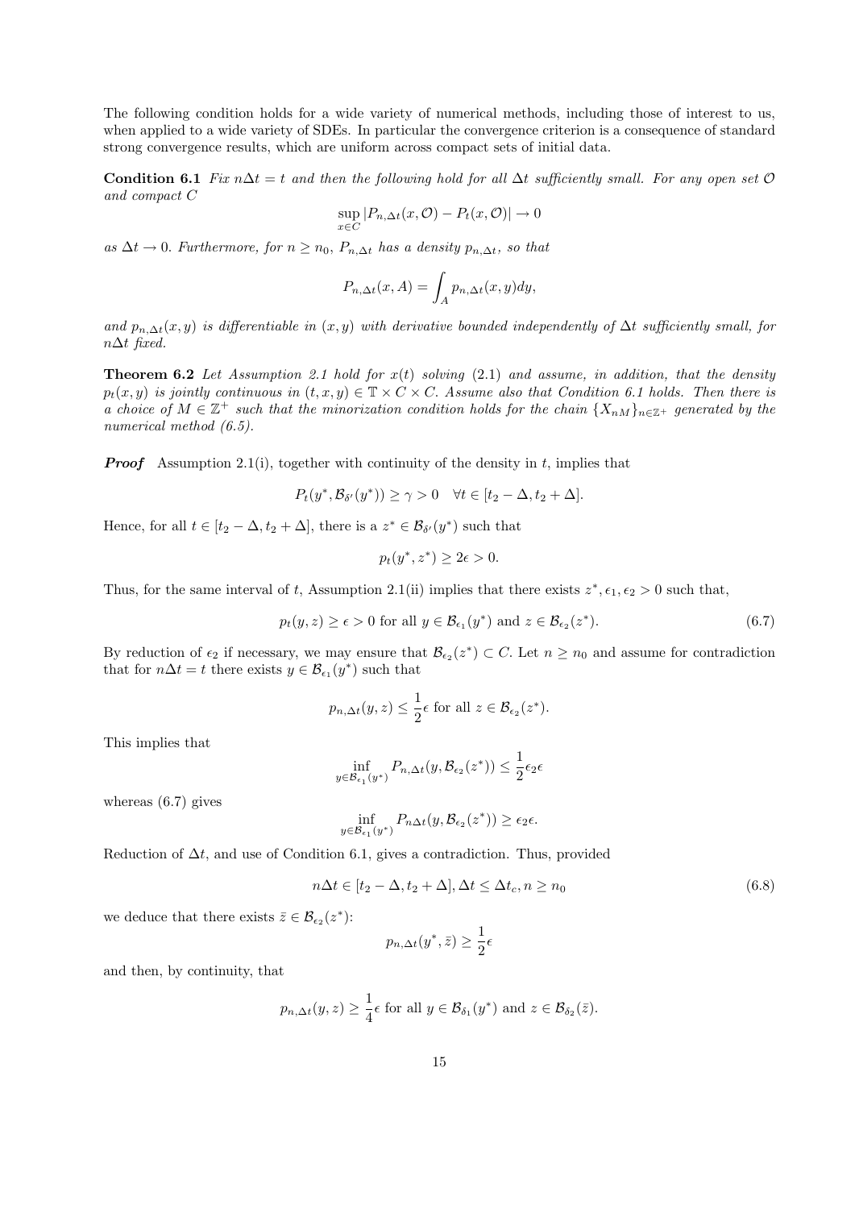The following condition holds for a wide variety of numerical methods, including those of interest to us, when applied to a wide variety of SDEs. In particular the convergence criterion is a consequence of standard strong convergence results, which are uniform across compact sets of initial data.

**Condition 6.1** *Fix $n\Delta t = t$ and then the following hold for all $\Delta t$ sufficiently small. For any open set $\mathcal{O}$ and compact $C$*

$$\sup_{x\in C} |P_{n,\Delta t}(x,\mathcal{O}) - P_t(x,\mathcal{O})| \to 0$$

*as $\Delta t \to 0$. Furthermore, for $n \geq n_0$, $P_{n,\Delta t}$ has a density $p_{n,\Delta t}$, so that*

$$P_{n,\Delta t}(x,A) = \int_A p_{n,\Delta t}(x,y)dy,$$

*and $p_{n,\Delta t}(x,y)$ is differentiable in $(x,y)$ with derivative bounded independently of $\Delta t$ sufficiently small, for $n\Delta t$ fixed.*

**Theorem 6.2** *Let Assumption 2.1 hold for $x(t)$ solving (2.1) and assume, in addition, that the density $p_t(x,y)$ is jointly continuous in $(t,x,y) \in \mathbb{T} \times C \times C$. Assume also that Condition 6.1 holds. Then there is a choice of $M \in \mathbb{Z}^+$ such that the minorization condition holds for the chain $\{X_{nM}\}_{n\in\mathbb{Z}^+}$ generated by the numerical method (6.5).*

***Proof*** Assumption 2.1(i), together with continuity of the density in $t$, implies that

$$P_t(y^*, \mathcal{B}_{\delta'}(y^*)) \geq \gamma > 0 \quad \forall t \in [t_2 - \Delta, t_2 + \Delta].$$

Hence, for all $t \in [t_2 - \Delta, t_2 + \Delta]$, there is a $z^* \in \mathcal{B}_{\delta'}(y^*)$ such that

$$p_t(y^*, z^*) \geq 2\epsilon > 0.$$

Thus, for the same interval of $t$, Assumption 2.1(ii) implies that there exists $z^*, \epsilon_1, \epsilon_2 > 0$ such that,

$$p_t(y,z) \geq \epsilon > 0 \text{ for all } y \in \mathcal{B}_{\epsilon_1}(y^*) \text{ and } z \in \mathcal{B}_{\epsilon_2}(z^*). \tag{6.7}$$

By reduction of $\epsilon_2$ if necessary, we may ensure that $\mathcal{B}_{\epsilon_2}(z^*) \subset C$. Let $n \geq n_0$ and assume for contradiction that for $n\Delta t = t$ there exists $y \in \mathcal{B}_{\epsilon_1}(y^*)$ such that

$$p_{n,\Delta t}(y,z) \leq \frac{1}{2}\epsilon \text{ for all } z \in \mathcal{B}_{\epsilon_2}(z^*).$$

This implies that

$$\inf_{y\in\mathcal{B}_{\epsilon_1}(y^*)} P_{n,\Delta t}(y, \mathcal{B}_{\epsilon_2}(z^*)) \leq \frac{1}{2}\epsilon_2\epsilon$$

whereas (6.7) gives

$$\inf_{y\in\mathcal{B}_{\epsilon_1}(y^*)} P_{n\Delta t}(y, \mathcal{B}_{\epsilon_2}(z^*)) \geq \epsilon_2\epsilon.$$

Reduction of $\Delta t$, and use of Condition 6.1, gives a contradiction. Thus, provided

$$n\Delta t \in [t_2 - \Delta, t_2 + \Delta], \Delta t \leq \Delta t_c, n \geq n_0 \tag{6.8}$$

we deduce that there exists $\bar{z} \in \mathcal{B}_{\epsilon_2}(z^*)$:

$$p_{n,\Delta t}(y^*, \bar{z}) \geq \frac{1}{2}\epsilon$$

and then, by continuity, that

$$p_{n,\Delta t}(y,z) \geq \frac{1}{4}\epsilon \text{ for all } y \in \mathcal{B}_{\delta_1}(y^*) \text{ and } z \in \mathcal{B}_{\delta_2}(\bar{z}).$$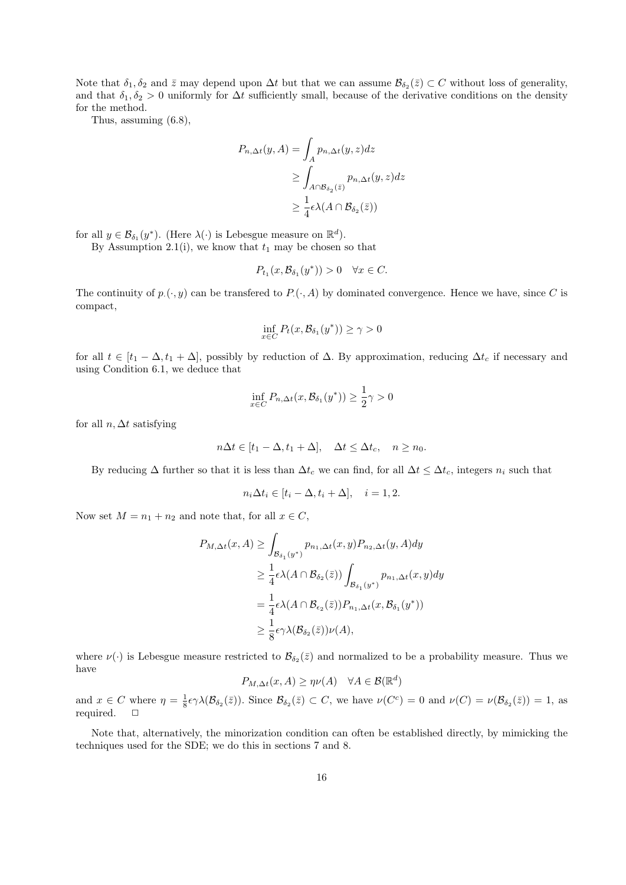Note that $\delta_1, \delta_2$ and $\bar{z}$ may depend upon $\Delta t$ but that we can assume $\mathcal{B}_{\delta_2}(\bar{z}) \subset C$ without loss of generality, and that $\delta_1, \delta_2 > 0$ uniformly for $\Delta t$ sufficiently small, because of the derivative conditions on the density for the method.

Thus, assuming (6.8),

$$
\begin{aligned}
P_{n,\Delta t}(y, A) &= \int_A p_{n,\Delta t}(y, z) dz \\
&\geq \int_{A \cap \mathcal{B}_{\delta_2}(\bar{z})} p_{n,\Delta t}(y, z) dz \\
&\geq \frac{1}{4} \epsilon \lambda(A \cap \mathcal{B}_{\delta_2}(\bar{z}))
\end{aligned}
$$

for all $y \in \mathcal{B}_{\delta_1}(y^*)$. (Here $\lambda(\cdot)$ is Lebesgue measure on $\mathbb{R}^d$).

By Assumption 2.1(i), we know that $t_1$ may be chosen so that

$$
P_{t_1}(x, \mathcal{B}_{\delta_1}(y^*)) > 0 \quad \forall x \in C.
$$

The continuity of $p_\cdot(\cdot, y)$ can be transfered to $P_\cdot(\cdot, A)$ by dominated convergence. Hence we have, since $C$ is compact,

$$
\inf_{x \in C} P_t(x, \mathcal{B}_{\delta_1}(y^*)) \geq \gamma > 0
$$

for all $t \in [t_1 - \Delta, t_1 + \Delta]$, possibly by reduction of $\Delta$. By approximation, reducing $\Delta t_c$ if necessary and using Condition 6.1, we deduce that

$$
\inf_{x \in C} P_{n,\Delta t}(x, \mathcal{B}_{\delta_1}(y^*)) \geq \frac{1}{2} \gamma > 0
$$

for all $n, \Delta t$ satisfying

$$
n\Delta t \in [t_1 - \Delta, t_1 + \Delta], \quad \Delta t \leq \Delta t_c, \quad n \geq n_0.
$$

By reducing $\Delta$ further so that it is less than $\Delta t_c$ we can find, for all $\Delta t \leq \Delta t_c$, integers $n_i$ such that

$$
n_i \Delta t_i \in [t_i - \Delta, t_i + \Delta], \quad i = 1, 2.
$$

Now set $M = n_1 + n_2$ and note that, for all $x \in C$,

$$
\begin{aligned}
P_{M,\Delta t}(x, A) &\geq \int_{\mathcal{B}_{\delta_1}(y^*)} p_{n_1,\Delta t}(x, y) P_{n_2,\Delta t}(y, A) dy \\
&\geq \frac{1}{4} \epsilon \lambda(A \cap \mathcal{B}_{\delta_2}(\bar{z})) \int_{\mathcal{B}_{\delta_1}(y^*)} p_{n_1,\Delta t}(x, y) dy \\
&= \frac{1}{4} \epsilon \lambda(A \cap \mathcal{B}_{\epsilon_2}(\bar{z})) P_{n_1,\Delta t}(x, \mathcal{B}_{\delta_1}(y^*)) \\
&\geq \frac{1}{8} \epsilon \gamma \lambda(\mathcal{B}_{\delta_2}(\bar{z})) \nu(A),
\end{aligned}
$$

where $\nu(\cdot)$ is Lebesgue measure restricted to $\mathcal{B}_{\delta_2}(\bar{z})$ and normalized to be a probability measure. Thus we have

$$
P_{M,\Delta t}(x, A) \geq \eta \nu(A) \quad \forall A \in \mathcal{B}(\mathbb{R}^d)
$$

and $x \in C$ where $\eta = \frac{1}{8} \epsilon \gamma \lambda(\mathcal{B}_{\delta_2}(\bar{z}))$. Since $\mathcal{B}_{\delta_2}(\bar{z}) \subset C$, we have $\nu(C^c) = 0$ and $\nu(C) = \nu(\mathcal{B}_{\delta_2}(\bar{z})) = 1$, as required. $\square$

Note that, alternatively, the minorization condition can often be established directly, by mimicking the techniques used for the SDE; we do this in sections 7 and 8.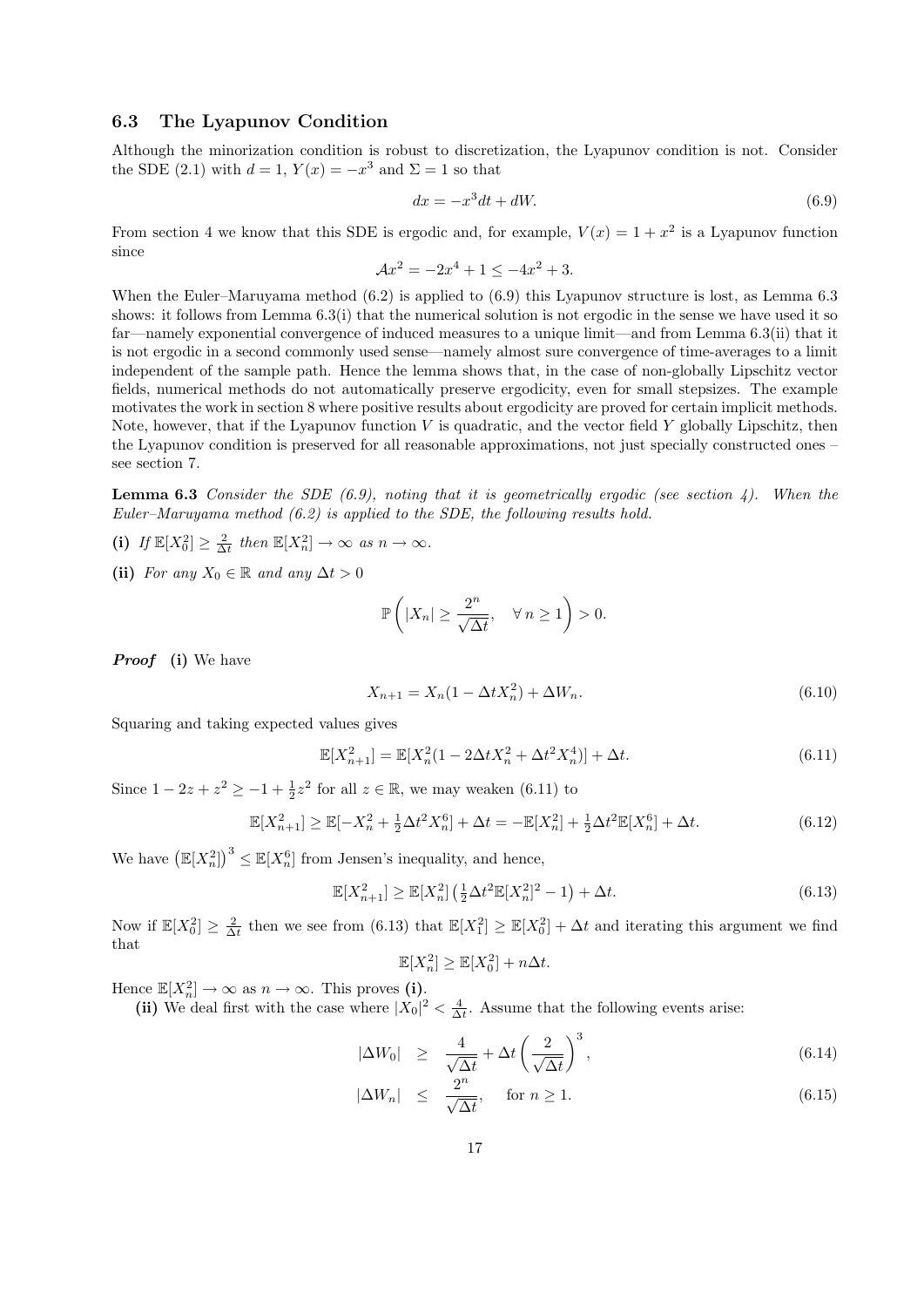### 6.3 The Lyapunov Condition

Although the minorization condition is robust to discretization, the Lyapunov condition is not. Consider the SDE (2.1) with $d = 1$, $Y(x) = -x^3$ and $\Sigma = 1$ so that

$$dx = -x^3 dt + dW. \tag{6.9}$$

From section 4 we know that this SDE is ergodic and, for example, $V(x) = 1 + x^2$ is a Lyapunov function since

$$\mathcal{A}x^2 = -2x^4 + 1 \leq -4x^2 + 3.$$

When the Euler–Maruyama method (6.2) is applied to (6.9) this Lyapunov structure is lost, as Lemma 6.3 shows: it follows from Lemma 6.3(i) that the numerical solution is not ergodic in the sense we have used it so far—namely exponential convergence of induced measures to a unique limit—and from Lemma 6.3(ii) that it is not ergodic in a second commonly used sense—namely almost sure convergence of time-averages to a limit independent of the sample path. Hence the lemma shows that, in the case of non-globally Lipschitz vector fields, numerical methods do not automatically preserve ergodicity, even for small stepsizes. The example motivates the work in section 8 where positive results about ergodicity are proved for certain implicit methods. Note, however, that if the Lyapunov function $V$ is quadratic, and the vector field $Y$ globally Lipschitz, then the Lyapunov condition is preserved for all reasonable approximations, not just specially constructed ones – see section 7.

**Lemma 6.3** *Consider the SDE (6.9), noting that it is geometrically ergodic (see section 4). When the Euler–Maruyama method (6.2) is applied to the SDE, the following results hold.*

**(i)** *If $\mathbb{E}[X_0^2] \geq \frac{2}{\Delta t}$ then $\mathbb{E}[X_n^2] \to \infty$ as $n \to \infty$.*

**(ii)** *For any $X_0 \in \mathbb{R}$ and any $\Delta t > 0$*

$$\mathbb{P}\left(|X_n| \geq \frac{2^n}{\sqrt{\Delta t}}, \quad \forall\, n \geq 1\right) > 0.$$

***Proof*** **(i)** We have

$$X_{n+1} = X_n(1 - \Delta t X_n^2) + \Delta W_n. \tag{6.10}$$

Squaring and taking expected values gives

$$\mathbb{E}[X_{n+1}^2] = \mathbb{E}[X_n^2(1 - 2\Delta t X_n^2 + \Delta t^2 X_n^4)] + \Delta t. \tag{6.11}$$

Since $1 - 2z + z^2 \geq -1 + \frac{1}{2}z^2$ for all $z \in \mathbb{R}$, we may weaken (6.11) to

$$\mathbb{E}[X_{n+1}^2] \geq \mathbb{E}[-X_n^2 + \tfrac{1}{2}\Delta t^2 X_n^6] + \Delta t = -\mathbb{E}[X_n^2] + \tfrac{1}{2}\Delta t^2 \mathbb{E}[X_n^6] + \Delta t. \tag{6.12}$$

We have $\left(\mathbb{E}[X_n^2]\right)^3 \leq \mathbb{E}[X_n^6]$ from Jensen's inequality, and hence,

$$\mathbb{E}[X_{n+1}^2] \geq \mathbb{E}[X_n^2]\left(\tfrac{1}{2}\Delta t^2 \mathbb{E}[X_n^2]^2 - 1\right) + \Delta t. \tag{6.13}$$

Now if $\mathbb{E}[X_0^2] \geq \frac{2}{\Delta t}$ then we see from (6.13) that $\mathbb{E}[X_1^2] \geq \mathbb{E}[X_0^2] + \Delta t$ and iterating this argument we find that

$$\mathbb{E}[X_n^2] \geq \mathbb{E}[X_0^2] + n\Delta t.$$

Hence $\mathbb{E}[X_n^2] \to \infty$ as $n \to \infty$. This proves **(i)**.

**(ii)** We deal first with the case where $|X_0|^2 < \frac{4}{\Delta t}$. Assume that the following events arise:

$$|\Delta W_0| \geq \frac{4}{\sqrt{\Delta t}} + \Delta t \left(\frac{2}{\sqrt{\Delta t}}\right)^3, \tag{6.14}$$

$$|\Delta W_n| \leq \frac{2^n}{\sqrt{\Delta t}}, \quad \text{for } n \geq 1. \tag{6.15}$$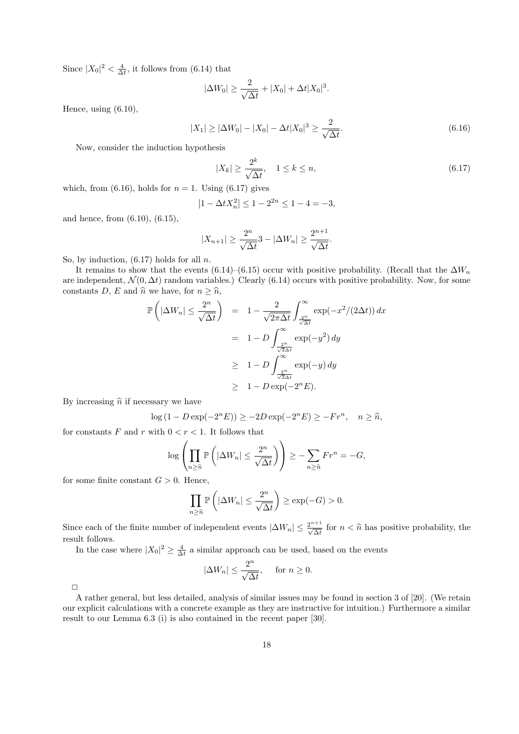Since $|X_0|^2 < \frac{4}{\Delta t}$, it follows from (6.14) that

$$|\Delta W_0| \geq \frac{2}{\sqrt{\Delta t}} + |X_0| + \Delta t|X_0|^3.$$

Hence, using (6.10),

$$|X_1| \geq |\Delta W_0| - |X_0| - \Delta t|X_0|^3 \geq \frac{2}{\sqrt{\Delta t}}. \tag{6.16}$$

Now, consider the induction hypothesis

$$|X_k| \geq \frac{2^k}{\sqrt{\Delta t}}, \quad 1 \leq k \leq n, \tag{6.17}$$

which, from (6.16), holds for $n = 1$. Using (6.17) gives

$$[1 - \Delta t X_n^2] \leq 1 - 2^{2n} \leq 1 - 4 = -3,$$

and hence, from (6.10), (6.15),

$$|X_{n+1}| \geq \frac{2^n}{\sqrt{\Delta t}} 3 - |\Delta W_n| \geq \frac{2^{n+1}}{\sqrt{\Delta t}}.$$

So, by induction, (6.17) holds for all $n$.

It remains to show that the events (6.14)–(6.15) occur with positive probability. (Recall that the $\Delta W_n$ are independent, $\mathcal{N}(0, \Delta t)$ random variables.) Clearly (6.14) occurs with positive probability. Now, for some constants $D$, $E$ and $\widehat{n}$ we have, for $n \geq \widehat{n}$,

$$\begin{aligned}
\mathbb{P}\left(|\Delta W_n| \leq \frac{2^n}{\sqrt{\Delta t}}\right) &= 1 - \frac{2}{\sqrt{2\pi\Delta t}} \int_{\frac{2^n}{\sqrt{\Delta t}}}^{\infty} \exp(-x^2/(2\Delta t))\, dx \\
&= 1 - D \int_{\frac{2^n}{\sqrt{2}\Delta t}}^{\infty} \exp(-y^2)\, dy \\
&\geq 1 - D \int_{\frac{2^n}{\sqrt{2}\Delta t}}^{\infty} \exp(-y)\, dy \\
&\geq 1 - D \exp(-2^n E).
\end{aligned}$$

By increasing $\widehat{n}$ if necessary we have

$$\log\left(1 - D\exp(-2^n E)\right) \geq -2D\exp(-2^n E) \geq -Fr^n, \quad n \geq \widehat{n},$$

for constants $F$ and $r$ with $0 < r < 1$. It follows that

$$\log\left(\prod_{n \geq \widehat{n}} \mathbb{P}\left(|\Delta W_n| \leq \frac{2^n}{\sqrt{\Delta t}}\right)\right) \geq -\sum_{n \geq \widehat{n}} Fr^n = -G,$$

for some finite constant $G > 0$. Hence,

$$\prod_{n \geq \widehat{n}} \mathbb{P}\left(|\Delta W_n| \leq \frac{2^n}{\sqrt{\Delta t}}\right) \geq \exp(-G) > 0.$$

Since each of the finite number of independent events $|\Delta W_n| \leq \frac{2^{n+1}}{\sqrt{\Delta t}}$ for $n < \widehat{n}$ has positive probability, the result follows.

In the case where $|X_0|^2 \geq \frac{4}{\Delta t}$ a similar approach can be used, based on the events

$$|\Delta W_n| \leq \frac{2^n}{\sqrt{\Delta t}}, \quad \text{for } n \geq 0.$$

□

A rather general, but less detailed, analysis of similar issues may be found in section 3 of [20]. (We retain our explicit calculations with a concrete example as they are instructive for intuition.) Furthermore a similar result to our Lemma 6.3 (i) is also contained in the recent paper [30].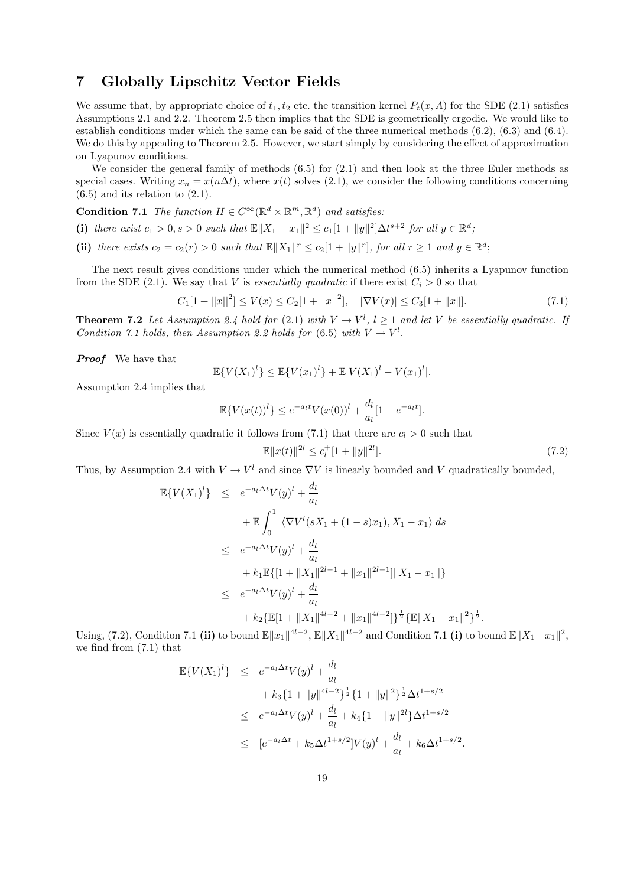## 7 Globally Lipschitz Vector Fields

We assume that, by appropriate choice of $t_1, t_2$ etc. the transition kernel $P_t(x, A)$ for the SDE (2.1) satisfies Assumptions 2.1 and 2.2. Theorem 2.5 then implies that the SDE is geometrically ergodic. We would like to establish conditions under which the same can be said of the three numerical methods (6.2), (6.3) and (6.4). We do this by appealing to Theorem 2.5. However, we start simply by considering the effect of approximation on Lyapunov conditions.

We consider the general family of methods (6.5) for (2.1) and then look at the three Euler methods as special cases. Writing $x_n = x(n\Delta t)$, where $x(t)$ solves (2.1), we consider the following conditions concerning (6.5) and its relation to (2.1).

**Condition 7.1** *The function $H \in C^\infty(\mathbb{R}^d \times \mathbb{R}^m, \mathbb{R}^d)$ and satisfies:*

**(i)** *there exist $c_1 > 0, s > 0$ such that $\mathbb{E}\|X_1 - x_1\|^2 \leq c_1[1 + \|y\|^2]\Delta t^{s+2}$ for all $y \in \mathbb{R}^d$;*

**(ii)** *there exists $c_2 = c_2(r) > 0$ such that $\mathbb{E}\|X_1\|^r \leq c_2[1 + \|y\|^r]$, for all $r \geq 1$ and $y \in \mathbb{R}^d$;*

The next result gives conditions under which the numerical method (6.5) inherits a Lyapunov function from the SDE (2.1). We say that $V$ is *essentially quadratic* if there exist $C_i > 0$ so that

$$C_1[1 + ||x||^2] \leq V(x) \leq C_2[1 + ||x||^2], \quad |\nabla V(x)| \leq C_3[1 + \|x\|]. \tag{7.1}$$

**Theorem 7.2** *Let Assumption 2.4 hold for (2.1) with $V \to V^l$, $l \geq 1$ and let $V$ be essentially quadratic. If Condition 7.1 holds, then Assumption 2.2 holds for (6.5) with $V \to V^l$.*

***Proof*** We have that

$$\mathbb{E}\{V(X_1)^l\} \leq \mathbb{E}\{V(x_1)^l\} + \mathbb{E}|V(X_1)^l - V(x_1)^l|.$$

Assumption 2.4 implies that

$$\mathbb{E}\{V(x(t))^l\} \leq e^{-a_l t} V(x(0))^l + \frac{d_l}{a_l}[1 - e^{-a_l t}].$$

Since $V(x)$ is essentially quadratic it follows from (7.1) that there are $c_l > 0$ such that

$$\mathbb{E}\|x(t)\|^{2l} \leq c_l^+[1 + \|y\|^{2l}]. \tag{7.2}$$

Thus, by Assumption 2.4 with $V \to V^l$ and since $\nabla V$ is linearly bounded and $V$ quadratically bounded,

$$\begin{aligned}
\mathbb{E}\{V(X_1)^l\} &\leq e^{-a_l \Delta t} V(y)^l + \frac{d_l}{a_l} \\
&\quad + \mathbb{E}\int_0^1 |\langle \nabla V^l(sX_1 + (1-s)x_1), X_1 - x_1\rangle| ds \\
&\leq e^{-a_l \Delta t} V(y)^l + \frac{d_l}{a_l} \\
&\quad + k_1 \mathbb{E}\{[1 + \|X_1\|^{2l-1} + \|x_1\|^{2l-1}]\|X_1 - x_1\|\} \\
&\leq e^{-a_l \Delta t} V(y)^l + \frac{d_l}{a_l} \\
&\quad + k_2\{\mathbb{E}[1 + \|X_1\|^{4l-2} + \|x_1\|^{4l-2}]\}^{\frac{1}{2}}\{\mathbb{E}\|X_1 - x_1\|^2\}^{\frac{1}{2}}.
\end{aligned}$$

Using, (7.2), Condition 7.1 **(ii)** to bound $\mathbb{E}\|x_1\|^{4l-2}$, $\mathbb{E}\|X_1\|^{4l-2}$ and Condition 7.1 **(i)** to bound $\mathbb{E}\|X_1 - x_1\|^2$, we find from (7.1) that

$$\begin{aligned}
\mathbb{E}\{V(X_1)^l\} &\leq e^{-a_l \Delta t} V(y)^l + \frac{d_l}{a_l} \\
&\quad + k_3\{1 + \|y\|^{4l-2}\}^{\frac{1}{2}}\{1 + \|y\|^2\}^{\frac{1}{2}} \Delta t^{1+s/2} \\
&\leq e^{-a_l \Delta t} V(y)^l + \frac{d_l}{a_l} + k_4\{1 + \|y\|^{2l}\}\Delta t^{1+s/2} \\
&\leq [e^{-a_l \Delta t} + k_5 \Delta t^{1+s/2}] V(y)^l + \frac{d_l}{a_l} + k_6 \Delta t^{1+s/2}.
\end{aligned}$$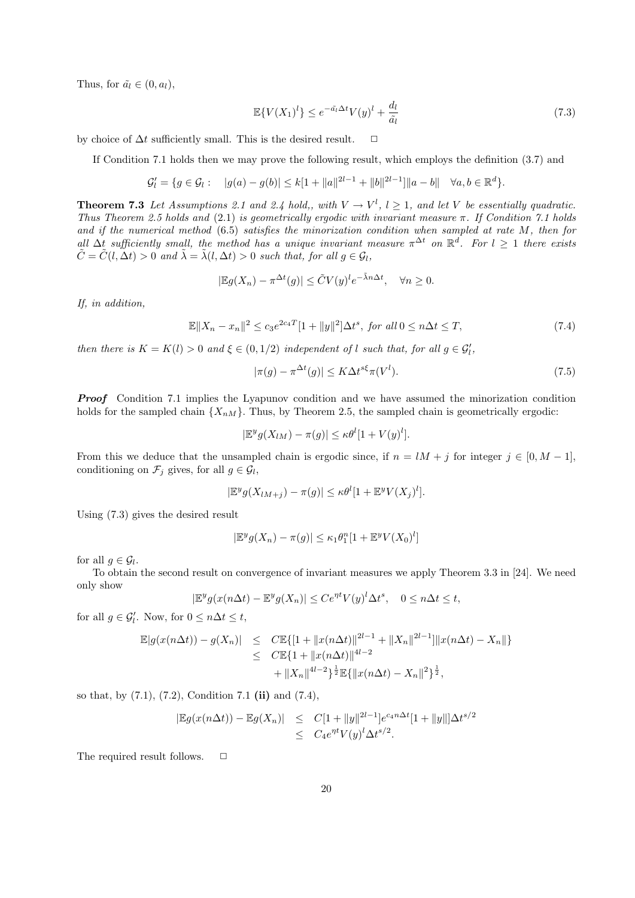Thus, for $\tilde{a}_l \in (0, a_l)$,

$$\mathbb{E}\{V(X_1)^l\} \leq e^{-\tilde{a}_l \Delta t} V(y)^l + \frac{d_l}{\tilde{a}_l} \tag{7.3}$$

by choice of $\Delta t$ sufficiently small. This is the desired result. $\square$

If Condition 7.1 holds then we may prove the following result, which employs the definition (3.7) and

$$\mathcal{G}'_l = \{g \in \mathcal{G}_l : \quad |g(a) - g(b)| \leq k[1 + \|a\|^{2l-1} + \|b\|^{2l-1}]\|a - b\| \quad \forall a, b \in \mathbb{R}^d\}.$$

**Theorem 7.3** *Let Assumptions 2.1 and 2.4 hold,, with $V \to V^l$, $l \geq 1$, and let $V$ be essentially quadratic. Thus Theorem 2.5 holds and (2.1) is geometrically ergodic with invariant measure $\pi$. If Condition 7.1 holds and if the numerical method (6.5) satisfies the minorization condition when sampled at rate $M$, then for all $\Delta t$ sufficiently small, the method has a unique invariant measure $\pi^{\Delta t}$ on $\mathbb{R}^d$. For $l \geq 1$ there exists $\tilde{C} = \tilde{C}(l, \Delta t) > 0$ and $\tilde{\lambda} = \tilde{\lambda}(l, \Delta t) > 0$ such that, for all $g \in \mathcal{G}_l$,*

$$|\mathbb{E}g(X_n) - \pi^{\Delta t}(g)| \leq \tilde{C} V(y)^l e^{-\tilde{\lambda} n \Delta t}, \quad \forall n \geq 0.$$

*If, in addition,*

$$\mathbb{E}\|X_n - x_n\|^2 \leq c_3 e^{2c_4 T}[1 + \|y\|^2]\Delta t^s, \text{ for all } 0 \leq n\Delta t \leq T, \tag{7.4}$$

*then there is $K = K(l) > 0$ and $\xi \in (0, 1/2)$ independent of $l$ such that, for all $g \in \mathcal{G}'_l$,*

$$|\pi(g) - \pi^{\Delta t}(g)| \leq K \Delta t^{s\xi} \pi(V^l). \tag{7.5}$$

***Proof*** Condition 7.1 implies the Lyapunov condition and we have assumed the minorization condition holds for the sampled chain $\{X_{nM}\}$. Thus, by Theorem 2.5, the sampled chain is geometrically ergodic:

$$|\mathbb{E}^y g(X_{lM}) - \pi(g)| \leq \kappa \theta^l [1 + V(y)^l].$$

From this we deduce that the unsampled chain is ergodic since, if $n = lM + j$ for integer $j \in [0, M-1]$, conditioning on $\mathcal{F}_j$ gives, for all $g \in \mathcal{G}_l$,

$$|\mathbb{E}^y g(X_{lM+j}) - \pi(g)| \leq \kappa \theta^l [1 + \mathbb{E}^y V(X_j)^l].$$

Using (7.3) gives the desired result

$$|\mathbb{E}^y g(X_n) - \pi(g)| \leq \kappa_1 \theta_1^n [1 + \mathbb{E}^y V(X_0)^l]$$

for all $g \in \mathcal{G}_l$.

To obtain the second result on convergence of invariant measures we apply Theorem 3.3 in [24]. We need only show

$$|\mathbb{E}^y g(x(n\Delta t) - \mathbb{E}^y g(X_n)| \leq C e^{\eta t} V(y)^l \Delta t^s, \quad 0 \leq n\Delta t \leq t,$$

for all $g \in \mathcal{G}'_l$. Now, for $0 \leq n\Delta t \leq t$,

$$\begin{aligned}
\mathbb{E}|g(x(n\Delta t)) - g(X_n)| &\leq C\mathbb{E}\{[1 + \|x(n\Delta t)\|^{2l-1} + \|X_n\|^{2l-1}]\|x(n\Delta t) - X_n\|\} \\
&\leq C\mathbb{E}\{1 + \|x(n\Delta t)\|^{4l-2} \\
&\qquad + \|X_n\|^{4l-2}\}^{\frac{1}{2}} \mathbb{E}\{\|x(n\Delta t) - X_n\|^2\}^{\frac{1}{2}},
\end{aligned}$$

so that, by (7.1), (7.2), Condition 7.1 **(ii)** and (7.4),

$$\begin{aligned}
|\mathbb{E}g(x(n\Delta t)) - \mathbb{E}g(X_n)| &\leq C[1 + \|y\|^{2l-1}] e^{c_4 n \Delta t}[1 + \|y\|]\Delta t^{s/2} \\
&\leq C_4 e^{\eta t} V(y)^l \Delta t^{s/2}.
\end{aligned}$$

The required result follows. $\square$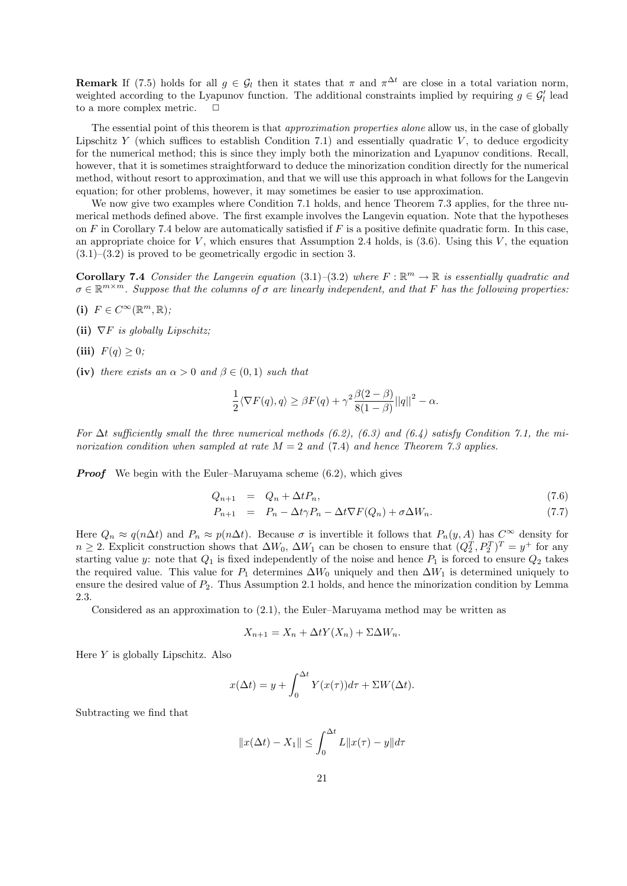**Remark** If (7.5) holds for all $g \in \mathcal{G}_l$ then it states that $\pi$ and $\pi^{\Delta t}$ are close in a total variation norm, weighted according to the Lyapunov function. The additional constraints implied by requiring $g \in \mathcal{G}_l'$ lead to a more complex metric. □

The essential point of this theorem is that *approximation properties alone* allow us, in the case of globally Lipschitz $Y$ (which suffices to establish Condition 7.1) and essentially quadratic $V$, to deduce ergodicity for the numerical method; this is since they imply both the minorization and Lyapunov conditions. Recall, however, that it is sometimes straightforward to deduce the minorization condition directly for the numerical method, without resort to approximation, and that we will use this approach in what follows for the Langevin equation; for other problems, however, it may sometimes be easier to use approximation.

We now give two examples where Condition 7.1 holds, and hence Theorem 7.3 applies, for the three numerical methods defined above. The first example involves the Langevin equation. Note that the hypotheses on $F$ in Corollary 7.4 below are automatically satisfied if $F$ is a positive definite quadratic form. In this case, an appropriate choice for $V$, which ensures that Assumption 2.4 holds, is (3.6). Using this $V$, the equation (3.1)–(3.2) is proved to be geometrically ergodic in section 3.

**Corollary 7.4** *Consider the Langevin equation (3.1)–(3.2) where $F : \mathbb{R}^m \to \mathbb{R}$ is essentially quadratic and $\sigma \in \mathbb{R}^{m\times m}$. Suppose that the columns of $\sigma$ are linearly independent, and that $F$ has the following properties:*

**(i)** $F \in C^\infty(\mathbb{R}^m, \mathbb{R})$*;*

**(ii)** $\nabla F$ *is globally Lipschitz;*

**(iii)** $F(q) \geq 0$*;*

**(iv)** *there exists an $\alpha > 0$ and $\beta \in (0, 1)$ such that*

$$\frac{1}{2}\langle \nabla F(q), q\rangle \geq \beta F(q) + \gamma^2 \frac{\beta(2-\beta)}{8(1-\beta)}||q||^2 - \alpha.$$

*For $\Delta t$ sufficiently small the three numerical methods (6.2), (6.3) and (6.4) satisfy Condition 7.1, the minorization condition when sampled at rate $M = 2$ and (7.4) and hence Theorem 7.3 applies.*

***Proof*** We begin with the Euler–Maruyama scheme (6.2), which gives

$$Q_{n+1} = Q_n + \Delta t P_n, \tag{7.6}$$

$$P_{n+1} = P_n - \Delta t\gamma P_n - \Delta t \nabla F(Q_n) + \sigma \Delta W_n. \tag{7.7}$$

Here $Q_n \approx q(n\Delta t)$ and $P_n \approx p(n\Delta t)$. Because $\sigma$ is invertible it follows that $P_n(y, A)$ has $C^\infty$ density for $n \geq 2$. Explicit construction shows that $\Delta W_0$, $\Delta W_1$ can be chosen to ensure that $(Q_2^T, P_2^T)^T = y^+$ for any starting value $y$: note that $Q_1$ is fixed independently of the noise and hence $P_1$ is forced to ensure $Q_2$ takes the required value. This value for $P_1$ determines $\Delta W_0$ uniquely and then $\Delta W_1$ is determined uniquely to ensure the desired value of $P_2$. Thus Assumption 2.1 holds, and hence the minorization condition by Lemma 2.3.

Considered as an approximation to (2.1), the Euler–Maruyama method may be written as

$$X_{n+1} = X_n + \Delta t Y(X_n) + \Sigma \Delta W_n.$$

Here $Y$ is globally Lipschitz. Also

$$x(\Delta t) = y + \int_0^{\Delta t} Y(x(\tau))d\tau + \Sigma W(\Delta t).$$

Subtracting we find that

$$\|x(\Delta t) - X_1\| \leq \int_0^{\Delta t} L\|x(\tau) - y\|d\tau$$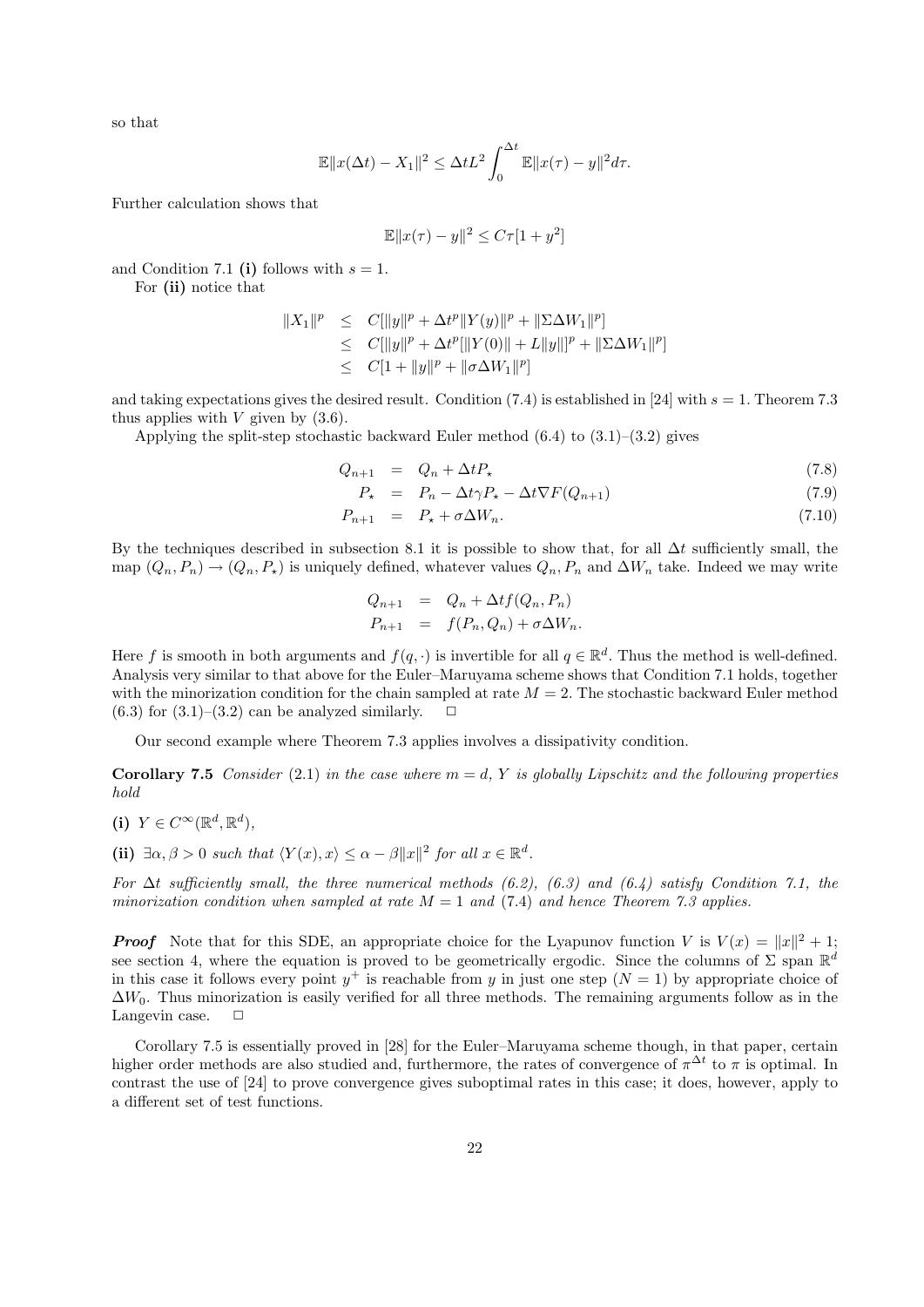so that

$$\mathbb{E}\|x(\Delta t) - X_1\|^2 \leq \Delta t L^2 \int_0^{\Delta t} \mathbb{E}\|x(\tau) - y\|^2 d\tau.$$

Further calculation shows that

$$\mathbb{E}\|x(\tau) - y\|^2 \leq C\tau[1 + y^2]$$

and Condition 7.1 **(i)** follows with $s = 1$.

For **(ii)** notice that

$$\begin{aligned}
\|X_1\|^p &\leq C[\|y\|^p + \Delta t^p \|Y(y)\|^p + \|\Sigma \Delta W_1\|^p] \\
&\leq C[\|y\|^p + \Delta t^p [\|Y(0)\| + L\|y\|]^p + \|\Sigma \Delta W_1\|^p] \\
&\leq C[1 + \|y\|^p + \|\sigma \Delta W_1\|^p]
\end{aligned}$$

and taking expectations gives the desired result. Condition (7.4) is established in [24] with $s = 1$. Theorem 7.3 thus applies with $V$ given by (3.6).

Applying the split-step stochastic backward Euler method (6.4) to (3.1)–(3.2) gives

$$Q_{n+1} = Q_n + \Delta t P_\star \tag{7.8}$$

$$P_\star = P_n - \Delta t \gamma P_\star - \Delta t \nabla F(Q_{n+1}) \tag{7.9}$$

$$P_{n+1} = P_\star + \sigma \Delta W_n. \tag{7.10}$$

By the techniques described in subsection 8.1 it is possible to show that, for all $\Delta t$ sufficiently small, the map $(Q_n, P_n) \to (Q_n, P_\star)$ is uniquely defined, whatever values $Q_n, P_n$ and $\Delta W_n$ take. Indeed we may write

$$\begin{aligned}
Q_{n+1} &= Q_n + \Delta t f(Q_n, P_n) \\
P_{n+1} &= f(P_n, Q_n) + \sigma \Delta W_n.
\end{aligned}$$

Here $f$ is smooth in both arguments and $f(q, \cdot)$ is invertible for all $q \in \mathbb{R}^d$. Thus the method is well-defined. Analysis very similar to that above for the Euler–Maruyama scheme shows that Condition 7.1 holds, together with the minorization condition for the chain sampled at rate $M = 2$. The stochastic backward Euler method (6.3) for (3.1)–(3.2) can be analyzed similarly. □

Our second example where Theorem 7.3 applies involves a dissipativity condition.

**Corollary 7.5** *Consider* (2.1) *in the case where $m = d$, $Y$ is globally Lipschitz and the following properties hold*

**(i)** $Y \in C^\infty(\mathbb{R}^d, \mathbb{R}^d)$,

**(ii)** $\exists \alpha, \beta > 0$ *such that* $\langle Y(x), x \rangle \leq \alpha - \beta \|x\|^2$ *for all* $x \in \mathbb{R}^d$.

*For $\Delta t$ sufficiently small, the three numerical methods (6.2), (6.3) and (6.4) satisfy Condition 7.1, the minorization condition when sampled at rate $M = 1$ and (7.4) and hence Theorem 7.3 applies.*

***Proof*** Note that for this SDE, an appropriate choice for the Lyapunov function $V$ is $V(x) = \|x\|^2 + 1$; see section 4, where the equation is proved to be geometrically ergodic. Since the columns of $\Sigma$ span $\mathbb{R}^d$ in this case it follows every point $y^+$ is reachable from $y$ in just one step ($N = 1$) by appropriate choice of $\Delta W_0$. Thus minorization is easily verified for all three methods. The remaining arguments follow as in the Langevin case. □

Corollary 7.5 is essentially proved in [28] for the Euler–Maruyama scheme though, in that paper, certain higher order methods are also studied and, furthermore, the rates of convergence of $\pi^{\Delta t}$ to $\pi$ is optimal. In contrast the use of [24] to prove convergence gives suboptimal rates in this case; it does, however, apply to a different set of test functions.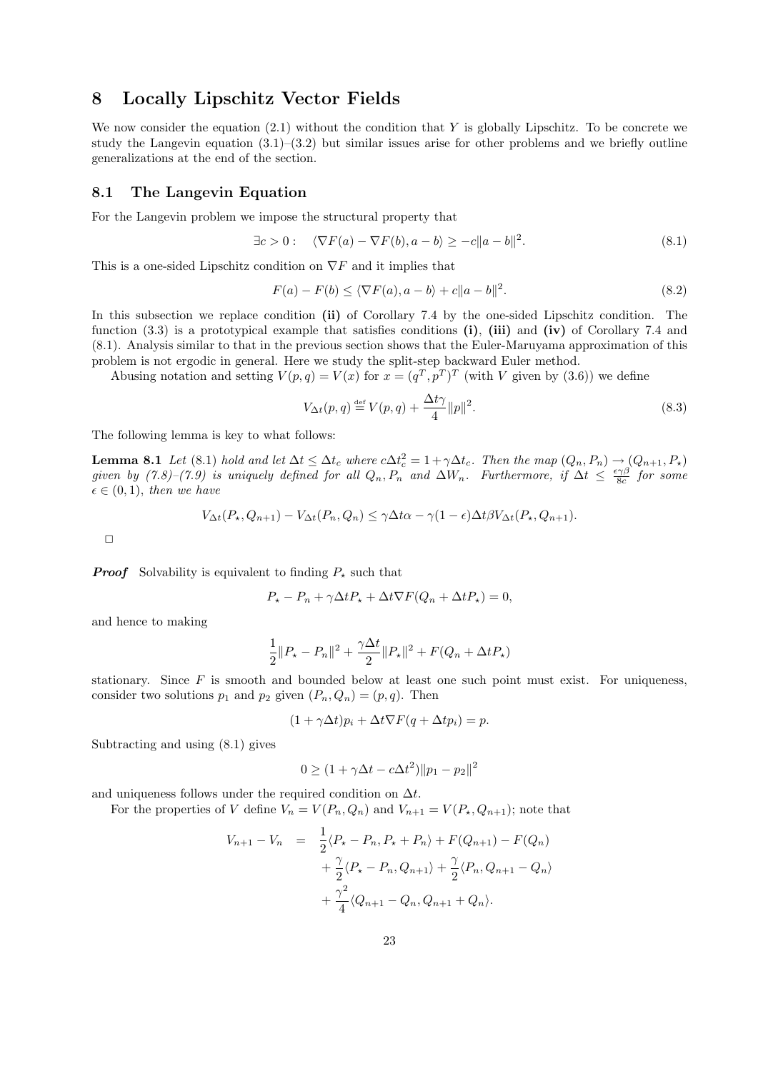# 8 Locally Lipschitz Vector Fields

We now consider the equation (2.1) without the condition that $Y$ is globally Lipschitz. To be concrete we study the Langevin equation (3.1)–(3.2) but similar issues arise for other problems and we briefly outline generalizations at the end of the section.

## 8.1 The Langevin Equation

For the Langevin problem we impose the structural property that

$$\exists c > 0 : \quad \langle \nabla F(a) - \nabla F(b), a - b \rangle \geq -c\|a - b\|^2. \tag{8.1}$$

This is a one-sided Lipschitz condition on $\nabla F$ and it implies that

$$F(a) - F(b) \leq \langle \nabla F(a), a - b \rangle + c\|a - b\|^2. \tag{8.2}$$

In this subsection we replace condition **(ii)** of Corollary 7.4 by the one-sided Lipschitz condition. The function (3.3) is a prototypical example that satisfies conditions **(i)**, **(iii)** and **(iv)** of Corollary 7.4 and (8.1). Analysis similar to that in the previous section shows that the Euler-Maruyama approximation of this problem is not ergodic in general. Here we study the split-step backward Euler method.

Abusing notation and setting $V(p, q) = V(x)$ for $x = (q^T, p^T)^T$ (with $V$ given by (3.6)) we define

$$V_{\Delta t}(p, q) \stackrel{\text{def}}{=} V(p, q) + \frac{\Delta t \gamma}{4}\|p\|^2. \tag{8.3}$$

The following lemma is key to what follows:

**Lemma 8.1** *Let (8.1) hold and let $\Delta t \leq \Delta t_c$ where $c\Delta t_c^2 = 1 + \gamma \Delta t_c$. Then the map $(Q_n, P_n) \to (Q_{n+1}, P_\star)$ given by (7.8)–(7.9) is uniquely defined for all $Q_n, P_n$ and $\Delta W_n$. Furthermore, if $\Delta t \leq \frac{\epsilon\gamma\beta}{8c}$ for some $\epsilon \in (0, 1)$, then we have*

$$V_{\Delta t}(P_\star, Q_{n+1}) - V_{\Delta t}(P_n, Q_n) \leq \gamma \Delta t \alpha - \gamma(1 - \epsilon)\Delta t \beta V_{\Delta t}(P_\star, Q_{n+1}).$$

□

***Proof*** Solvability is equivalent to finding $P_\star$ such that

$$P_\star - P_n + \gamma \Delta t P_\star + \Delta t \nabla F(Q_n + \Delta t P_\star) = 0,$$

and hence to making

$$\frac{1}{2}\|P_\star - P_n\|^2 + \frac{\gamma \Delta t}{2}\|P_\star\|^2 + F(Q_n + \Delta t P_\star)$$

stationary. Since $F$ is smooth and bounded below at least one such point must exist. For uniqueness, consider two solutions $p_1$ and $p_2$ given $(P_n, Q_n) = (p, q)$. Then

$$(1 + \gamma \Delta t)p_i + \Delta t \nabla F(q + \Delta t p_i) = p.$$

Subtracting and using (8.1) gives

$$0 \geq (1 + \gamma \Delta t - c\Delta t^2)\|p_1 - p_2\|^2$$

and uniqueness follows under the required condition on $\Delta t$.

For the properties of $V$ define $V_n = V(P_n, Q_n)$ and $V_{n+1} = V(P_\star, Q_{n+1})$; note that

$$\begin{aligned} V_{n+1} - V_n &= \frac{1}{2}\langle P_\star - P_n, P_\star + P_n \rangle + F(Q_{n+1}) - F(Q_n) \\ &\quad + \frac{\gamma}{2}\langle P_\star - P_n, Q_{n+1} \rangle + \frac{\gamma}{2}\langle P_n, Q_{n+1} - Q_n \rangle \\ &\quad + \frac{\gamma^2}{4}\langle Q_{n+1} - Q_n, Q_{n+1} + Q_n \rangle. \end{aligned}$$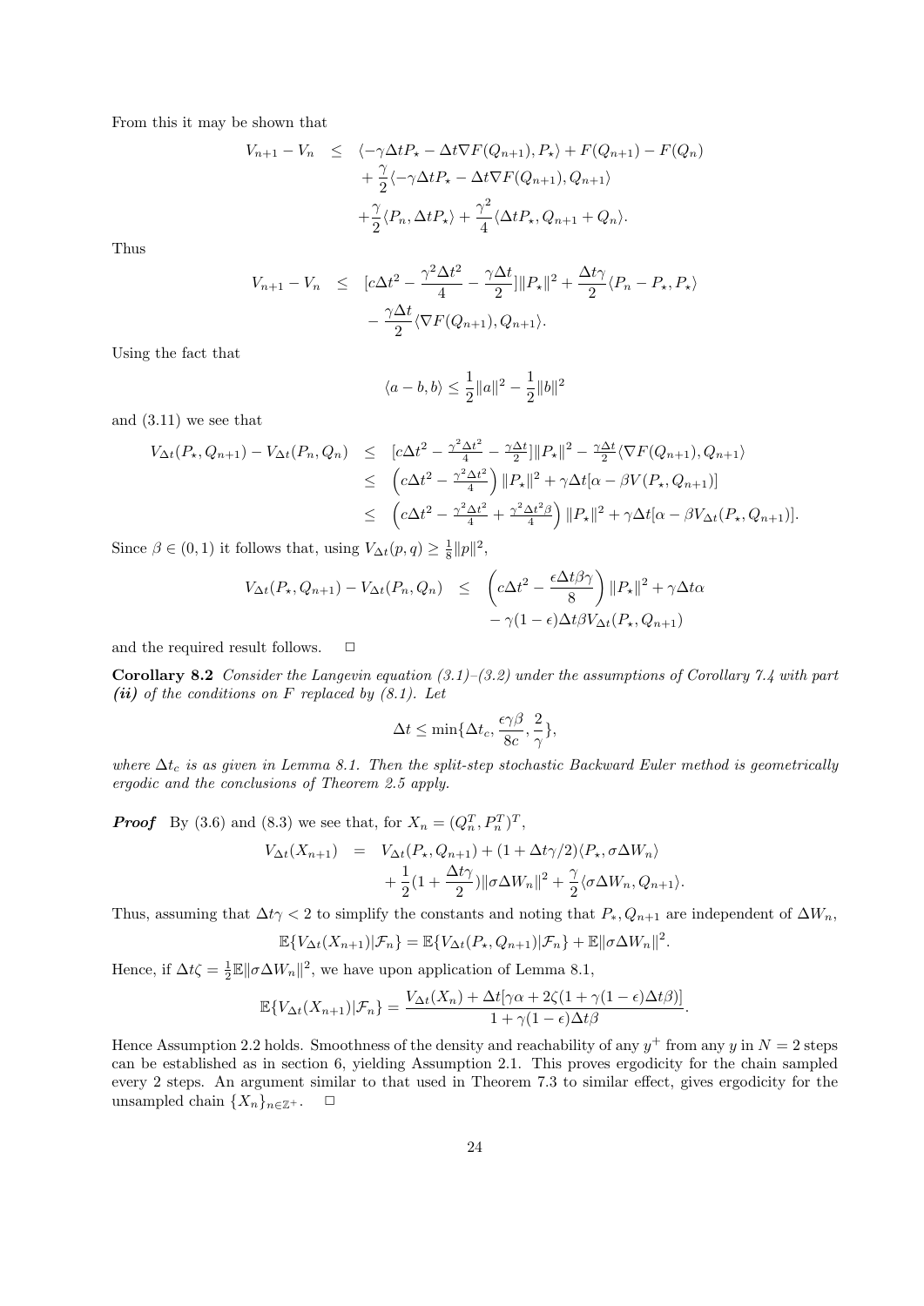From this it may be shown that

$$
\begin{aligned}
V_{n+1} - V_n \quad \leq \quad & \langle -\gamma \Delta t P_\star - \Delta t \nabla F(Q_{n+1}), P_\star \rangle + F(Q_{n+1}) - F(Q_n) \\
& + \frac{\gamma}{2} \langle -\gamma \Delta t P_\star - \Delta t \nabla F(Q_{n+1}), Q_{n+1} \rangle \\
& + \frac{\gamma}{2} \langle P_n, \Delta t P_\star \rangle + \frac{\gamma^2}{4} \langle \Delta t P_\star, Q_{n+1} + Q_n \rangle.
\end{aligned}
$$

Thus

$$
\begin{aligned}
V_{n+1} - V_n \quad \leq \quad & [c\Delta t^2 - \frac{\gamma^2 \Delta t^2}{4} - \frac{\gamma \Delta t}{2}] \|P_\star\|^2 + \frac{\Delta t \gamma}{2} \langle P_n - P_\star, P_\star \rangle \\
& - \frac{\gamma \Delta t}{2} \langle \nabla F(Q_{n+1}), Q_{n+1} \rangle.
\end{aligned}
$$

Using the fact that

$$
\langle a - b, b \rangle \leq \frac{1}{2}\|a\|^2 - \frac{1}{2}\|b\|^2
$$

and (3.11) we see that

$$
\begin{aligned}
V_{\Delta t}(P_\star, Q_{n+1}) - V_{\Delta t}(P_n, Q_n) \quad & \leq \quad [c\Delta t^2 - \tfrac{\gamma^2 \Delta t^2}{4} - \tfrac{\gamma \Delta t}{2}] \|P_\star\|^2 - \tfrac{\gamma \Delta t}{2} \langle \nabla F(Q_{n+1}), Q_{n+1} \rangle \\
& \leq \quad \left( c\Delta t^2 - \tfrac{\gamma^2 \Delta t^2}{4} \right) \|P_\star\|^2 + \gamma \Delta t [\alpha - \beta V(P_\star, Q_{n+1})] \\
& \leq \quad \left( c\Delta t^2 - \tfrac{\gamma^2 \Delta t^2}{4} + \tfrac{\gamma^2 \Delta t^2 \beta}{4} \right) \|P_\star\|^2 + \gamma \Delta t [\alpha - \beta V_{\Delta t}(P_\star, Q_{n+1})].
\end{aligned}
$$

Since $\beta \in (0, 1)$ it follows that, using $V_{\Delta t}(p, q) \geq \frac{1}{8}\|p\|^2$,

$$
\begin{aligned}
V_{\Delta t}(P_\star, Q_{n+1}) - V_{\Delta t}(P_n, Q_n) \quad \leq \quad & \left( c\Delta t^2 - \frac{\epsilon \Delta t \beta \gamma}{8} \right) \|P_\star\|^2 + \gamma \Delta t \alpha \\
& - \gamma (1 - \epsilon) \Delta t \beta V_{\Delta t}(P_\star, Q_{n+1})
\end{aligned}
$$

and the required result follows. $\Box$

**Corollary 8.2** *Consider the Langevin equation (3.1)–(3.2) under the assumptions of Corollary 7.4 with part **(ii)** of the conditions on $F$ replaced by (8.1). Let*

$$
\Delta t \leq \min\{\Delta t_c, \frac{\epsilon \gamma \beta}{8c}, \frac{2}{\gamma}\},
$$

*where $\Delta t_c$ is as given in Lemma 8.1. Then the split-step stochastic Backward Euler method is geometrically ergodic and the conclusions of Theorem 2.5 apply.*

***Proof*** By (3.6) and (8.3) we see that, for $X_n = (Q_n^T, P_n^T)^T$,

$$
\begin{aligned}
V_{\Delta t}(X_{n+1}) \quad = \quad & V_{\Delta t}(P_\star, Q_{n+1}) + (1 + \Delta t \gamma / 2) \langle P_\star, \sigma \Delta W_n \rangle \\
& + \frac{1}{2}(1 + \frac{\Delta t \gamma}{2}) \|\sigma \Delta W_n\|^2 + \frac{\gamma}{2} \langle \sigma \Delta W_n, Q_{n+1} \rangle.
\end{aligned}
$$

Thus, assuming that $\Delta t \gamma < 2$ to simplify the constants and noting that $P_*, Q_{n+1}$ are independent of $\Delta W_n$,

$$
\mathbb{E}\{V_{\Delta t}(X_{n+1}) | \mathcal{F}_n\} = \mathbb{E}\{V_{\Delta t}(P_\star, Q_{n+1}) | \mathcal{F}_n\} + \mathbb{E}\|\sigma \Delta W_n\|^2.
$$

Hence, if $\Delta t \zeta = \frac{1}{2}\mathbb{E}\|\sigma \Delta W_n\|^2$, we have upon application of Lemma 8.1,

$$
\mathbb{E}\{V_{\Delta t}(X_{n+1}) | \mathcal{F}_n\} = \frac{V_{\Delta t}(X_n) + \Delta t[\gamma \alpha + 2\zeta(1 + \gamma(1 - \epsilon)\Delta t \beta)]}{1 + \gamma(1 - \epsilon)\Delta t \beta}.
$$

Hence Assumption 2.2 holds. Smoothness of the density and reachability of any $y^+$ from any $y$ in $N = 2$ steps can be established as in section 6, yielding Assumption 2.1. This proves ergodicity for the chain sampled every 2 steps. An argument similar to that used in Theorem 7.3 to similar effect, gives ergodicity for the unsampled chain $\{X_n\}_{n \in \mathbb{Z}^+}$. $\Box$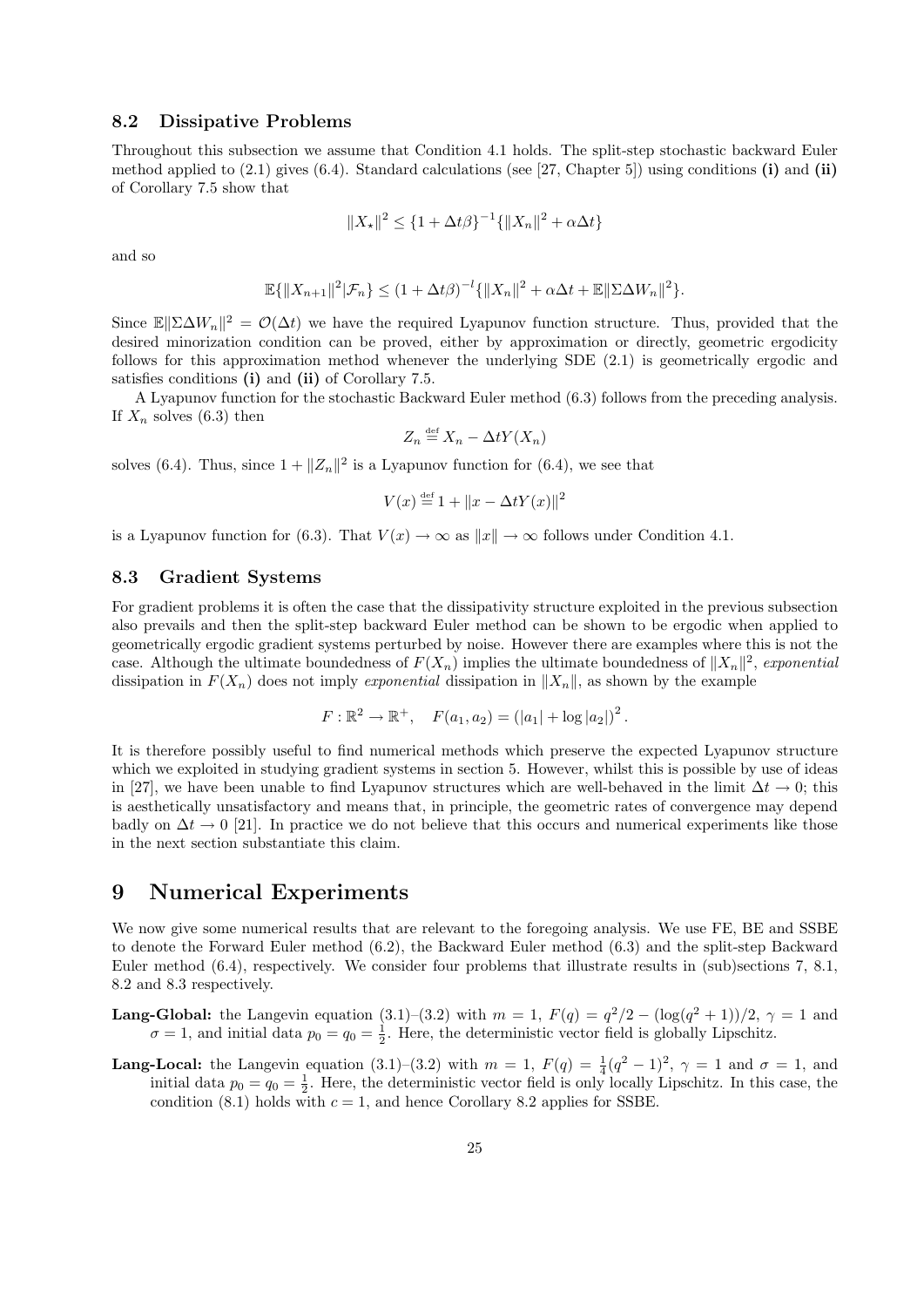### 8.2 Dissipative Problems

Throughout this subsection we assume that Condition 4.1 holds. The split-step stochastic backward Euler method applied to (2.1) gives (6.4). Standard calculations (see [27, Chapter 5]) using conditions **(i)** and **(ii)** of Corollary 7.5 show that

$$\|X_\star\|^2 \leq \{1 + \Delta t\beta\}^{-1}\{\|X_n\|^2 + \alpha\Delta t\}$$

and so

$$\mathbb{E}\{\|X_{n+1}\|^2|\mathcal{F}_n\} \leq (1 + \Delta t\beta)^{-l}\{\|X_n\|^2 + \alpha\Delta t + \mathbb{E}\|\Sigma\Delta W_n\|^2\}.$$

Since $\mathbb{E}\|\Sigma\Delta W_n\|^2 = \mathcal{O}(\Delta t)$ we have the required Lyapunov function structure. Thus, provided that the desired minorization condition can be proved, either by approximation or directly, geometric ergodicity follows for this approximation method whenever the underlying SDE (2.1) is geometrically ergodic and satisfies conditions **(i)** and **(ii)** of Corollary 7.5.

A Lyapunov function for the stochastic Backward Euler method (6.3) follows from the preceding analysis. If $X_n$ solves (6.3) then

$$Z_n \stackrel{\text{def}}{=} X_n - \Delta t Y(X_n)$$

solves (6.4). Thus, since $1 + \|Z_n\|^2$ is a Lyapunov function for (6.4), we see that

$$V(x) \stackrel{\text{def}}{=} 1 + \|x - \Delta t Y(x)\|^2$$

is a Lyapunov function for (6.3). That $V(x) \to \infty$ as $\|x\| \to \infty$ follows under Condition 4.1.

### 8.3 Gradient Systems

For gradient problems it is often the case that the dissipativity structure exploited in the previous subsection also prevails and then the split-step backward Euler method can be shown to be ergodic when applied to geometrically ergodic gradient systems perturbed by noise. However there are examples where this is not the case. Although the ultimate boundedness of $F(X_n)$ implies the ultimate boundedness of $\|X_n\|^2$, *exponential* dissipation in $F(X_n)$ does not imply *exponential* dissipation in $\|X_n\|$, as shown by the example

$$F : \mathbb{R}^2 \to \mathbb{R}^+, \quad F(a_1, a_2) = (|a_1| + \log|a_2|)^2.$$

It is therefore possibly useful to find numerical methods which preserve the expected Lyapunov structure which we exploited in studying gradient systems in section 5. However, whilst this is possible by use of ideas in [27], we have been unable to find Lyapunov structures which are well-behaved in the limit $\Delta t \to 0$; this is aesthetically unsatisfactory and means that, in principle, the geometric rates of convergence may depend badly on $\Delta t \to 0$ [21]. In practice we do not believe that this occurs and numerical experiments like those in the next section substantiate this claim.

## 9 Numerical Experiments

We now give some numerical results that are relevant to the foregoing analysis. We use FE, BE and SSBE to denote the Forward Euler method (6.2), the Backward Euler method (6.3) and the split-step Backward Euler method (6.4), respectively. We consider four problems that illustrate results in (sub)sections 7, 8.1, 8.2 and 8.3 respectively.

**Lang-Global:** the Langevin equation (3.1)–(3.2) with $m = 1$, $F(q) = q^2/2 - (\log(q^2 + 1))/2$, $\gamma = 1$ and $\sigma = 1$, and initial data $p_0 = q_0 = \frac{1}{2}$. Here, the deterministic vector field is globally Lipschitz.

**Lang-Local:** the Langevin equation (3.1)–(3.2) with $m = 1$, $F(q) = \frac{1}{4}(q^2 - 1)^2$, $\gamma = 1$ and $\sigma = 1$, and initial data $p_0 = q_0 = \frac{1}{2}$. Here, the deterministic vector field is only locally Lipschitz. In this case, the condition (8.1) holds with $c = 1$, and hence Corollary 8.2 applies for SSBE.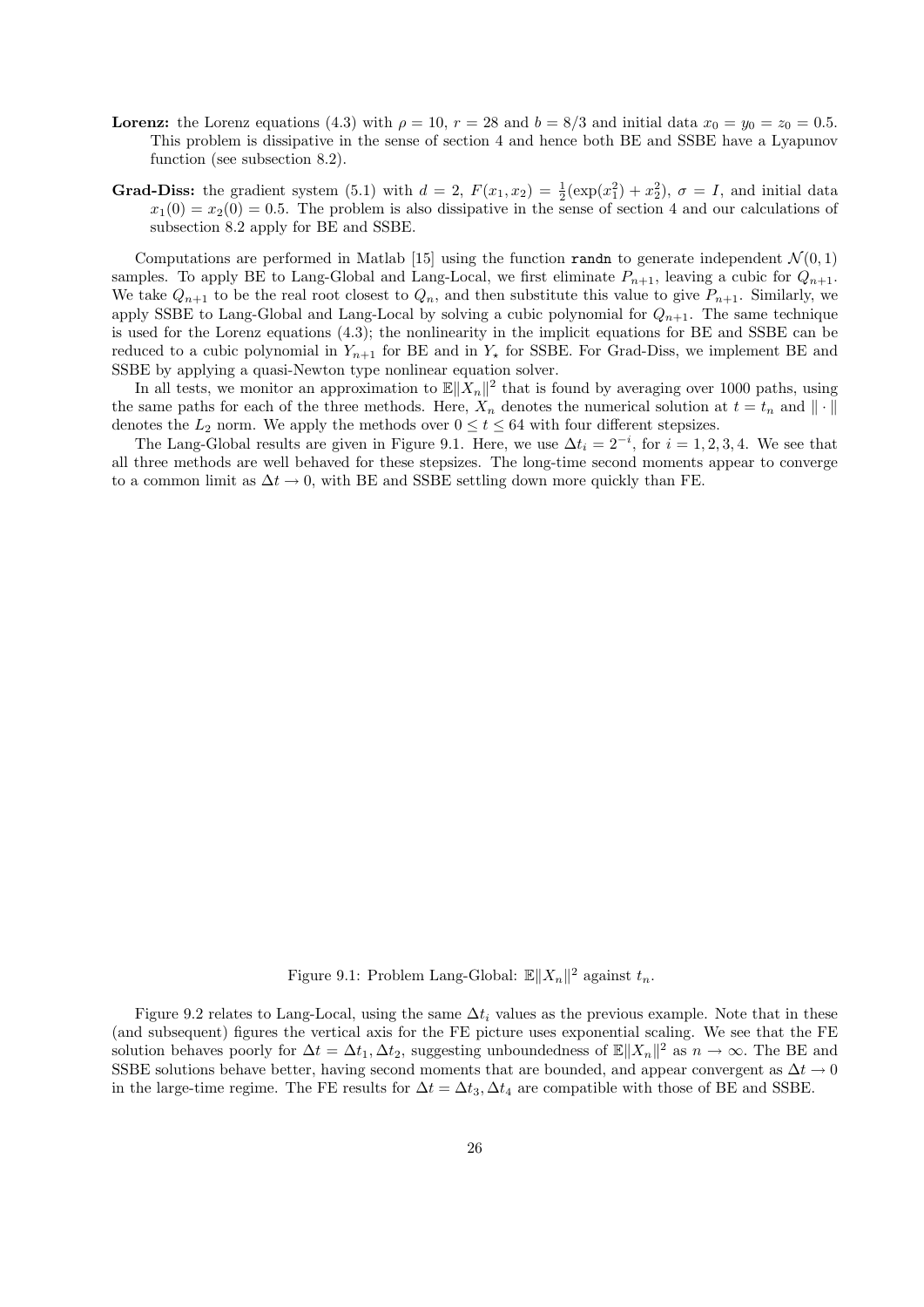**Lorenz:** the Lorenz equations (4.3) with $\rho = 10$, $r = 28$ and $b = 8/3$ and initial data $x_0 = y_0 = z_0 = 0.5$. This problem is dissipative in the sense of section 4 and hence both BE and SSBE have a Lyapunov function (see subsection 8.2).

**Grad-Diss:** the gradient system (5.1) with $d = 2$, $F(x_1, x_2) = \frac{1}{2}(\exp(x_1^2) + x_2^2)$, $\sigma = I$, and initial data $x_1(0) = x_2(0) = 0.5$. The problem is also dissipative in the sense of section 4 and our calculations of subsection 8.2 apply for BE and SSBE.

Computations are performed in Matlab [15] using the function `randn` to generate independent $\mathcal{N}(0, 1)$ samples. To apply BE to Lang-Global and Lang-Local, we first eliminate $P_{n+1}$, leaving a cubic for $Q_{n+1}$. We take $Q_{n+1}$ to be the real root closest to $Q_n$, and then substitute this value to give $P_{n+1}$. Similarly, we apply SSBE to Lang-Global and Lang-Local by solving a cubic polynomial for $Q_{n+1}$. The same technique is used for the Lorenz equations (4.3); the nonlinearity in the implicit equations for BE and SSBE can be reduced to a cubic polynomial in $Y_{n+1}$ for BE and in $Y_\star$ for SSBE. For Grad-Diss, we implement BE and SSBE by applying a quasi-Newton type nonlinear equation solver.

In all tests, we monitor an approximation to $\mathbb{E}\|X_n\|^2$ that is found by averaging over 1000 paths, using the same paths for each of the three methods. Here, $X_n$ denotes the numerical solution at $t = t_n$ and $\|\cdot\|$ denotes the $L_2$ norm. We apply the methods over $0 \leq t \leq 64$ with four different stepsizes.

The Lang-Global results are given in Figure 9.1. Here, we use $\Delta t_i = 2^{-i}$, for $i = 1, 2, 3, 4$. We see that all three methods are well behaved for these stepsizes. The long-time second moments appear to converge to a common limit as $\Delta t \to 0$, with BE and SSBE settling down more quickly than FE.

Figure 9.1: Problem Lang-Global: $\mathbb{E}\|X_n\|^2$ against $t_n$.

Figure 9.2 relates to Lang-Local, using the same $\Delta t_i$ values as the previous example. Note that in these (and subsequent) figures the vertical axis for the FE picture uses exponential scaling. We see that the FE solution behaves poorly for $\Delta t = \Delta t_1, \Delta t_2$, suggesting unboundedness of $\mathbb{E}\|X_n\|^2$ as $n \to \infty$. The BE and SSBE solutions behave better, having second moments that are bounded, and appear convergent as $\Delta t \to 0$ in the large-time regime. The FE results for $\Delta t = \Delta t_3, \Delta t_4$ are compatible with those of BE and SSBE.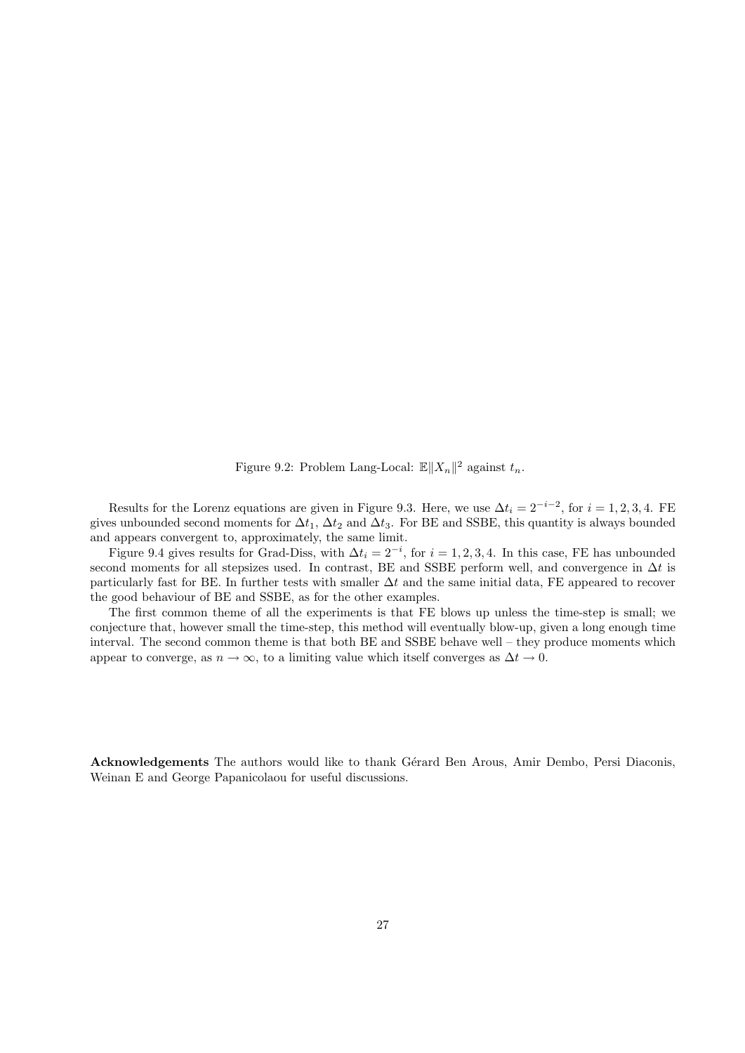Figure 9.2: Problem Lang-Local: $\mathbb{E}\|X_n\|^2$ against $t_n$.

Results for the Lorenz equations are given in Figure 9.3. Here, we use $\Delta t_i = 2^{-i-2}$, for $i = 1, 2, 3, 4$. FE gives unbounded second moments for $\Delta t_1$, $\Delta t_2$ and $\Delta t_3$. For BE and SSBE, this quantity is always bounded and appears convergent to, approximately, the same limit.

Figure 9.4 gives results for Grad-Diss, with $\Delta t_i = 2^{-i}$, for $i = 1, 2, 3, 4$. In this case, FE has unbounded second moments for all stepsizes used. In contrast, BE and SSBE perform well, and convergence in $\Delta t$ is particularly fast for BE. In further tests with smaller $\Delta t$ and the same initial data, FE appeared to recover the good behaviour of BE and SSBE, as for the other examples.

The first common theme of all the experiments is that FE blows up unless the time-step is small; we conjecture that, however small the time-step, this method will eventually blow-up, given a long enough time interval. The second common theme is that both BE and SSBE behave well – they produce moments which appear to converge, as $n \to \infty$, to a limiting value which itself converges as $\Delta t \to 0$.

**Acknowledgements** The authors would like to thank Gérard Ben Arous, Amir Dembo, Persi Diaconis, Weinan E and George Papanicolaou for useful discussions.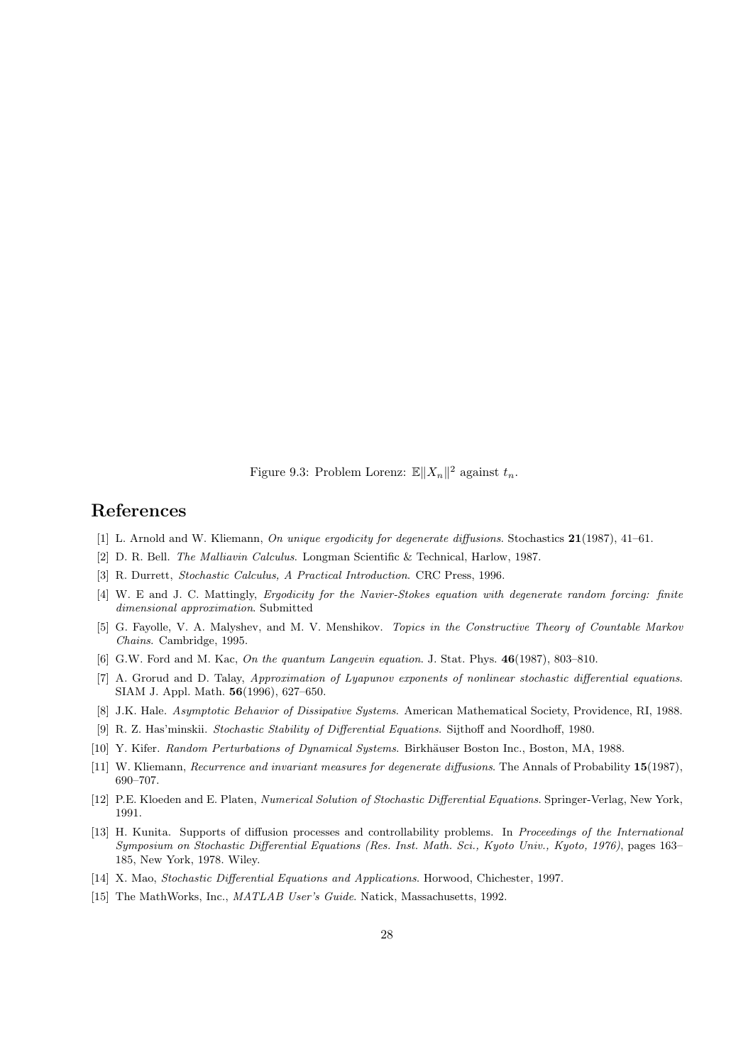Figure 9.3: Problem Lorenz: $\mathbb{E}\|X_n\|^2$ against $t_n$.

# References

[1] L. Arnold and W. Kliemann, *On unique ergodicity for degenerate diffusions*. Stochastics **21**(1987), 41–61.

[2] D. R. Bell. *The Malliavin Calculus*. Longman Scientific & Technical, Harlow, 1987.

[3] R. Durrett, *Stochastic Calculus, A Practical Introduction*. CRC Press, 1996.

[4] W. E and J. C. Mattingly, *Ergodicity for the Navier-Stokes equation with degenerate random forcing: finite dimensional approximation*. Submitted

[5] G. Fayolle, V. A. Malyshev, and M. V. Menshikov. *Topics in the Constructive Theory of Countable Markov Chains*. Cambridge, 1995.

[6] G.W. Ford and M. Kac, *On the quantum Langevin equation*. J. Stat. Phys. **46**(1987), 803–810.

[7] A. Grorud and D. Talay, *Approximation of Lyapunov exponents of nonlinear stochastic differential equations*. SIAM J. Appl. Math. **56**(1996), 627–650.

[8] J.K. Hale. *Asymptotic Behavior of Dissipative Systems*. American Mathematical Society, Providence, RI, 1988.

[9] R. Z. Has'minskii. *Stochastic Stability of Differential Equations*. Sijthoff and Noordhoff, 1980.

[10] Y. Kifer. *Random Perturbations of Dynamical Systems*. Birkhäuser Boston Inc., Boston, MA, 1988.

[11] W. Kliemann, *Recurrence and invariant measures for degenerate diffusions*. The Annals of Probability **15**(1987), 690–707.

[12] P.E. Kloeden and E. Platen, *Numerical Solution of Stochastic Differential Equations*. Springer-Verlag, New York, 1991.

[13] H. Kunita. Supports of diffusion processes and controllability problems. In *Proceedings of the International Symposium on Stochastic Differential Equations (Res. Inst. Math. Sci., Kyoto Univ., Kyoto, 1976)*, pages 163–185, New York, 1978. Wiley.

[14] X. Mao, *Stochastic Differential Equations and Applications*. Horwood, Chichester, 1997.

[15] The MathWorks, Inc., *MATLAB User's Guide*. Natick, Massachusetts, 1992.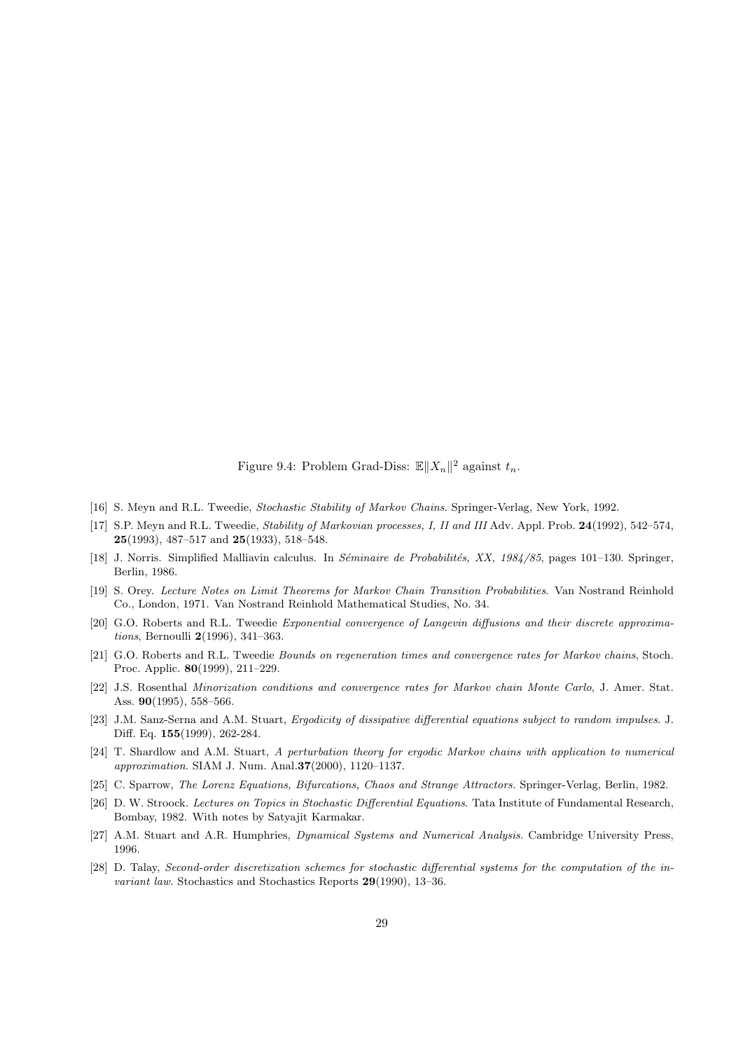Figure 9.4: Problem Grad-Diss: $\mathbb{E}\|X_n\|^2$ against $t_n$.

[16] S. Meyn and R.L. Tweedie, *Stochastic Stability of Markov Chains*. Springer-Verlag, New York, 1992.

[17] S.P. Meyn and R.L. Tweedie, *Stability of Markovian processes, I, II and III* Adv. Appl. Prob. **24**(1992), 542–574, **25**(1993), 487–517 and **25**(1933), 518–548.

[18] J. Norris. Simplified Malliavin calculus. In *Séminaire de Probabilités, XX, 1984/85*, pages 101–130. Springer, Berlin, 1986.

[19] S. Orey. *Lecture Notes on Limit Theorems for Markov Chain Transition Probabilities*. Van Nostrand Reinhold Co., London, 1971. Van Nostrand Reinhold Mathematical Studies, No. 34.

[20] G.O. Roberts and R.L. Tweedie *Exponential convergence of Langevin diffusions and their discrete approximations*, Bernoulli **2**(1996), 341–363.

[21] G.O. Roberts and R.L. Tweedie *Bounds on regeneration times and convergence rates for Markov chains*, Stoch. Proc. Applic. **80**(1999), 211–229.

[22] J.S. Rosenthal *Minorization conditions and convergence rates for Markov chain Monte Carlo*, J. Amer. Stat. Ass. **90**(1995), 558–566.

[23] J.M. Sanz-Serna and A.M. Stuart, *Ergodicity of dissipative differential equations subject to random impulses*. J. Diff. Eq. **155**(1999), 262-284.

[24] T. Shardlow and A.M. Stuart, *A perturbation theory for ergodic Markov chains with application to numerical approximation*. SIAM J. Num. Anal.**37**(2000), 1120–1137.

[25] C. Sparrow, *The Lorenz Equations, Bifurcations, Chaos and Strange Attractors*. Springer-Verlag, Berlin, 1982.

[26] D. W. Stroock. *Lectures on Topics in Stochastic Differential Equations*. Tata Institute of Fundamental Research, Bombay, 1982. With notes by Satyajit Karmakar.

[27] A.M. Stuart and A.R. Humphries, *Dynamical Systems and Numerical Analysis*. Cambridge University Press, 1996.

[28] D. Talay, *Second-order discretization schemes for stochastic differential systems for the computation of the invariant law*. Stochastics and Stochastics Reports **29**(1990), 13–36.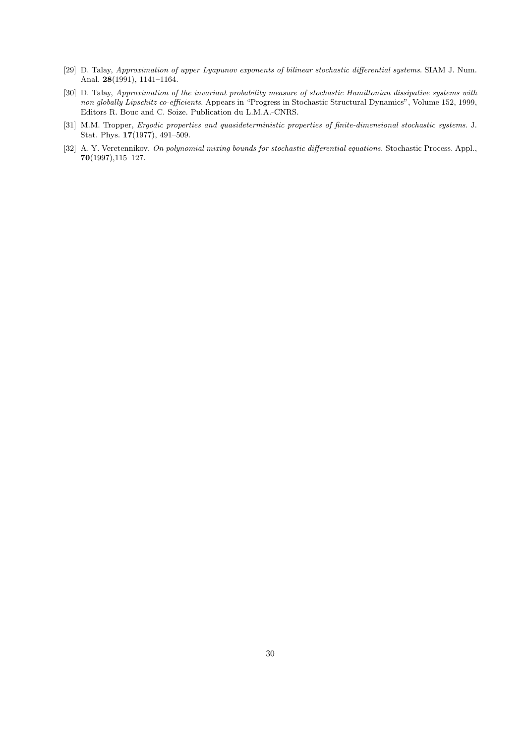[29] D. Talay, *Approximation of upper Lyapunov exponents of bilinear stochastic differential systems*. SIAM J. Num. Anal. **28**(1991), 1141–1164.

[30] D. Talay, *Approximation of the invariant probability measure of stochastic Hamiltonian dissipative systems with non globally Lipschitz co-efficients*. Appears in "Progress in Stochastic Structural Dynamics", Volume 152, 1999, Editors R. Bouc and C. Soize. Publication du L.M.A.-CNRS.

[31] M.M. Tropper, *Ergodic properties and quasideterministic properties of finite-dimensional stochastic systems*. J. Stat. Phys. **17**(1977), 491–509.

[32] A. Y. Veretennikov. *On polynomial mixing bounds for stochastic differential equations.* Stochastic Process. Appl., **70**(1997),115–127.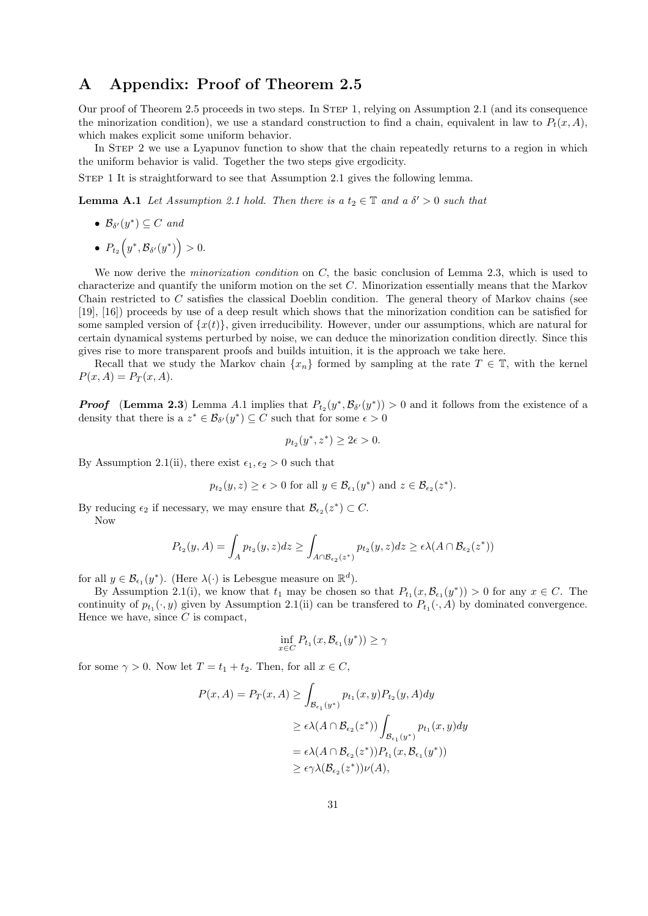# A Appendix: Proof of Theorem 2.5

Our proof of Theorem 2.5 proceeds in two steps. In STEP 1, relying on Assumption 2.1 (and its consequence the minorization condition), we use a standard construction to find a chain, equivalent in law to $P_t(x, A)$, which makes explicit some uniform behavior.

In STEP 2 we use a Lyapunov function to show that the chain repeatedly returns to a region in which the uniform behavior is valid. Together the two steps give ergodicity.

STEP 1 It is straightforward to see that Assumption 2.1 gives the following lemma.

**Lemma A.1** *Let Assumption 2.1 hold. Then there is a $t_2 \in \mathbb{T}$ and a $\delta' > 0$ such that*

- $\mathcal{B}_{\delta'}(y^*) \subseteq C$ *and*
- $P_{t_2}\Big(y^*, \mathcal{B}_{\delta'}(y^*)\Big) > 0.$

We now derive the *minorization condition* on $C$, the basic conclusion of Lemma 2.3, which is used to characterize and quantify the uniform motion on the set $C$. Minorization essentially means that the Markov Chain restricted to $C$ satisfies the classical Doeblin condition. The general theory of Markov chains (see [19], [16]) proceeds by use of a deep result which shows that the minorization condition can be satisfied for some sampled version of $\{x(t)\}$, given irreducibility. However, under our assumptions, which are natural for certain dynamical systems perturbed by noise, we can deduce the minorization condition directly. Since this gives rise to more transparent proofs and builds intuition, it is the approach we take here.

Recall that we study the Markov chain $\{x_n\}$ formed by sampling at the rate $T \in \mathbb{T}$, with the kernel $P(x, A) = P_T(x, A)$.

***Proof*** (**Lemma 2.3**) Lemma A.1 implies that $P_{t_2}(y^*, \mathcal{B}_{\delta'}(y^*)) > 0$ and it follows from the existence of a density that there is a $z^* \in \mathcal{B}_{\delta'}(y^*) \subseteq C$ such that for some $\epsilon > 0$

$$p_{t_2}(y^*, z^*) \geq 2\epsilon > 0.$$

By Assumption 2.1(ii), there exist $\epsilon_1, \epsilon_2 > 0$ such that

$$p_{t_2}(y, z) \geq \epsilon > 0 \text{ for all } y \in \mathcal{B}_{\epsilon_1}(y^*) \text{ and } z \in \mathcal{B}_{\epsilon_2}(z^*).$$

By reducing $\epsilon_2$ if necessary, we may ensure that $\mathcal{B}_{\epsilon_2}(z^*) \subset C$.

Now

$$P_{t_2}(y, A) = \int_A p_{t_2}(y, z)dz \geq \int_{A \cap \mathcal{B}_{\epsilon_2}(z^*)} p_{t_2}(y, z)dz \geq \epsilon\lambda(A \cap \mathcal{B}_{\epsilon_2}(z^*))$$

for all $y \in \mathcal{B}_{\epsilon_1}(y^*)$. (Here $\lambda(\cdot)$ is Lebesgue measure on $\mathbb{R}^d$).

By Assumption 2.1(i), we know that $t_1$ may be chosen so that $P_{t_1}(x, \mathcal{B}_{\epsilon_1}(y^*)) > 0$ for any $x \in C$. The continuity of $p_{t_1}(\cdot, y)$ given by Assumption 2.1(ii) can be transfered to $P_{t_1}(\cdot, A)$ by dominated convergence. Hence we have, since $C$ is compact,

$$\inf_{x \in C} P_{t_1}(x, \mathcal{B}_{\epsilon_1}(y^*)) \geq \gamma$$

for some $\gamma > 0$. Now let $T = t_1 + t_2$. Then, for all $x \in C$,

$$\begin{aligned}
P(x, A) = P_T(x, A) &\geq \int_{\mathcal{B}_{\epsilon_1}(y^*)} p_{t_1}(x, y) P_{t_2}(y, A) dy \\
&\geq \epsilon\lambda(A \cap \mathcal{B}_{\epsilon_2}(z^*)) \int_{\mathcal{B}_{\epsilon_1}(y^*)} p_{t_1}(x, y) dy \\
&= \epsilon\lambda(A \cap \mathcal{B}_{\epsilon_2}(z^*)) P_{t_1}(x, \mathcal{B}_{\epsilon_1}(y^*)) \\
&\geq \epsilon\gamma\lambda(\mathcal{B}_{\epsilon_2}(z^*))\nu(A),
\end{aligned}$$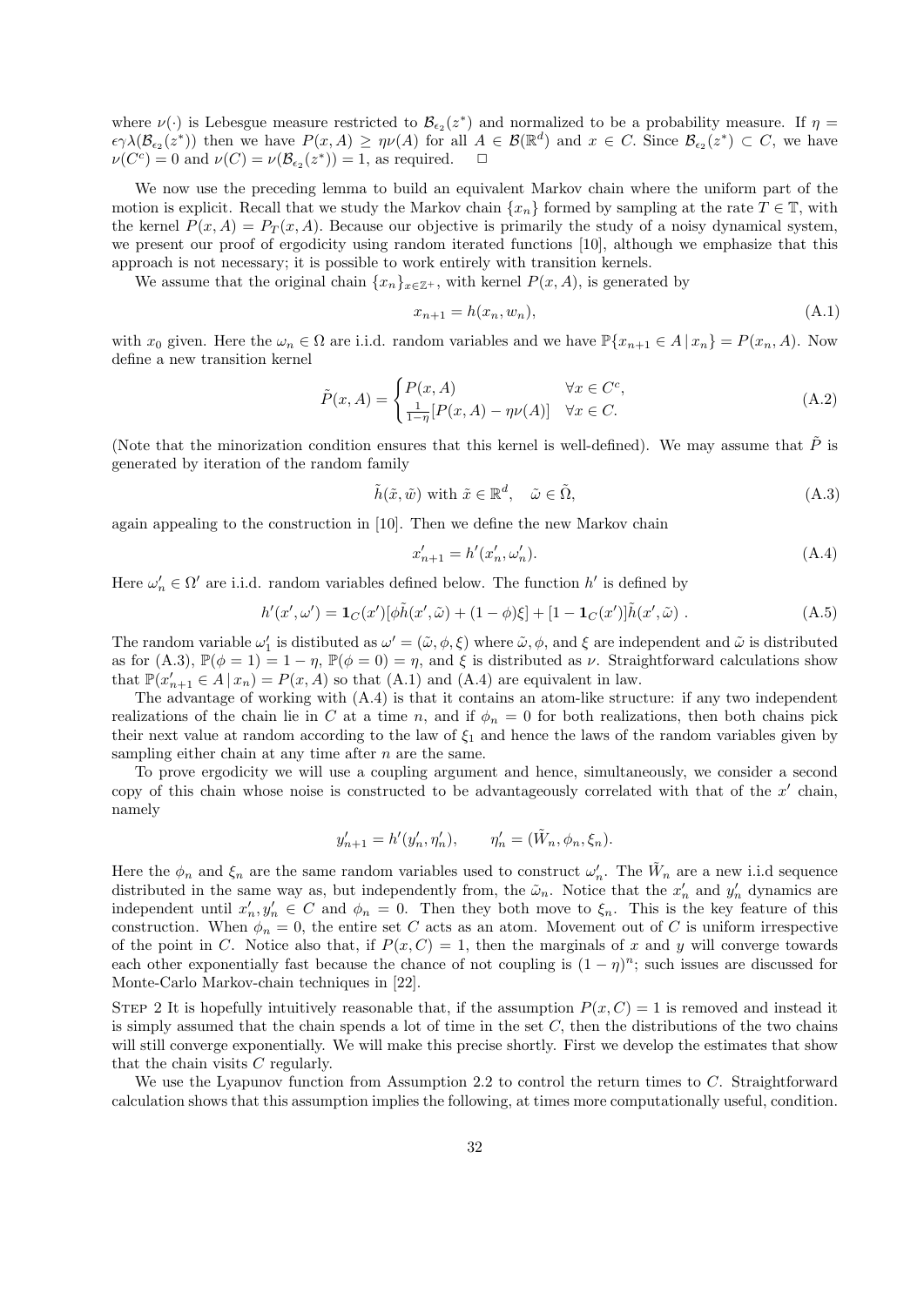where $\nu(\cdot)$ is Lebesgue measure restricted to $\mathcal{B}_{\epsilon_2}(z^*)$ and normalized to be a probability measure. If $\eta = \epsilon\gamma\lambda(\mathcal{B}_{\epsilon_2}(z^*))$ then we have $P(x, A) \geq \eta\nu(A)$ for all $A \in \mathcal{B}(\mathbb{R}^d)$ and $x \in C$. Since $\mathcal{B}_{\epsilon_2}(z^*) \subset C$, we have $\nu(C^c) = 0$ and $\nu(C) = \nu(\mathcal{B}_{\epsilon_2}(z^*)) = 1$, as required. $\square$

We now use the preceding lemma to build an equivalent Markov chain where the uniform part of the motion is explicit. Recall that we study the Markov chain $\{x_n\}$ formed by sampling at the rate $T \in \mathbb{T}$, with the kernel $P(x, A) = P_T(x, A)$. Because our objective is primarily the study of a noisy dynamical system, we present our proof of ergodicity using random iterated functions [10], although we emphasize that this approach is not necessary; it is possible to work entirely with transition kernels.

We assume that the original chain $\{x_n\}_{x \in \mathbb{Z}^+}$, with kernel $P(x, A)$, is generated by

$$x_{n+1} = h(x_n, w_n), \tag{A.1}$$

with $x_0$ given. Here the $\omega_n \in \Omega$ are i.i.d. random variables and we have $\mathbb{P}\{x_{n+1} \in A \,|\, x_n\} = P(x_n, A)$. Now define a new transition kernel

$$\tilde{P}(x, A) = \begin{cases} P(x, A) & \forall x \in C^c, \\ \frac{1}{1-\eta}[P(x, A) - \eta\nu(A)] & \forall x \in C. \end{cases} \tag{A.2}$$

(Note that the minorization condition ensures that this kernel is well-defined). We may assume that $\tilde{P}$ is generated by iteration of the random family

$$\tilde{h}(\tilde{x}, \tilde{w}) \text{ with } \tilde{x} \in \mathbb{R}^d, \quad \tilde{\omega} \in \tilde{\Omega}, \tag{A.3}$$

again appealing to the construction in [10]. Then we define the new Markov chain

$$x'_{n+1} = h'(x'_n, \omega'_n). \tag{A.4}$$

Here $\omega'_n \in \Omega'$ are i.i.d. random variables defined below. The function $h'$ is defined by

$$h'(x', \omega') = \mathbf{1}_C(x')[\phi\tilde{h}(x', \tilde{\omega}) + (1-\phi)\xi] + [1 - \mathbf{1}_C(x')]\tilde{h}(x', \tilde{\omega}) \ . \tag{A.5}$$

The random variable $\omega'_1$ is distibuted as $\omega' = (\tilde{\omega}, \phi, \xi)$ where $\tilde{\omega}, \phi$, and $\xi$ are independent and $\tilde{\omega}$ is distributed as for (A.3), $\mathbb{P}(\phi = 1) = 1 - \eta$, $\mathbb{P}(\phi = 0) = \eta$, and $\xi$ is distributed as $\nu$. Straightforward calculations show that $\mathbb{P}(x'_{n+1} \in A \,|\, x_n) = P(x, A)$ so that (A.1) and (A.4) are equivalent in law.

The advantage of working with (A.4) is that it contains an atom-like structure: if any two independent realizations of the chain lie in $C$ at a time $n$, and if $\phi_n = 0$ for both realizations, then both chains pick their next value at random according to the law of $\xi_1$ and hence the laws of the random variables given by sampling either chain at any time after $n$ are the same.

To prove ergodicity we will use a coupling argument and hence, simultaneously, we consider a second copy of this chain whose noise is constructed to be advantageously correlated with that of the $x'$ chain, namely

$$y'_{n+1} = h'(y'_n, \eta'_n), \qquad \eta'_n = (\tilde{W}_n, \phi_n, \xi_n).$$

Here the $\phi_n$ and $\xi_n$ are the same random variables used to construct $\omega'_n$. The $\tilde{W}_n$ are a new i.i.d sequence distributed in the same way as, but independently from, the $\tilde{\omega}_n$. Notice that the $x'_n$ and $y'_n$ dynamics are independent until $x'_n, y'_n \in C$ and $\phi_n = 0$. Then they both move to $\xi_n$. This is the key feature of this construction. When $\phi_n = 0$, the entire set $C$ acts as an atom. Movement out of $C$ is uniform irrespective of the point in $C$. Notice also that, if $P(x, C) = 1$, then the marginals of $x$ and $y$ will converge towards each other exponentially fast because the chance of not coupling is $(1 - \eta)^n$; such issues are discussed for Monte-Carlo Markov-chain techniques in [22].

Step 2 It is hopefully intuitively reasonable that, if the assumption $P(x, C) = 1$ is removed and instead it is simply assumed that the chain spends a lot of time in the set $C$, then the distributions of the two chains will still converge exponentially. We will make this precise shortly. First we develop the estimates that show that the chain visits $C$ regularly.

We use the Lyapunov function from Assumption 2.2 to control the return times to $C$. Straightforward calculation shows that this assumption implies the following, at times more computationally useful, condition.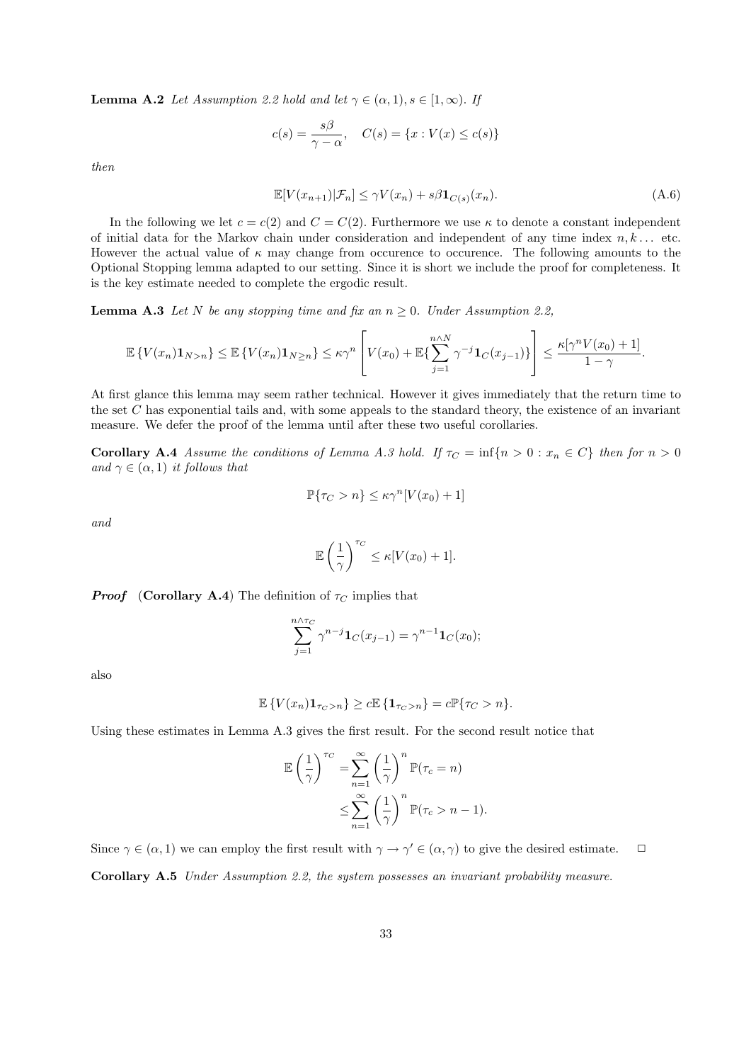**Lemma A.2** *Let Assumption 2.2 hold and let $\gamma \in (\alpha, 1), s \in [1, \infty)$. If*

$$c(s) = \frac{s\beta}{\gamma - \alpha}, \quad C(s) = \{x : V(x) \leq c(s)\}$$

*then*

$$\mathbb{E}[V(x_{n+1})|\mathcal{F}_n] \leq \gamma V(x_n) + s\beta \mathbf{1}_{C(s)}(x_n). \tag{A.6}$$

In the following we let $c = c(2)$ and $C = C(2)$. Furthermore we use $\kappa$ to denote a constant independent of initial data for the Markov chain under consideration and independent of any time index $n, k \dots$ etc. However the actual value of $\kappa$ may change from occurence to occurence. The following amounts to the Optional Stopping lemma adapted to our setting. Since it is short we include the proof for completeness. It is the key estimate needed to complete the ergodic result.

**Lemma A.3** *Let $N$ be any stopping time and fix an $n \geq 0$. Under Assumption 2.2,*

$$\mathbb{E}\left\{V(x_n)\mathbf{1}_{N>n}\right\} \leq \mathbb{E}\left\{V(x_n)\mathbf{1}_{N\geq n}\right\} \leq \kappa\gamma^n \left[V(x_0) + \mathbb{E}\{\sum_{j=1}^{n\wedge N} \gamma^{-j}\mathbf{1}_C(x_{j-1})\}\right] \leq \frac{\kappa[\gamma^n V(x_0) + 1]}{1-\gamma}.$$

At first glance this lemma may seem rather technical. However it gives immediately that the return time to the set $C$ has exponential tails and, with some appeals to the standard theory, the existence of an invariant measure. We defer the proof of the lemma until after these two useful corollaries.

**Corollary A.4** *Assume the conditions of Lemma A.3 hold. If $\tau_C = \inf\{n > 0 : x_n \in C\}$ then for $n > 0$ and $\gamma \in (\alpha, 1)$ it follows that*

$$\mathbb{P}\{\tau_C > n\} \leq \kappa\gamma^n[V(x_0) + 1]$$

*and*

$$\mathbb{E}\left(\frac{1}{\gamma}\right)^{\tau_C} \leq \kappa[V(x_0) + 1].$$

***Proof*** (**Corollary A.4**) The definition of $\tau_C$ implies that

$$\sum_{j=1}^{n\wedge\tau_C} \gamma^{n-j}\mathbf{1}_C(x_{j-1}) = \gamma^{n-1}\mathbf{1}_C(x_0);$$

also

$$\mathbb{E}\left\{V(x_n)\mathbf{1}_{\tau_C>n}\right\} \geq c\mathbb{E}\left\{\mathbf{1}_{\tau_C>n}\right\} = c\mathbb{P}\{\tau_C > n\}.$$

Using these estimates in Lemma A.3 gives the first result. For the second result notice that

$$\begin{aligned}
\mathbb{E}\left(\frac{1}{\gamma}\right)^{\tau_C} &= \sum_{n=1}^{\infty}\left(\frac{1}{\gamma}\right)^n \mathbb{P}(\tau_c = n) \\
&\leq \sum_{n=1}^{\infty}\left(\frac{1}{\gamma}\right)^n \mathbb{P}(\tau_c > n-1).
\end{aligned}$$

Since $\gamma \in (\alpha, 1)$ we can employ the first result with $\gamma \to \gamma' \in (\alpha, \gamma)$ to give the desired estimate. $\square$

**Corollary A.5** *Under Assumption 2.2, the system possesses an invariant probability measure.*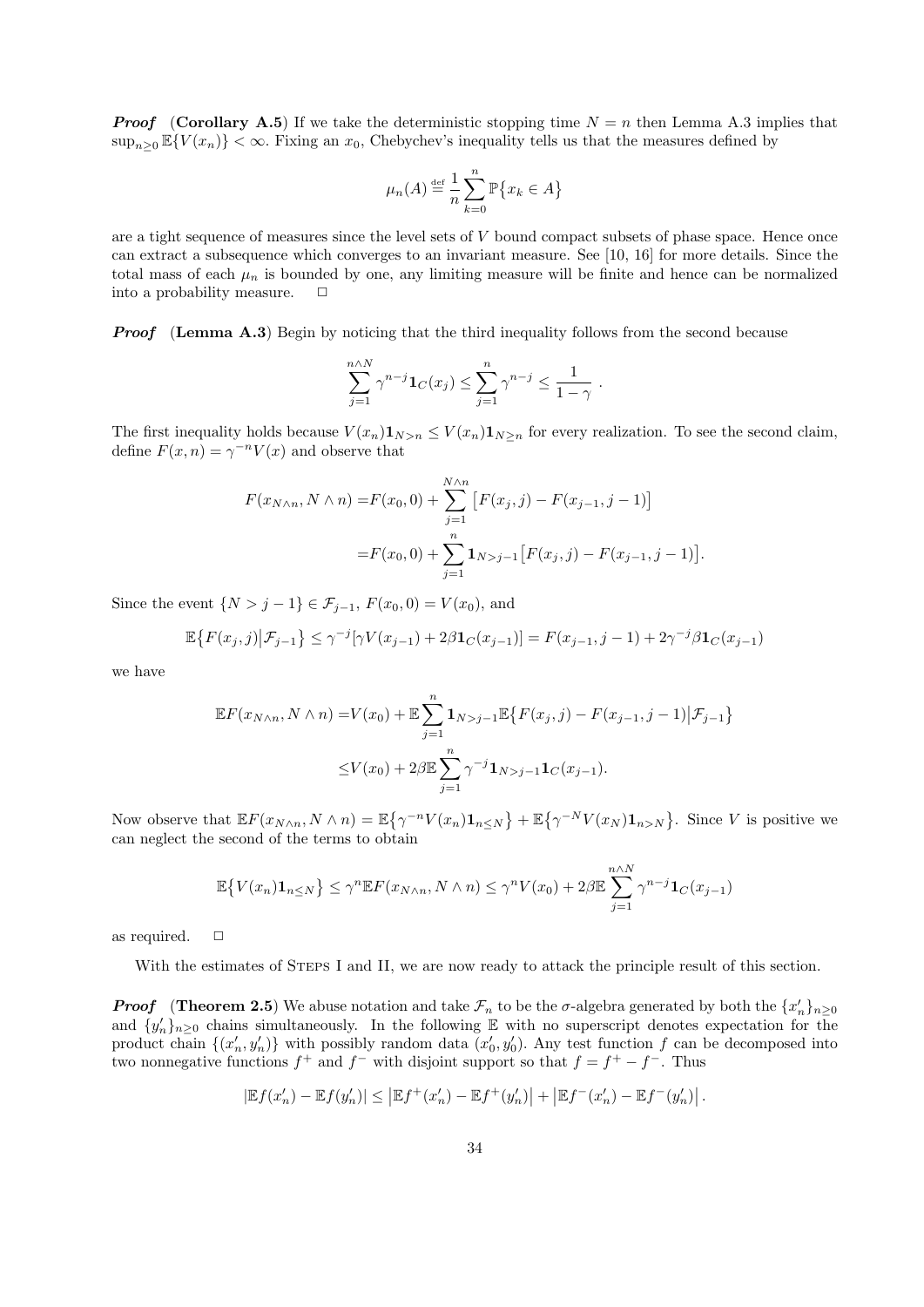***Proof*** (**Corollary A.5**) If we take the deterministic stopping time $N = n$ then Lemma A.3 implies that $\sup_{n\geq 0} \mathbb{E}\{V(x_n)\} < \infty$. Fixing an $x_0$, Chebychev's inequality tells us that the measures defined by

$$\mu_n(A) \stackrel{\text{def}}{=} \frac{1}{n}\sum_{k=0}^{n} \mathbb{P}\big\{x_k \in A\big\}$$

are a tight sequence of measures since the level sets of $V$ bound compact subsets of phase space. Hence once can extract a subsequence which converges to an invariant measure. See [10, 16] for more details. Since the total mass of each $\mu_n$ is bounded by one, any limiting measure will be finite and hence can be normalized into a probability measure. $\square$

***Proof*** (**Lemma A.3**) Begin by noticing that the third inequality follows from the second because

$$\sum_{j=1}^{n\wedge N} \gamma^{n-j}\mathbf{1}_C(x_j) \leq \sum_{j=1}^{n} \gamma^{n-j} \leq \frac{1}{1-\gamma}\ .$$

The first inequality holds because $V(x_n)\mathbf{1}_{N>n} \leq V(x_n)\mathbf{1}_{N\geq n}$ for every realization. To see the second claim, define $F(x,n) = \gamma^{-n}V(x)$ and observe that

$$\begin{aligned}
F(x_{N\wedge n}, N\wedge n) =& F(x_0,0) + \sum_{j=1}^{N\wedge n}\big[F(x_j,j) - F(x_{j-1},j-1)\big] \\
=& F(x_0,0) + \sum_{j=1}^{n}\mathbf{1}_{N>j-1}\big[F(x_j,j) - F(x_{j-1},j-1)\big].
\end{aligned}$$

Since the event $\{N > j-1\} \in \mathcal{F}_{j-1}$, $F(x_0,0) = V(x_0)$, and

$$\mathbb{E}\big\{F(x_j,j)\big|\mathcal{F}_{j-1}\big\} \leq \gamma^{-j}[\gamma V(x_{j-1}) + 2\beta\mathbf{1}_C(x_{j-1})] = F(x_{j-1},j-1) + 2\gamma^{-j}\beta\mathbf{1}_C(x_{j-1})$$

we have

$$\begin{aligned}
\mathbb{E}F(x_{N\wedge n}, N\wedge n) =& V(x_0) + \mathbb{E}\sum_{j=1}^{n}\mathbf{1}_{N>j-1}\mathbb{E}\big\{F(x_j,j) - F(x_{j-1},j-1)\big|\mathcal{F}_{j-1}\big\} \\
\leq& V(x_0) + 2\beta\mathbb{E}\sum_{j=1}^{n}\gamma^{-j}\mathbf{1}_{N>j-1}\mathbf{1}_C(x_{j-1}).
\end{aligned}$$

Now observe that $\mathbb{E}F(x_{N\wedge n}, N\wedge n) = \mathbb{E}\big\{\gamma^{-n}V(x_n)\mathbf{1}_{n\leq N}\big\} + \mathbb{E}\big\{\gamma^{-N}V(x_N)\mathbf{1}_{n>N}\big\}$. Since $V$ is positive we can neglect the second of the terms to obtain

$$\mathbb{E}\big\{V(x_n)\mathbf{1}_{n\leq N}\big\} \leq \gamma^n\mathbb{E}F(x_{N\wedge n}, N\wedge n) \leq \gamma^n V(x_0) + 2\beta\mathbb{E}\sum_{j=1}^{n\wedge N}\gamma^{n-j}\mathbf{1}_C(x_{j-1})$$

as required. $\square$

With the estimates of Steps I and II, we are now ready to attack the principle result of this section.

***Proof*** (**Theorem 2.5**) We abuse notation and take $\mathcal{F}_n$ to be the $\sigma$-algebra generated by both the $\{x_n'\}_{n\geq 0}$ and $\{y_n'\}_{n\geq 0}$ chains simultaneously. In the following $\mathbb{E}$ with no superscript denotes expectation for the product chain $\{(x_n', y_n')\}$ with possibly random data $(x_0', y_0')$. Any test function $f$ can be decomposed into two nonnegative functions $f^+$ and $f^-$ with disjoint support so that $f = f^+ - f^-$. Thus

$$|\mathbb{E}f(x_n') - \mathbb{E}f(y_n')| \leq \big|\mathbb{E}f^+(x_n') - \mathbb{E}f^+(y_n')\big| + \big|\mathbb{E}f^-(x_n') - \mathbb{E}f^-(y_n')\big|\,.$$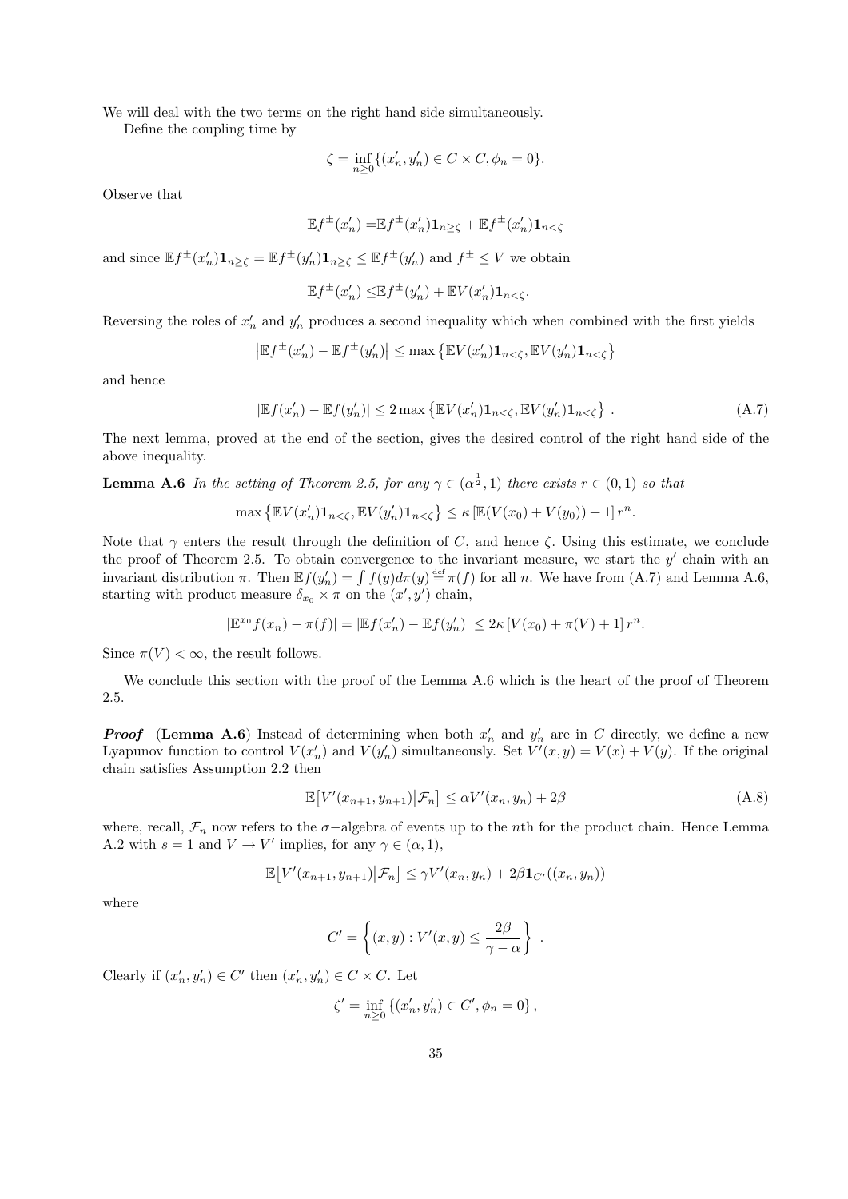We will deal with the two terms on the right hand side simultaneously.

Define the coupling time by

$$\zeta = \inf_{n\geq 0}\{(x_n', y_n') \in C\times C, \phi_n = 0\}.$$

Observe that

$$\mathbb{E}f^{\pm}(x_n') = \mathbb{E}f^{\pm}(x_n')\mathbf{1}_{n\geq\zeta} + \mathbb{E}f^{\pm}(x_n')\mathbf{1}_{n<\zeta}$$

and since $\mathbb{E}f^{\pm}(x_n')\mathbf{1}_{n\geq\zeta} = \mathbb{E}f^{\pm}(y_n')\mathbf{1}_{n\geq\zeta} \leq \mathbb{E}f^{\pm}(y_n')$ and $f^{\pm}\leq V$ we obtain

$$\mathbb{E}f^{\pm}(x_n') \leq \mathbb{E}f^{\pm}(y_n') + \mathbb{E}V(x_n')\mathbf{1}_{n<\zeta}.$$

Reversing the roles of $x_n'$ and $y_n'$ produces a second inequality which when combined with the first yields

$$\left|\mathbb{E}f^{\pm}(x_n') - \mathbb{E}f^{\pm}(y_n')\right| \leq \max\left\{\mathbb{E}V(x_n')\mathbf{1}_{n<\zeta}, \mathbb{E}V(y_n')\mathbf{1}_{n<\zeta}\right\}$$

and hence

$$|\mathbb{E}f(x_n') - \mathbb{E}f(y_n')| \leq 2\max\left\{\mathbb{E}V(x_n')\mathbf{1}_{n<\zeta}, \mathbb{E}V(y_n')\mathbf{1}_{n<\zeta}\right\}. \tag{A.7}$$

The next lemma, proved at the end of the section, gives the desired control of the right hand side of the above inequality.

**Lemma A.6** *In the setting of Theorem 2.5, for any $\gamma \in (\alpha^{\frac{1}{2}}, 1)$ there exists $r \in (0,1)$ so that*

$$\max\left\{\mathbb{E}V(x_n')\mathbf{1}_{n<\zeta}, \mathbb{E}V(y_n')\mathbf{1}_{n<\zeta}\right\} \leq \kappa\left[\mathbb{E}(V(x_0) + V(y_0)) + 1\right] r^n.$$

Note that $\gamma$ enters the result through the definition of $C$, and hence $\zeta$. Using this estimate, we conclude the proof of Theorem 2.5. To obtain convergence to the invariant measure, we start the $y'$ chain with an invariant distribution $\pi$. Then $\mathbb{E}f(y_n') = \int f(y)d\pi(y) \overset{\text{def}}{=} \pi(f)$ for all $n$. We have from (A.7) and Lemma A.6, starting with product measure $\delta_{x_0}\times\pi$ on the $(x', y')$ chain,

$$|\mathbb{E}^{x_0}f(x_n) - \pi(f)| = |\mathbb{E}f(x_n') - \mathbb{E}f(y_n')| \leq 2\kappa\left[V(x_0) + \pi(V) + 1\right] r^n.$$

Since $\pi(V) < \infty$, the result follows.

We conclude this section with the proof of the Lemma A.6 which is the heart of the proof of Theorem 2.5.

***Proof*** (**Lemma A.6**) Instead of determining when both $x_n'$ and $y_n'$ are in $C$ directly, we define a new Lyapunov function to control $V(x_n')$ and $V(y_n')$ simultaneously. Set $V'(x,y) = V(x) + V(y)$. If the original chain satisfies Assumption 2.2 then

$$\mathbb{E}\left[V'(x_{n+1}, y_{n+1})\middle|\mathcal{F}_n\right] \leq \alpha V'(x_n, y_n) + 2\beta \tag{A.8}$$

where, recall, $\mathcal{F}_n$ now refers to the $\sigma-$algebra of events up to the $n$th for the product chain. Hence Lemma A.2 with $s=1$ and $V \to V'$ implies, for any $\gamma \in (\alpha, 1)$,

$$\mathbb{E}\left[V'(x_{n+1}, y_{n+1})\middle|\mathcal{F}_n\right] \leq \gamma V'(x_n, y_n) + 2\beta\mathbf{1}_{C'}((x_n, y_n))$$

where

$$C' = \left\{(x,y) : V'(x,y) \leq \frac{2\beta}{\gamma - \alpha}\right\}.$$

Clearly if $(x_n', y_n') \in C'$ then $(x_n', y_n') \in C\times C$. Let

$$\zeta' = \inf_{n\geq 0}\left\{(x_n', y_n') \in C', \phi_n = 0\right\},$$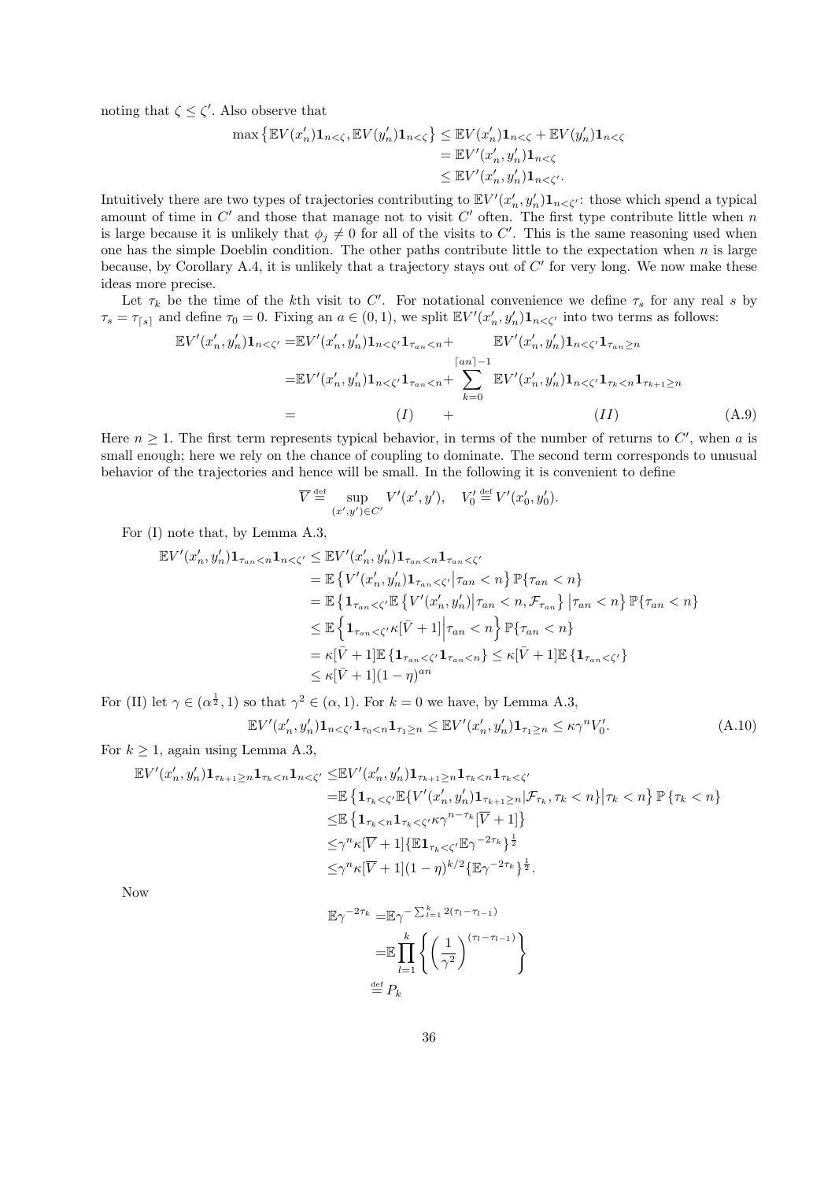noting that $\zeta \leq \zeta'$. Also observe that

$$
\begin{aligned}
\max\left\{\mathbb{E}V(x_n')\mathbf{1}_{n<\zeta}, \mathbb{E}V(y_n')\mathbf{1}_{n<\zeta}\right\} &\leq \mathbb{E}V(x_n')\mathbf{1}_{n<\zeta} + \mathbb{E}V(y_n')\mathbf{1}_{n<\zeta} \\
&= \mathbb{E}V'(x_n', y_n')\mathbf{1}_{n<\zeta} \\
&\leq \mathbb{E}V'(x_n', y_n')\mathbf{1}_{n<\zeta'}.
\end{aligned}
$$

Intuitively there are two types of trajectories contributing to $\mathbb{E}V'(x_n', y_n')\mathbf{1}_{n<\zeta'}$: those which spend a typical amount of time in $C'$ and those that manage not to visit $C'$ often. The first type contribute little when $n$ is large because it is unlikely that $\phi_j \neq 0$ for all of the visits to $C'$. This is the same reasoning used when one has the simple Doeblin condition. The other paths contribute little to the expectation when $n$ is large because, by Corollary A.4, it is unlikely that a trajectory stays out of $C'$ for very long. We now make these ideas more precise.

Let $\tau_k$ be the time of the $k$th visit to $C'$. For notational convenience we define $\tau_s$ for any real $s$ by $\tau_s = \tau_{\lceil s \rceil}$ and define $\tau_0 = 0$. Fixing an $a \in (0,1)$, we split $\mathbb{E}V'(x_n', y_n')\mathbf{1}_{n<\zeta'}$ into two terms as follows:

$$
\begin{aligned}
\mathbb{E}V'(x_n', y_n')\mathbf{1}_{n<\zeta'} =& \mathbb{E}V'(x_n', y_n')\mathbf{1}_{n<\zeta'}\mathbf{1}_{\tau_{an}<n} + \qquad \mathbb{E}V'(x_n', y_n')\mathbf{1}_{n<\zeta'}\mathbf{1}_{\tau_{an}\geq n} \\
=& \mathbb{E}V'(x_n', y_n')\mathbf{1}_{n<\zeta'}\mathbf{1}_{\tau_{an}<n} + \sum_{k=0}^{\lceil an \rceil - 1} \mathbb{E}V'(x_n', y_n')\mathbf{1}_{n<\zeta'}\mathbf{1}_{\tau_k<n}\mathbf{1}_{\tau_{k+1}\geq n} \\
=& \qquad\qquad (I) \qquad + \qquad\qquad (II)
\end{aligned}
\tag{A.9}
$$

Here $n \geq 1$. The first term represents typical behavior, in terms of the number of returns to $C'$, when $a$ is small enough; here we rely on the chance of coupling to dominate. The second term corresponds to unusual behavior of the trajectories and hence will be small. In the following it is convenient to define

$$
\overline{V} \stackrel{\text{def}}{=} \sup_{(x',y')\in C'} V'(x', y'), \quad V_0' \stackrel{\text{def}}{=} V'(x_0', y_0').
$$

For (I) note that, by Lemma A.3,

$$
\begin{aligned}
\mathbb{E}V'(x_n', y_n')\mathbf{1}_{\tau_{an}<n}\mathbf{1}_{n<\zeta'} &\leq \mathbb{E}V'(x_n', y_n')\mathbf{1}_{\tau_{an}<n}\mathbf{1}_{\tau_{an}<\zeta'} \\
&= \mathbb{E}\left\{V'(x_n', y_n')\mathbf{1}_{\tau_{an}<\zeta'}\middle|\tau_{an}<n\right\}\mathbb{P}\{\tau_{an}<n\} \\
&= \mathbb{E}\left\{\mathbf{1}_{\tau_{an}<\zeta'}\mathbb{E}\left\{V'(x_n', y_n')\middle|\tau_{an}<n, \mathcal{F}_{\tau_{an}}\right\}\middle|\tau_{an}<n\right\}\mathbb{P}\{\tau_{an}<n\} \\
&\leq \mathbb{E}\left\{\mathbf{1}_{\tau_{an}<\zeta'}\kappa[\bar{V}+1]\middle|\tau_{an}<n\right\}\mathbb{P}\{\tau_{an}<n\} \\
&= \kappa[\bar{V}+1]\mathbb{E}\left\{\mathbf{1}_{\tau_{an}<\zeta'}\mathbf{1}_{\tau_{an}<n}\right\} \leq \kappa[\bar{V}+1]\mathbb{E}\left\{\mathbf{1}_{\tau_{an}<\zeta'}\right\} \\
&\leq \kappa[\bar{V}+1](1-\eta)^{an}
\end{aligned}
$$

For (II) let $\gamma \in (\alpha^{\frac{1}{2}}, 1)$ so that $\gamma^2 \in (\alpha, 1)$. For $k = 0$ we have, by Lemma A.3,

$$
\mathbb{E}V'(x_n', y_n')\mathbf{1}_{n<\zeta'}\mathbf{1}_{\tau_0<n}\mathbf{1}_{\tau_1\geq n} \leq \mathbb{E}V'(x_n', y_n')\mathbf{1}_{\tau_1\geq n} \leq \kappa\gamma^n V_0'.
\tag{A.10}
$$

For $k \geq 1$, again using Lemma A.3,

$$
\begin{aligned}
\mathbb{E}V'(x_n', y_n')\mathbf{1}_{\tau_{k+1}\geq n}\mathbf{1}_{\tau_k<n}\mathbf{1}_{n<\zeta'} \leq& \mathbb{E}V'(x_n', y_n')\mathbf{1}_{\tau_{k+1}\geq n}\mathbf{1}_{\tau_k<n}\mathbf{1}_{\tau_k<\zeta'} \\
=& \mathbb{E}\left\{\mathbf{1}_{\tau_k<\zeta'}\mathbb{E}\{V'(x_n', y_n')\mathbf{1}_{\tau_{k+1}\geq n}|\mathcal{F}_{\tau_k}, \tau_k<n\}\middle|\tau_k<n\right\}\mathbb{P}\{\tau_k<n\} \\
\leq& \mathbb{E}\left\{\mathbf{1}_{\tau_k<n}\mathbf{1}_{\tau_k<\zeta'}\kappa\gamma^{n-\tau_k}[\overline{V}+1]\right\} \\
\leq& \gamma^n\kappa[\overline{V}+1]\{\mathbb{E}\mathbf{1}_{\tau_k<\zeta'}\mathbb{E}\gamma^{-2\tau_k}\}^{\frac{1}{2}} \\
\leq& \gamma^n\kappa[\overline{V}+1](1-\eta)^{k/2}\{\mathbb{E}\gamma^{-2\tau_k}\}^{\frac{1}{2}}.
\end{aligned}
$$

Now

$$
\begin{aligned}
\mathbb{E}\gamma^{-2\tau_k} =& \mathbb{E}\gamma^{-\sum_{l=1}^{k}2(\tau_l-\tau_{l-1})} \\
=& \mathbb{E}\prod_{l=1}^{k}\left\{\left(\frac{1}{\gamma^2}\right)^{(\tau_l-\tau_{l-1})}\right\} \\
\stackrel{\text{def}}{=}& P_k
\end{aligned}
$$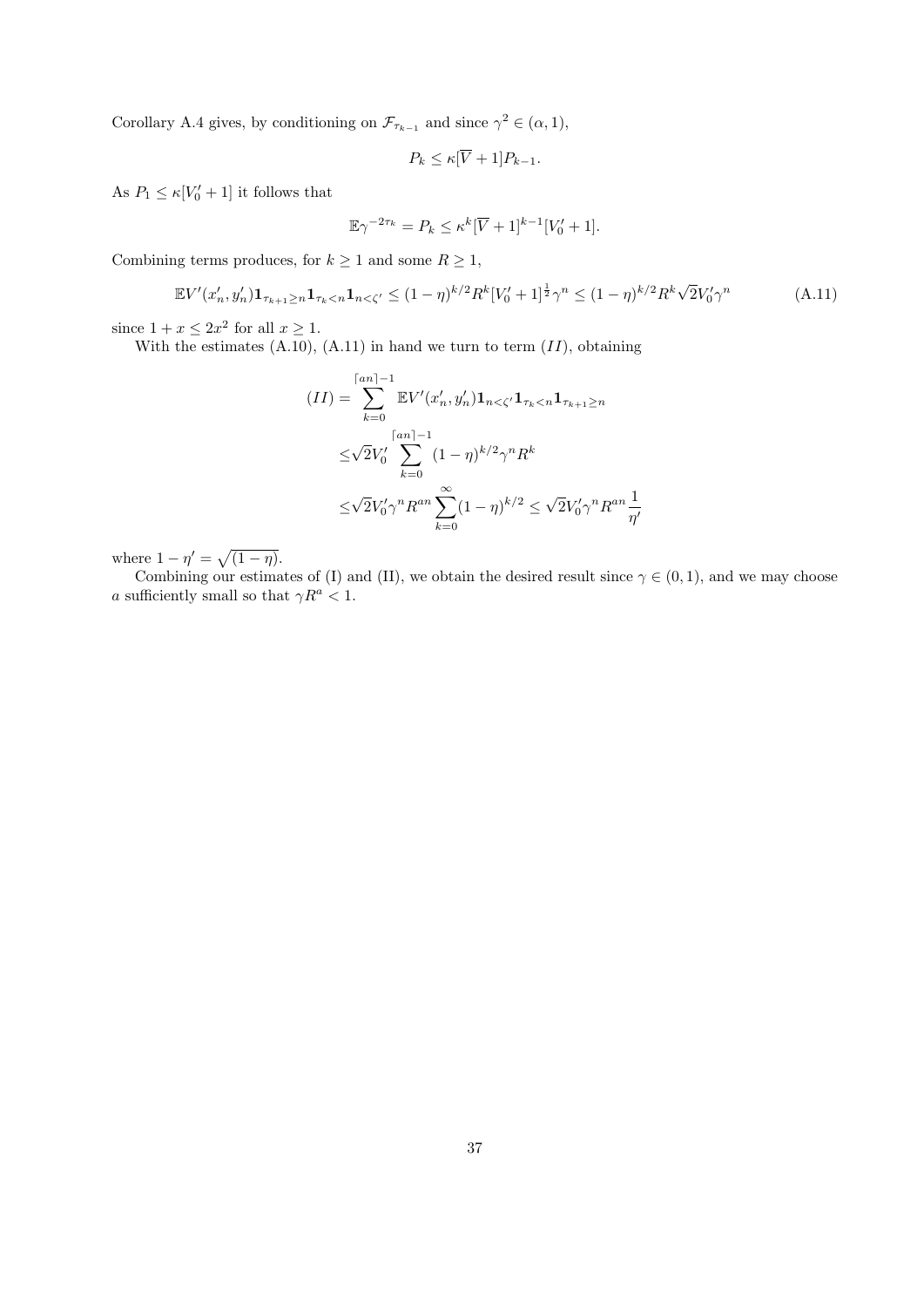Corollary A.4 gives, by conditioning on $\mathcal{F}_{\tau_{k-1}}$ and since $\gamma^2 \in (\alpha, 1)$,

$$P_k \leq \kappa[\overline{V} + 1]P_{k-1}.$$

As $P_1 \leq \kappa[V_0' + 1]$ it follows that

$$\mathbb{E}\gamma^{-2\tau_k} = P_k \leq \kappa^k[\overline{V} + 1]^{k-1}[V_0' + 1].$$

Combining terms produces, for $k \geq 1$ and some $R \geq 1$,

$$\mathbb{E}V'(x_n', y_n')\mathbf{1}_{\tau_{k+1}\geq n}\mathbf{1}_{\tau_k < n}\mathbf{1}_{n<\zeta'} \leq (1-\eta)^{k/2}R^k[V_0' + 1]^{\frac{1}{2}}\gamma^n \leq (1-\eta)^{k/2}R^k\sqrt{2}V_0'\gamma^n \tag{A.11}$$

since $1 + x \leq 2x^2$ for all $x \geq 1$.

With the estimates (A.10), (A.11) in hand we turn to term $(II)$, obtaining

$$\begin{aligned}
(II) = &\sum_{k=0}^{\lceil an\rceil - 1} \mathbb{E}V'(x_n', y_n')\mathbf{1}_{n<\zeta'}\mathbf{1}_{\tau_k<n}\mathbf{1}_{\tau_{k+1}\geq n} \\
\leq &\sqrt{2}V_0' \sum_{k=0}^{\lceil an\rceil - 1} (1-\eta)^{k/2}\gamma^n R^k \\
\leq &\sqrt{2}V_0'\gamma^n R^{an}\sum_{k=0}^{\infty}(1-\eta)^{k/2} \leq \sqrt{2}V_0'\gamma^n R^{an}\frac{1}{\eta'}
\end{aligned}$$

where $1 - \eta' = \sqrt{(1-\eta)}$.

Combining our estimates of (I) and (II), we obtain the desired result since $\gamma \in (0, 1)$, and we may choose $a$ sufficiently small so that $\gamma R^a < 1$.